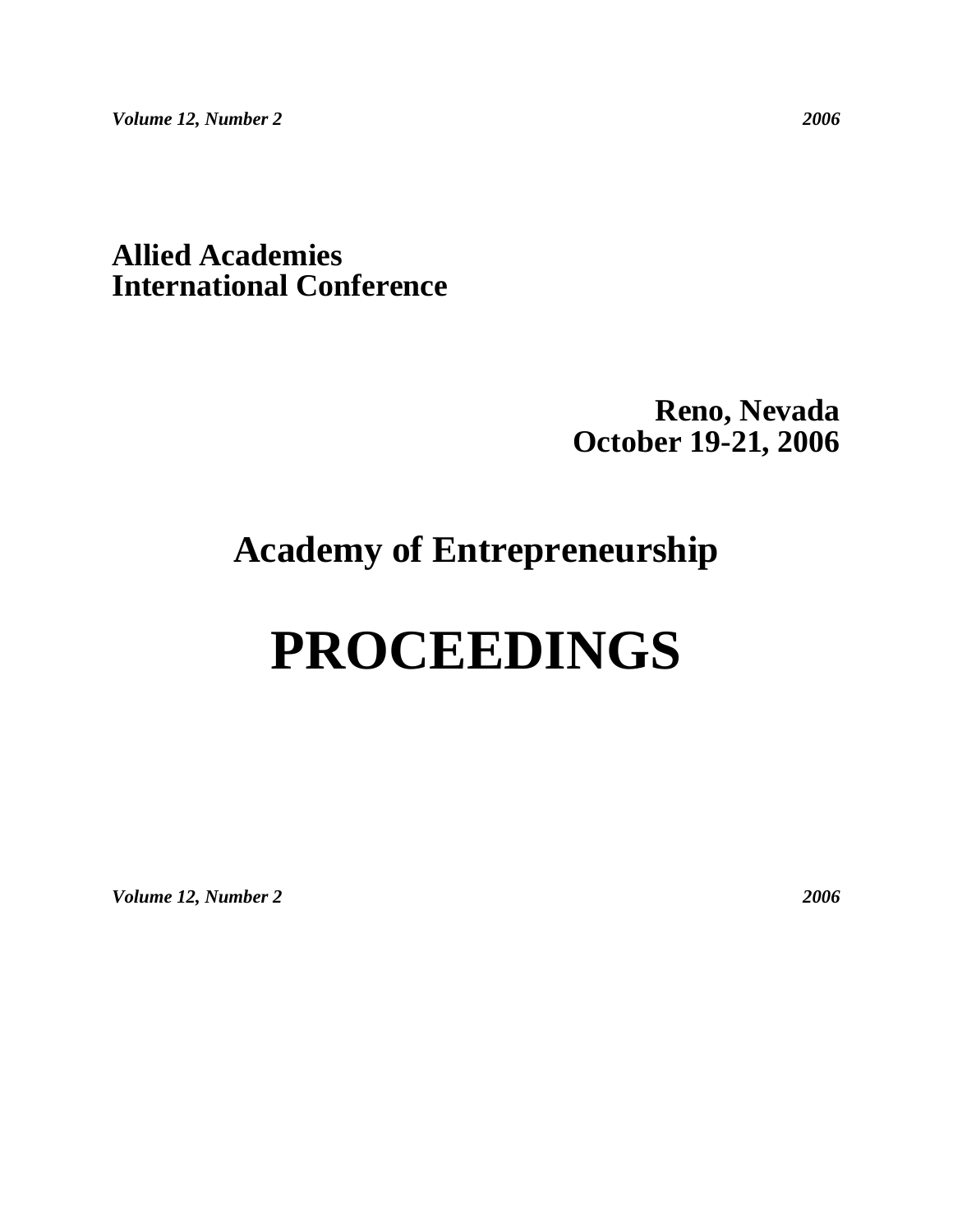**Allied Academies**
**International Conference**

**Reno, Nevada**
**October 19-21, 2006**

# Academy of Entrepreneurship

# PROCEEDINGS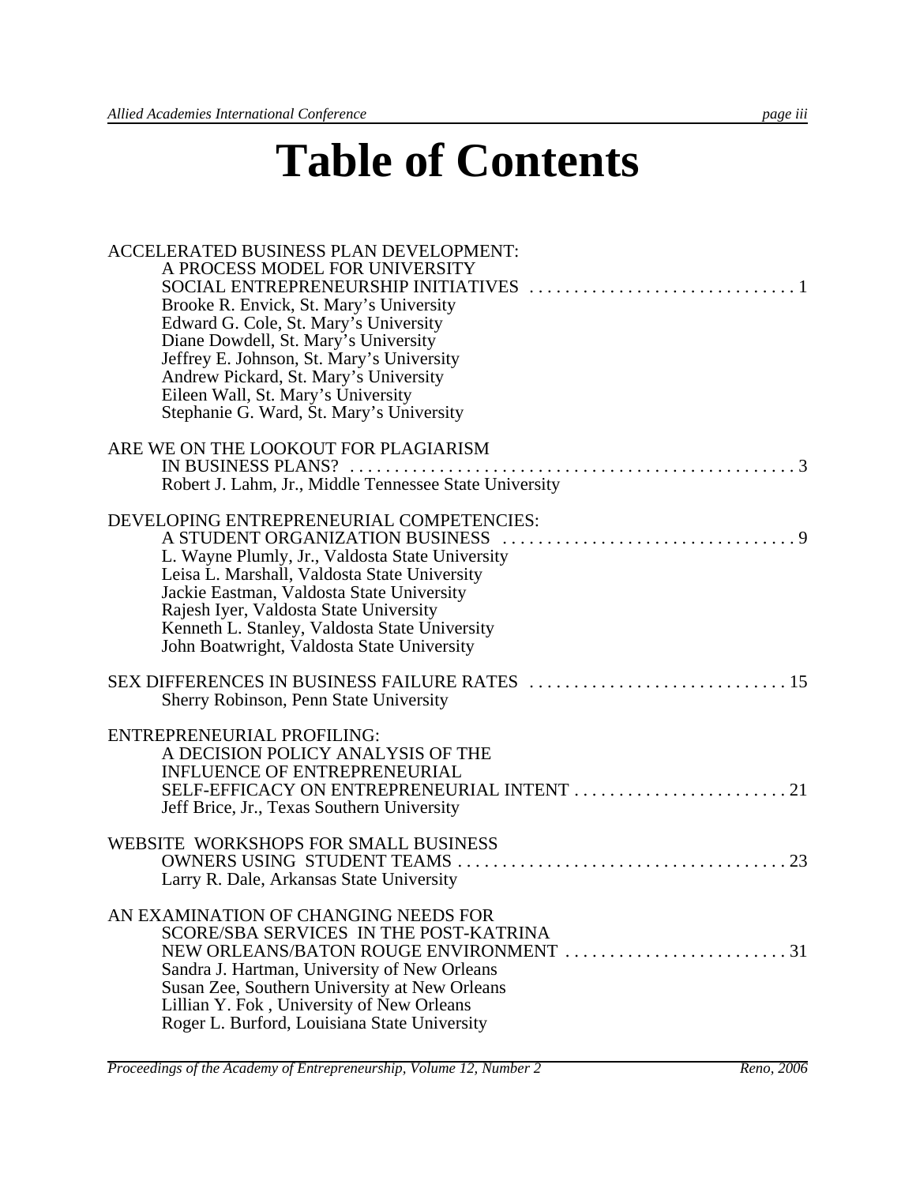# Table of Contents

ACCELERATED BUSINESS PLAN DEVELOPMENT: A PROCESS MODEL FOR UNIVERSITY SOCIAL ENTREPRENEURSHIP INITIATIVES . . . . . . . . . . . . . . . . . . . . . . . . . . . . . 1
Brooke R. Envick, St. Mary's University
Edward G. Cole, St. Mary's University
Diane Dowdell, St. Mary's University
Jeffrey E. Johnson, St. Mary's University
Andrew Pickard, St. Mary's University
Eileen Wall, St. Mary's University
Stephanie G. Ward, St. Mary's University

ARE WE ON THE LOOKOUT FOR PLAGIARISM IN BUSINESS PLANS? . . . . . . . . . . . . . . . . . . . . . . . . . . . . . . . . . . . . . . . . . . . . . . . . . . 3
Robert J. Lahm, Jr., Middle Tennessee State University

DEVELOPING ENTREPRENEURIAL COMPETENCIES: A STUDENT ORGANIZATION BUSINESS . . . . . . . . . . . . . . . . . . . . . . . . . . . . . . . . . 9
L. Wayne Plumly, Jr., Valdosta State University
Leisa L. Marshall, Valdosta State University
Jackie Eastman, Valdosta State University
Rajesh Iyer, Valdosta State University
Kenneth L. Stanley, Valdosta State University
John Boatwright, Valdosta State University

SEX DIFFERENCES IN BUSINESS FAILURE RATES . . . . . . . . . . . . . . . . . . . . . . . . . . . . . 15
Sherry Robinson, Penn State University

ENTREPRENEURIAL PROFILING: A DECISION POLICY ANALYSIS OF THE INFLUENCE OF ENTREPRENEURIAL SELF-EFFICACY ON ENTREPRENEURIAL INTENT . . . . . . . . . . . . . . . . . . . . . . . . 21
Jeff Brice, Jr., Texas Southern University

WEBSITE WORKSHOPS FOR SMALL BUSINESS OWNERS USING STUDENT TEAMS . . . . . . . . . . . . . . . . . . . . . . . . . . . . . . . . . . . . . 23
Larry R. Dale, Arkansas State University

AN EXAMINATION OF CHANGING NEEDS FOR SCORE/SBA SERVICES IN THE POST-KATRINA NEW ORLEANS/BATON ROUGE ENVIRONMENT . . . . . . . . . . . . . . . . . . . . . . . . . 31
Sandra J. Hartman, University of New Orleans
Susan Zee, Southern University at New Orleans
Lillian Y. Fok , University of New Orleans
Roger L. Burford, Louisiana State University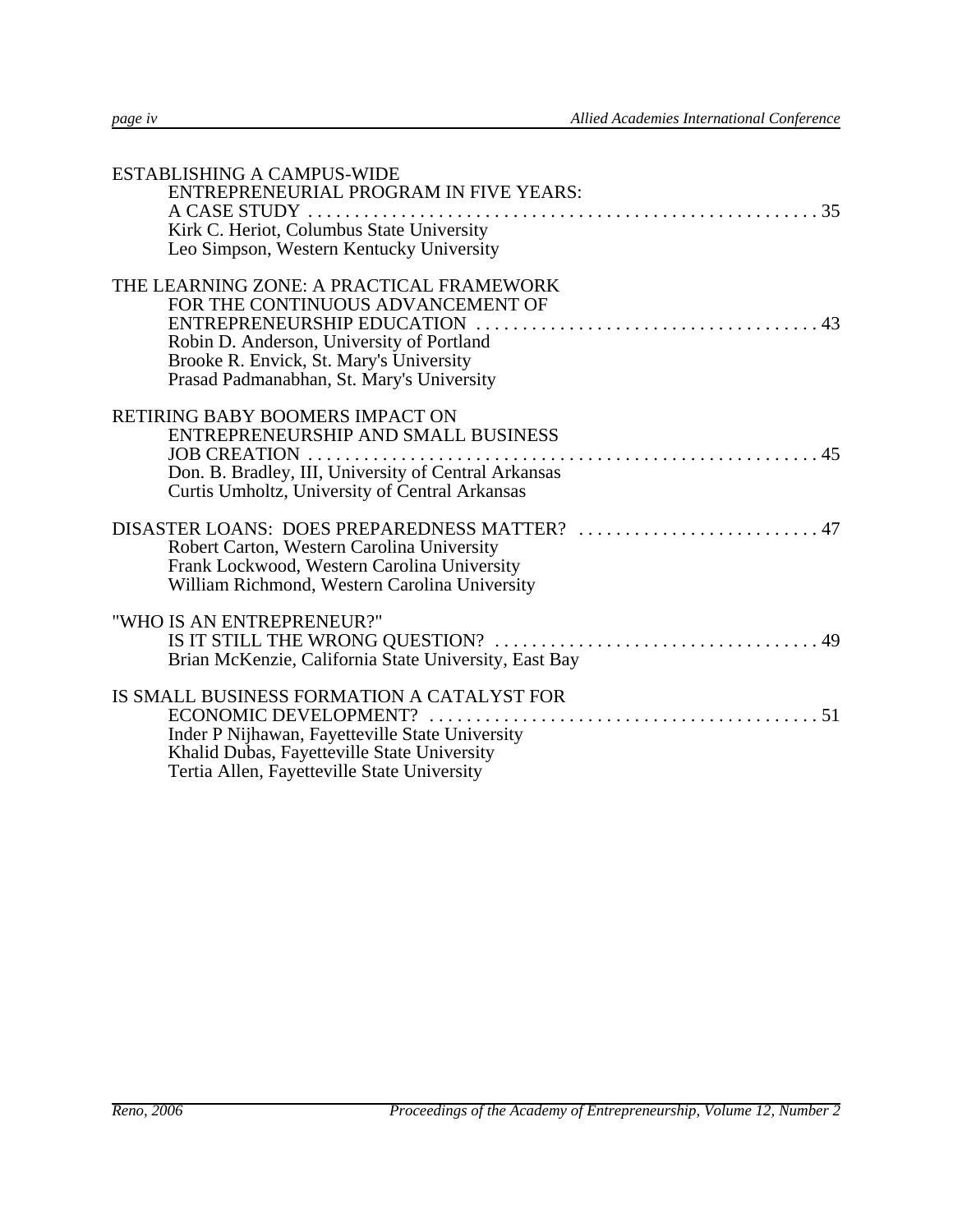ESTABLISHING A CAMPUS-WIDE ENTREPRENEURIAL PROGRAM IN FIVE YEARS: A CASE STUDY . . . . . . . . . . . . . . . . . . . . . . . . . . . . . . . . . . . . . . . . . . . . . . . . . . . . . . 35
Kirk C. Heriot, Columbus State University
Leo Simpson, Western Kentucky University

THE LEARNING ZONE: A PRACTICAL FRAMEWORK FOR THE CONTINUOUS ADVANCEMENT OF ENTREPRENEURSHIP EDUCATION . . . . . . . . . . . . . . . . . . . . . . . . . . . . . . . . . . . . 43
Robin D. Anderson, University of Portland
Brooke R. Envick, St. Mary's University
Prasad Padmanabhan, St. Mary's University

RETIRING BABY BOOMERS IMPACT ON ENTREPRENEURSHIP AND SMALL BUSINESS JOB CREATION . . . . . . . . . . . . . . . . . . . . . . . . . . . . . . . . . . . . . . . . . . . . . . . . . . . . . . 45
Don. B. Bradley, III, University of Central Arkansas
Curtis Umholtz, University of Central Arkansas

DISASTER LOANS: DOES PREPAREDNESS MATTER? . . . . . . . . . . . . . . . . . . . . . . . . . . 47
Robert Carton, Western Carolina University
Frank Lockwood, Western Carolina University
William Richmond, Western Carolina University

"WHO IS AN ENTREPRENEUR?" IS IT STILL THE WRONG QUESTION? . . . . . . . . . . . . . . . . . . . . . . . . . . . . . . . . . . . 49
Brian McKenzie, California State University, East Bay

IS SMALL BUSINESS FORMATION A CATALYST FOR ECONOMIC DEVELOPMENT? . . . . . . . . . . . . . . . . . . . . . . . . . . . . . . . . . . . . . . . . . . 51
Inder P Nijhawan, Fayetteville State University
Khalid Dubas, Fayetteville State University
Tertia Allen, Fayetteville State University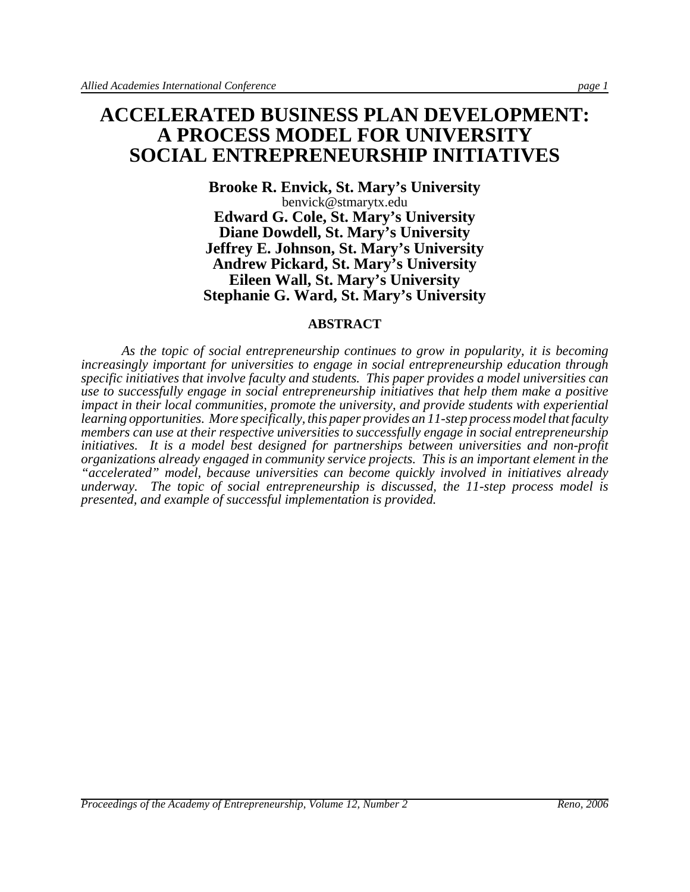# ACCELERATED BUSINESS PLAN DEVELOPMENT: A PROCESS MODEL FOR UNIVERSITY SOCIAL ENTREPRENEURSHIP INITIATIVES

**Brooke R. Envick, St. Mary's University**
benvick@stmarytx.edu
**Edward G. Cole, St. Mary's University**
**Diane Dowdell, St. Mary's University**
**Jeffrey E. Johnson, St. Mary's University**
**Andrew Pickard, St. Mary's University**
**Eileen Wall, St. Mary's University**
**Stephanie G. Ward, St. Mary's University**

## ABSTRACT

*As the topic of social entrepreneurship continues to grow in popularity, it is becoming increasingly important for universities to engage in social entrepreneurship education through specific initiatives that involve faculty and students. This paper provides a model universities can use to successfully engage in social entrepreneurship initiatives that help them make a positive impact in their local communities, promote the university, and provide students with experiential learning opportunities. More specifically, this paper provides an 11-step process model that faculty members can use at their respective universities to successfully engage in social entrepreneurship initiatives. It is a model best designed for partnerships between universities and non-profit organizations already engaged in community service projects. This is an important element in the "accelerated" model, because universities can become quickly involved in initiatives already underway. The topic of social entrepreneurship is discussed, the 11-step process model is presented, and example of successful implementation is provided.*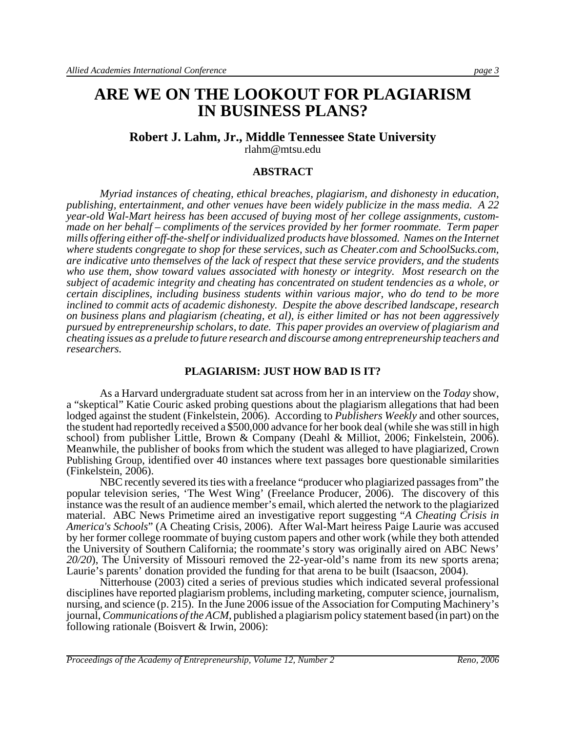# ARE WE ON THE LOOKOUT FOR PLAGIARISM IN BUSINESS PLANS?

**Robert J. Lahm, Jr., Middle Tennessee State University**
rlahm@mtsu.edu

## ABSTRACT

*Myriad instances of cheating, ethical breaches, plagiarism, and dishonesty in education, publishing, entertainment, and other venues have been widely publicize in the mass media. A 22 year-old Wal-Mart heiress has been accused of buying most of her college assignments, custom-made on her behalf – compliments of the services provided by her former roommate. Term paper mills offering either off-the-shelf or individualized products have blossomed. Names on the Internet where students congregate to shop for these services, such as Cheater.com and SchoolSucks.com, are indicative unto themselves of the lack of respect that these service providers, and the students who use them, show toward values associated with honesty or integrity. Most research on the subject of academic integrity and cheating has concentrated on student tendencies as a whole, or certain disciplines, including business students within various major, who do tend to be more inclined to commit acts of academic dishonesty. Despite the above described landscape, research on business plans and plagiarism (cheating, et al), is either limited or has not been aggressively pursued by entrepreneurship scholars, to date. This paper provides an overview of plagiarism and cheating issues as a prelude to future research and discourse among entrepreneurship teachers and researchers.*

## PLAGIARISM: JUST HOW BAD IS IT?

As a Harvard undergraduate student sat across from her in an interview on the *Today* show, a "skeptical" Katie Couric asked probing questions about the plagiarism allegations that had been lodged against the student (Finkelstein, 2006). According to *Publishers Weekly* and other sources, the student had reportedly received a $500,000 advance for her book deal (while she was still in high school) from publisher Little, Brown & Company (Deahl & Milliot, 2006; Finkelstein, 2006). Meanwhile, the publisher of books from which the student was alleged to have plagiarized, Crown Publishing Group, identified over 40 instances where text passages bore questionable similarities (Finkelstein, 2006).

NBC recently severed its ties with a freelance "producer who plagiarized passages from" the popular television series, 'The West Wing' (Freelance Producer, 2006). The discovery of this instance was the result of an audience member's email, which alerted the network to the plagiarized material. ABC News Primetime aired an investigative report suggesting "*A Cheating Crisis in America's Schools*" (A Cheating Crisis, 2006). After Wal-Mart heiress Paige Laurie was accused by her former college roommate of buying custom papers and other work (while they both attended the University of Southern California; the roommate's story was originally aired on ABC News' *20/20*), The University of Missouri removed the 22-year-old's name from its new sports arena; Laurie's parents' donation provided the funding for that arena to be built (Isaacson, 2004).

Nitterhouse (2003) cited a series of previous studies which indicated several professional disciplines have reported plagiarism problems, including marketing, computer science, journalism, nursing, and science (p. 215). In the June 2006 issue of the Association for Computing Machinery's journal, *Communications of the ACM*, published a plagiarism policy statement based (in part) on the following rationale (Boisvert & Irwin, 2006):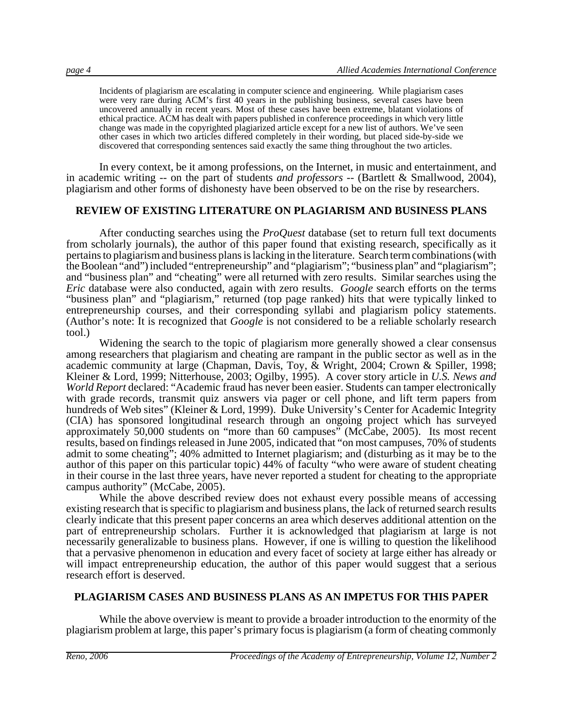> Incidents of plagiarism are escalating in computer science and engineering. While plagiarism cases were very rare during ACM's first 40 years in the publishing business, several cases have been uncovered annually in recent years. Most of these cases have been extreme, blatant violations of ethical practice. ACM has dealt with papers published in conference proceedings in which very little change was made in the copyrighted plagiarized article except for a new list of authors. We've seen other cases in which two articles differed completely in their wording, but placed side-by-side we discovered that corresponding sentences said exactly the same thing throughout the two articles.

In every context, be it among professions, on the Internet, in music and entertainment, and in academic writing -- on the part of students *and professors* -- (Bartlett & Smallwood, 2004), plagiarism and other forms of dishonesty have been observed to be on the rise by researchers.

## REVIEW OF EXISTING LITERATURE ON PLAGIARISM AND BUSINESS PLANS

After conducting searches using the *ProQuest* database (set to return full text documents from scholarly journals), the author of this paper found that existing research, specifically as it pertains to plagiarism and business plans is lacking in the literature. Search term combinations (with the Boolean "and") included "entrepreneurship" and "plagiarism"; "business plan" and "plagiarism"; and "business plan" and "cheating" were all returned with zero results. Similar searches using the *Eric* database were also conducted, again with zero results. *Google* search efforts on the terms "business plan" and "plagiarism," returned (top page ranked) hits that were typically linked to entrepreneurship courses, and their corresponding syllabi and plagiarism policy statements. (Author's note: It is recognized that *Google* is not considered to be a reliable scholarly research tool.)

Widening the search to the topic of plagiarism more generally showed a clear consensus among researchers that plagiarism and cheating are rampant in the public sector as well as in the academic community at large (Chapman, Davis, Toy, & Wright, 2004; Crown & Spiller, 1998; Kleiner & Lord, 1999; Nitterhouse, 2003; Ogilby, 1995). A cover story article in *U.S. News and World Report* declared: "Academic fraud has never been easier. Students can tamper electronically with grade records, transmit quiz answers via pager or cell phone, and lift term papers from hundreds of Web sites" (Kleiner & Lord, 1999). Duke University's Center for Academic Integrity (CIA) has sponsored longitudinal research through an ongoing project which has surveyed approximately 50,000 students on "more than 60 campuses" (McCabe, 2005). Its most recent results, based on findings released in June 2005, indicated that "on most campuses, 70% of students admit to some cheating"; 40% admitted to Internet plagiarism; and (disturbing as it may be to the author of this paper on this particular topic) 44% of faculty "who were aware of student cheating in their course in the last three years, have never reported a student for cheating to the appropriate campus authority" (McCabe, 2005).

While the above described review does not exhaust every possible means of accessing existing research that is specific to plagiarism and business plans, the lack of returned search results clearly indicate that this present paper concerns an area which deserves additional attention on the part of entrepreneurship scholars. Further it is acknowledged that plagiarism at large is not necessarily generalizable to business plans. However, if one is willing to question the likelihood that a pervasive phenomenon in education and every facet of society at large either has already or will impact entrepreneurship education, the author of this paper would suggest that a serious research effort is deserved.

## PLAGIARISM CASES AND BUSINESS PLANS AS AN IMPETUS FOR THIS PAPER

While the above overview is meant to provide a broader introduction to the enormity of the plagiarism problem at large, this paper's primary focus is plagiarism (a form of cheating commonly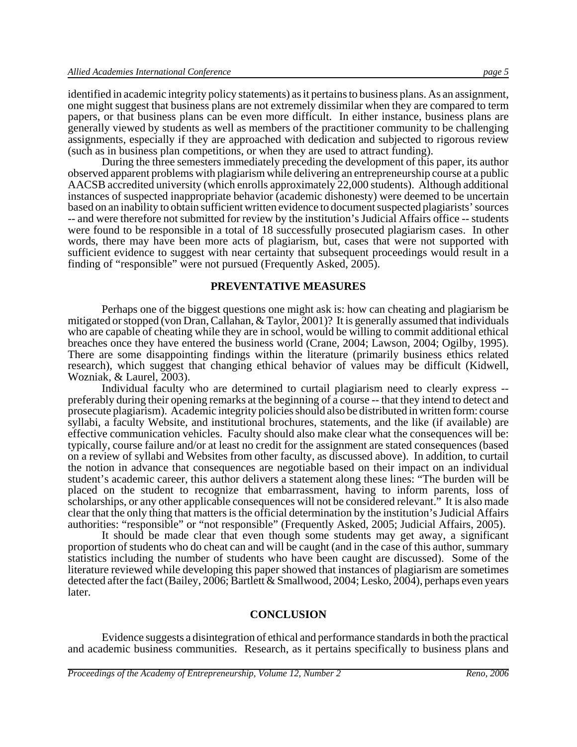identified in academic integrity policy statements) as it pertains to business plans. As an assignment, one might suggest that business plans are not extremely dissimilar when they are compared to term papers, or that business plans can be even more difficult. In either instance, business plans are generally viewed by students as well as members of the practitioner community to be challenging assignments, especially if they are approached with dedication and subjected to rigorous review (such as in business plan competitions, or when they are used to attract funding).

During the three semesters immediately preceding the development of this paper, its author observed apparent problems with plagiarism while delivering an entrepreneurship course at a public AACSB accredited university (which enrolls approximately 22,000 students). Although additional instances of suspected inappropriate behavior (academic dishonesty) were deemed to be uncertain based on an inability to obtain sufficient written evidence to document suspected plagiarists' sources -- and were therefore not submitted for review by the institution's Judicial Affairs office -- students were found to be responsible in a total of 18 successfully prosecuted plagiarism cases. In other words, there may have been more acts of plagiarism, but, cases that were not supported with sufficient evidence to suggest with near certainty that subsequent proceedings would result in a finding of "responsible" were not pursued (Frequently Asked, 2005).

## PREVENTATIVE MEASURES

Perhaps one of the biggest questions one might ask is: how can cheating and plagiarism be mitigated or stopped (von Dran, Callahan, & Taylor, 2001)? It is generally assumed that individuals who are capable of cheating while they are in school, would be willing to commit additional ethical breaches once they have entered the business world (Crane, 2004; Lawson, 2004; Ogilby, 1995). There are some disappointing findings within the literature (primarily business ethics related research), which suggest that changing ethical behavior of values may be difficult (Kidwell, Wozniak, & Laurel, 2003).

Individual faculty who are determined to curtail plagiarism need to clearly express -- preferably during their opening remarks at the beginning of a course -- that they intend to detect and prosecute plagiarism). Academic integrity policies should also be distributed in written form: course syllabi, a faculty Website, and institutional brochures, statements, and the like (if available) are effective communication vehicles. Faculty should also make clear what the consequences will be: typically, course failure and/or at least no credit for the assignment are stated consequences (based on a review of syllabi and Websites from other faculty, as discussed above). In addition, to curtail the notion in advance that consequences are negotiable based on their impact on an individual student's academic career, this author delivers a statement along these lines: "The burden will be placed on the student to recognize that embarrassment, having to inform parents, loss of scholarships, or any other applicable consequences will not be considered relevant." It is also made clear that the only thing that matters is the official determination by the institution's Judicial Affairs authorities: "responsible" or "not responsible" (Frequently Asked, 2005; Judicial Affairs, 2005).

It should be made clear that even though some students may get away, a significant proportion of students who do cheat can and will be caught (and in the case of this author, summary statistics including the number of students who have been caught are discussed). Some of the literature reviewed while developing this paper showed that instances of plagiarism are sometimes detected after the fact (Bailey, 2006; Bartlett & Smallwood, 2004; Lesko, 2004), perhaps even years later.

## CONCLUSION

Evidence suggests a disintegration of ethical and performance standards in both the practical and academic business communities. Research, as it pertains specifically to business plans and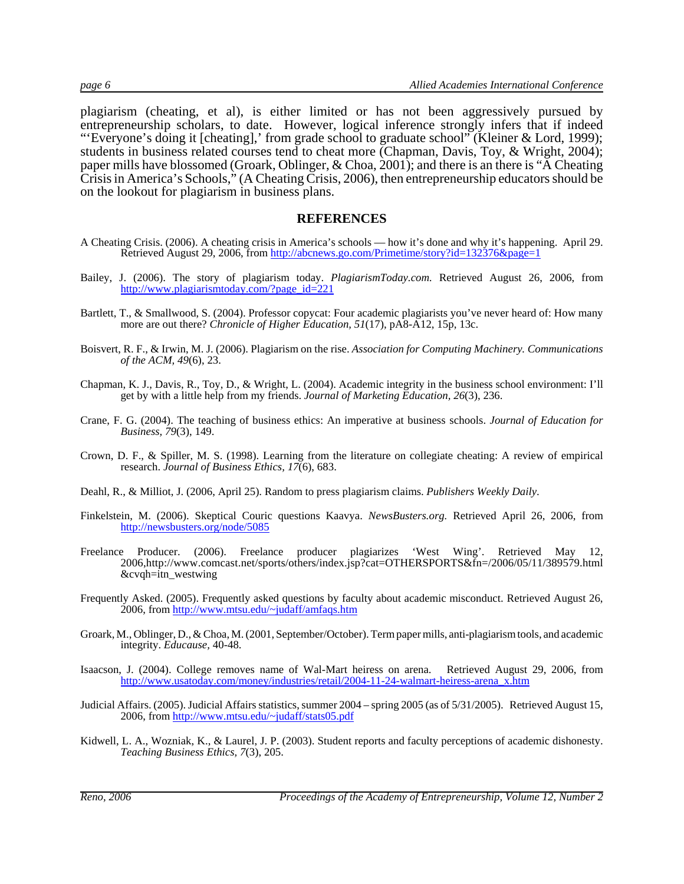plagiarism (cheating, et al), is either limited or has not been aggressively pursued by entrepreneurship scholars, to date. However, logical inference strongly infers that if indeed "'Everyone's doing it [cheating],' from grade school to graduate school" (Kleiner & Lord, 1999); students in business related courses tend to cheat more (Chapman, Davis, Toy, & Wright, 2004); paper mills have blossomed (Groark, Oblinger, & Choa, 2001); and there is an there is "A Cheating Crisis in America's Schools," (A Cheating Crisis, 2006), then entrepreneurship educators should be on the lookout for plagiarism in business plans.

## REFERENCES

A Cheating Crisis. (2006). A cheating crisis in America's schools — how it's done and why it's happening. April 29. Retrieved August 29, 2006, from http://abcnews.go.com/Primetime/story?id=132376&page=1

Bailey, J. (2006). The story of plagiarism today. *PlagiarismToday.com.* Retrieved August 26, 2006, from http://www.plagiarismtoday.com/?page_id=221

Bartlett, T., & Smallwood, S. (2004). Professor copycat: Four academic plagiarists you've never heard of: How many more are out there? *Chronicle of Higher Education, 51*(17), pA8-A12, 15p, 13c.

Boisvert, R. F., & Irwin, M. J. (2006). Plagiarism on the rise. *Association for Computing Machinery. Communications of the ACM, 49*(6), 23.

Chapman, K. J., Davis, R., Toy, D., & Wright, L. (2004). Academic integrity in the business school environment: I'll get by with a little help from my friends. *Journal of Marketing Education, 26*(3), 236.

Crane, F. G. (2004). The teaching of business ethics: An imperative at business schools. *Journal of Education for Business, 79*(3), 149.

Crown, D. F., & Spiller, M. S. (1998). Learning from the literature on collegiate cheating: A review of empirical research. *Journal of Business Ethics, 17*(6), 683.

Deahl, R., & Milliot, J. (2006, April 25). Random to press plagiarism claims. *Publishers Weekly Daily*.

Finkelstein, M. (2006). Skeptical Couric questions Kaavya. *NewsBusters.org.* Retrieved April 26, 2006, from http://newsbusters.org/node/5085

Freelance Producer. (2006). Freelance producer plagiarizes 'West Wing'. Retrieved May 12, 2006,http://www.comcast.net/sports/others/index.jsp?cat=OTHERSPORTS&fn=/2006/05/11/389579.html &cvqh=itn_westwing

Frequently Asked. (2005). Frequently asked questions by faculty about academic misconduct. Retrieved August 26, 2006, from http://www.mtsu.edu/~judaff/amfaqs.htm

Groark, M., Oblinger, D., & Choa, M. (2001, September/October). Term paper mills, anti-plagiarism tools, and academic integrity. *Educause*, 40-48.

Isaacson, J. (2004). College removes name of Wal-Mart heiress on arena. Retrieved August 29, 2006, from http://www.usatoday.com/money/industries/retail/2004-11-24-walmart-heiress-arena_x.htm

Judicial Affairs. (2005). Judicial Affairs statistics, summer 2004 – spring 2005 (as of 5/31/2005). Retrieved August 15, 2006, from http://www.mtsu.edu/~judaff/stats05.pdf

Kidwell, L. A., Wozniak, K., & Laurel, J. P. (2003). Student reports and faculty perceptions of academic dishonesty. *Teaching Business Ethics, 7*(3), 205.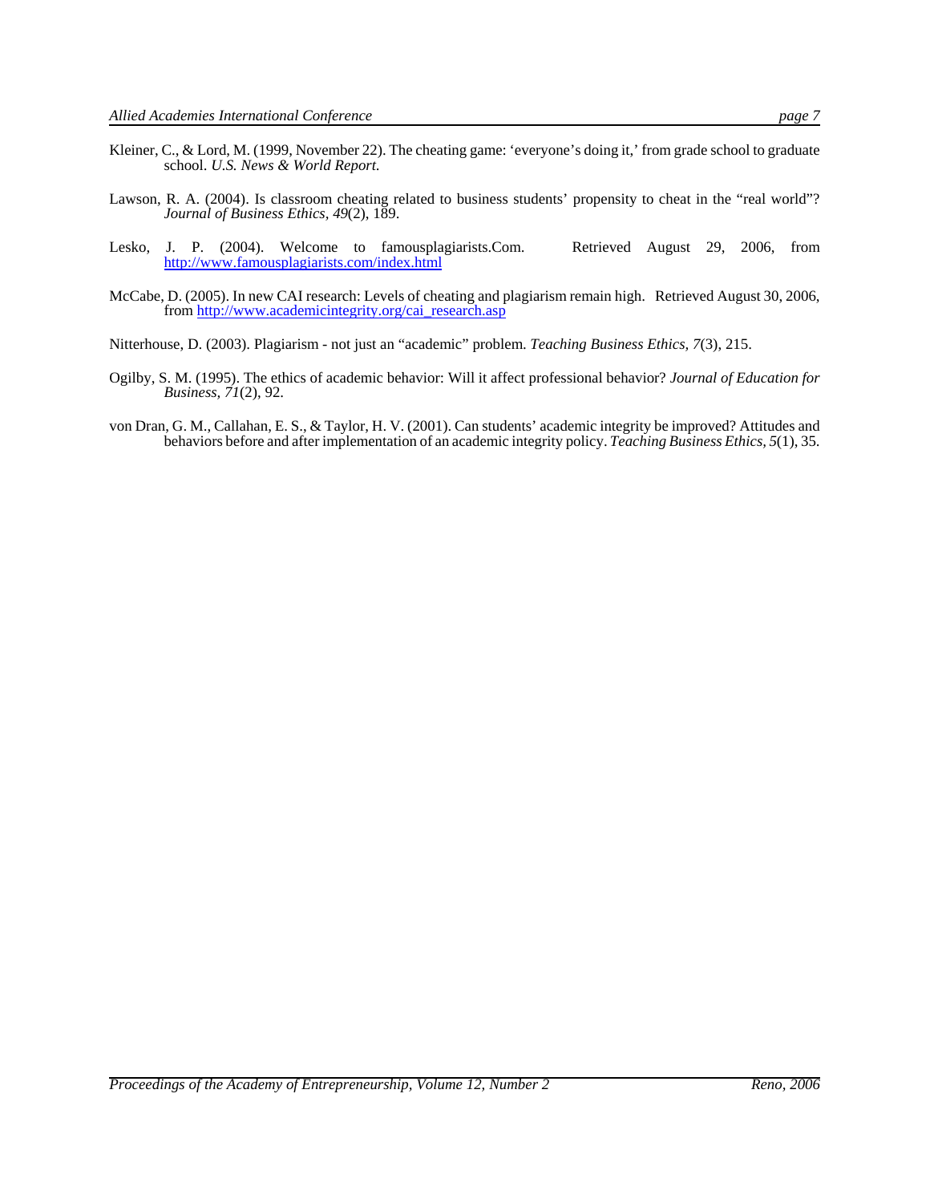Kleiner, C., & Lord, M. (1999, November 22). The cheating game: 'everyone's doing it,' from grade school to graduate school. *U.S. News & World Report.*

Lawson, R. A. (2004). Is classroom cheating related to business students' propensity to cheat in the "real world"? *Journal of Business Ethics, 49*(2), 189.

Lesko, J. P. (2004). Welcome to famousplagiarists.Com. Retrieved August 29, 2006, from http://www.famousplagiarists.com/index.html

McCabe, D. (2005). In new CAI research: Levels of cheating and plagiarism remain high. Retrieved August 30, 2006, from http://www.academicintegrity.org/cai_research.asp

Nitterhouse, D. (2003). Plagiarism - not just an "academic" problem. *Teaching Business Ethics, 7*(3), 215.

Ogilby, S. M. (1995). The ethics of academic behavior: Will it affect professional behavior? *Journal of Education for Business, 71*(2), 92.

von Dran, G. M., Callahan, E. S., & Taylor, H. V. (2001). Can students' academic integrity be improved? Attitudes and behaviors before and after implementation of an academic integrity policy. *Teaching Business Ethics, 5*(1), 35.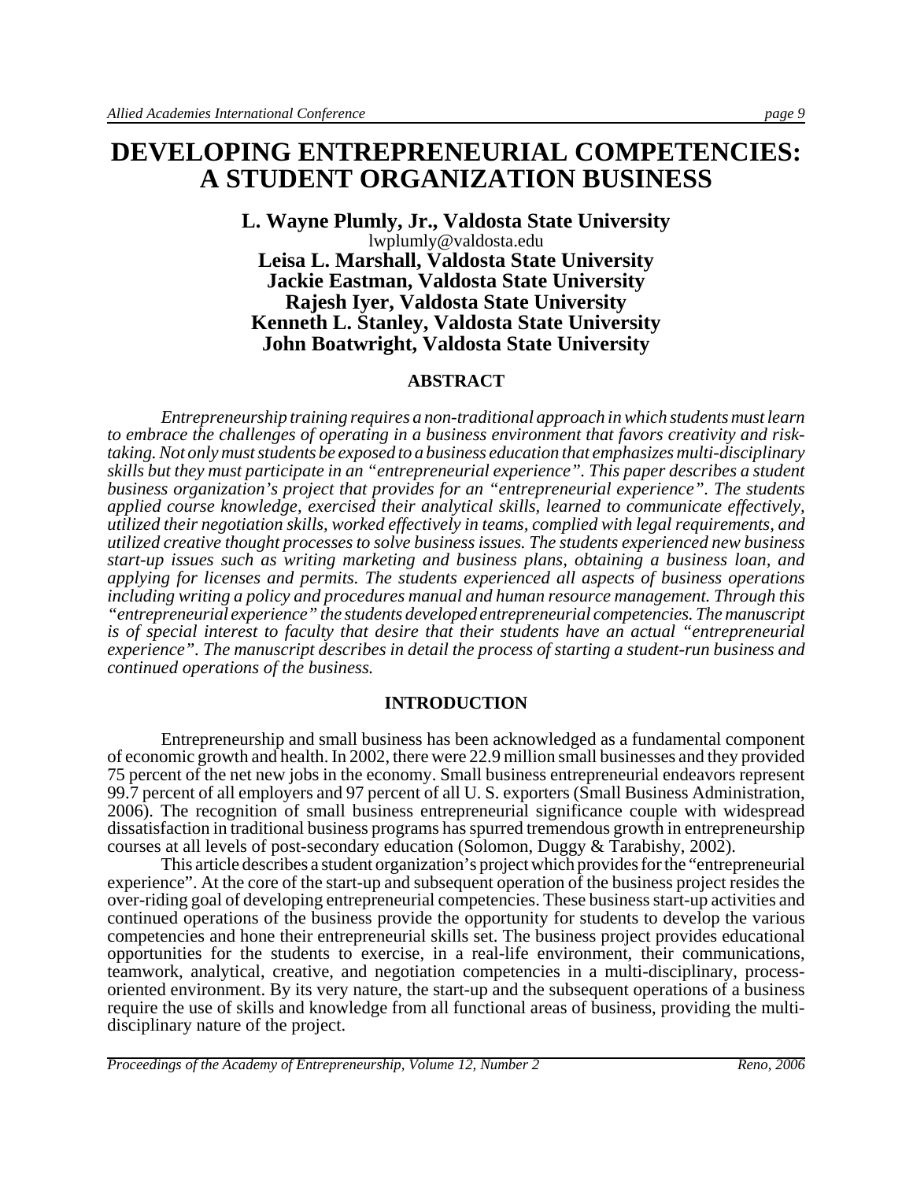# DEVELOPING ENTREPRENEURIAL COMPETENCIES: A STUDENT ORGANIZATION BUSINESS

**L. Wayne Plumly, Jr., Valdosta State University**
lwplumly@valdosta.edu
**Leisa L. Marshall, Valdosta State University**
**Jackie Eastman, Valdosta State University**
**Rajesh Iyer, Valdosta State University**
**Kenneth L. Stanley, Valdosta State University**
**John Boatwright, Valdosta State University**

## ABSTRACT

*Entrepreneurship training requires a non-traditional approach in which students must learn to embrace the challenges of operating in a business environment that favors creativity and risk-taking. Not only must students be exposed to a business education that emphasizes multi-disciplinary skills but they must participate in an "entrepreneurial experience". This paper describes a student business organization's project that provides for an "entrepreneurial experience". The students applied course knowledge, exercised their analytical skills, learned to communicate effectively, utilized their negotiation skills, worked effectively in teams, complied with legal requirements, and utilized creative thought processes to solve business issues. The students experienced new business start-up issues such as writing marketing and business plans, obtaining a business loan, and applying for licenses and permits. The students experienced all aspects of business operations including writing a policy and procedures manual and human resource management. Through this "entrepreneurial experience" the students developed entrepreneurial competencies. The manuscript is of special interest to faculty that desire that their students have an actual "entrepreneurial experience". The manuscript describes in detail the process of starting a student-run business and continued operations of the business.*

## INTRODUCTION

Entrepreneurship and small business has been acknowledged as a fundamental component of economic growth and health. In 2002, there were 22.9 million small businesses and they provided 75 percent of the net new jobs in the economy. Small business entrepreneurial endeavors represent 99.7 percent of all employers and 97 percent of all U. S. exporters (Small Business Administration, 2006). The recognition of small business entrepreneurial significance couple with widespread dissatisfaction in traditional business programs has spurred tremendous growth in entrepreneurship courses at all levels of post-secondary education (Solomon, Duggy & Tarabishy, 2002).

This article describes a student organization's project which provides for the "entrepreneurial experience". At the core of the start-up and subsequent operation of the business project resides the over-riding goal of developing entrepreneurial competencies. These business start-up activities and continued operations of the business provide the opportunity for students to develop the various competencies and hone their entrepreneurial skills set. The business project provides educational opportunities for the students to exercise, in a real-life environment, their communications, teamwork, analytical, creative, and negotiation competencies in a multi-disciplinary, process-oriented environment. By its very nature, the start-up and the subsequent operations of a business require the use of skills and knowledge from all functional areas of business, providing the multi-disciplinary nature of the project.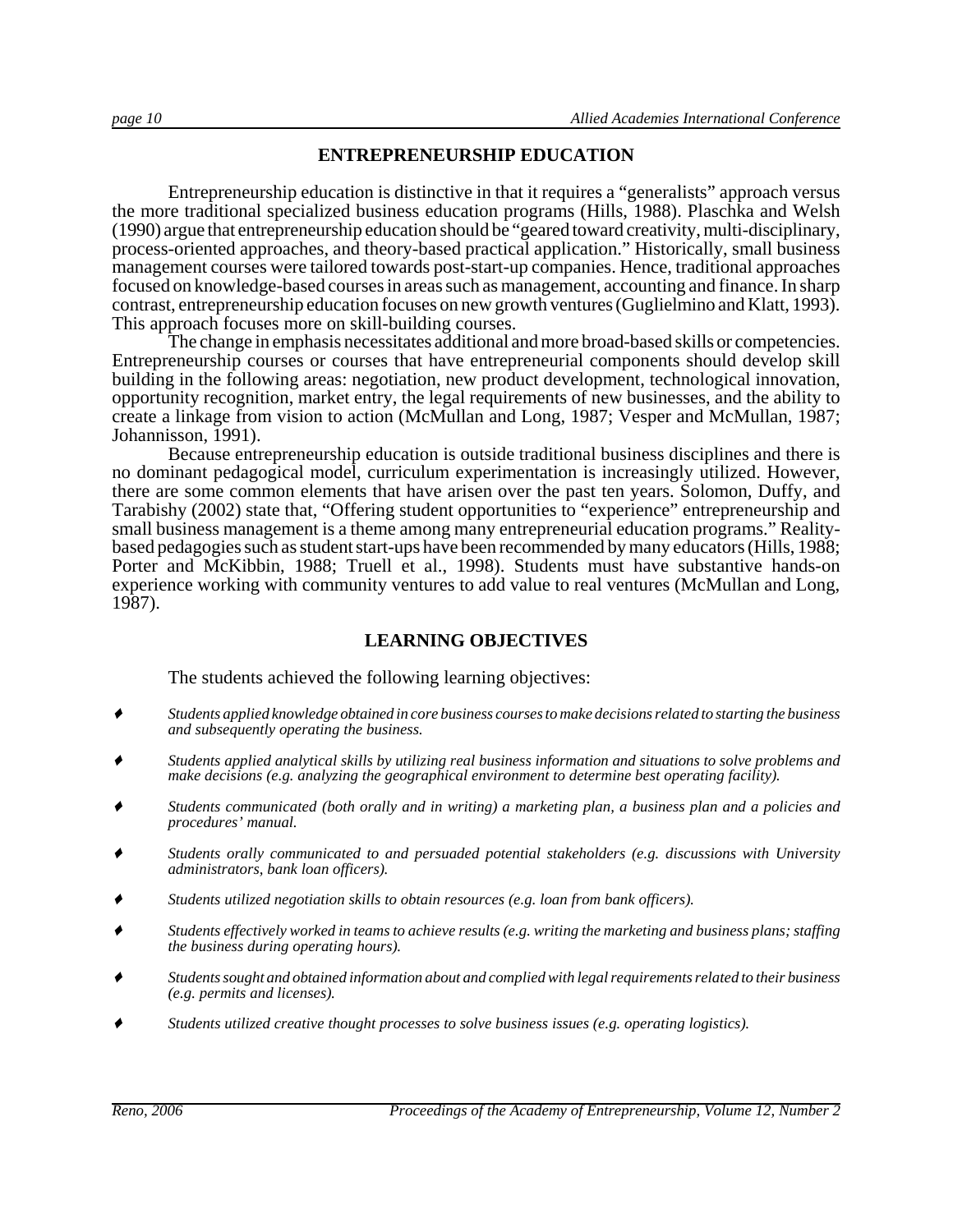## ENTREPRENEURSHIP EDUCATION

Entrepreneurship education is distinctive in that it requires a "generalists" approach versus the more traditional specialized business education programs (Hills, 1988). Plaschka and Welsh (1990) argue that entrepreneurship education should be "geared toward creativity, multi-disciplinary, process-oriented approaches, and theory-based practical application." Historically, small business management courses were tailored towards post-start-up companies. Hence, traditional approaches focused on knowledge-based courses in areas such as management, accounting and finance. In sharp contrast, entrepreneurship education focuses on new growth ventures (Guglielmino and Klatt, 1993). This approach focuses more on skill-building courses.

The change in emphasis necessitates additional and more broad-based skills or competencies. Entrepreneurship courses or courses that have entrepreneurial components should develop skill building in the following areas: negotiation, new product development, technological innovation, opportunity recognition, market entry, the legal requirements of new businesses, and the ability to create a linkage from vision to action (McMullan and Long, 1987; Vesper and McMullan, 1987; Johannisson, 1991).

Because entrepreneurship education is outside traditional business disciplines and there is no dominant pedagogical model, curriculum experimentation is increasingly utilized. However, there are some common elements that have arisen over the past ten years. Solomon, Duffy, and Tarabishy (2002) state that, "Offering student opportunities to "experience" entrepreneurship and small business management is a theme among many entrepreneurial education programs." Reality-based pedagogies such as student start-ups have been recommended by many educators (Hills, 1988; Porter and McKibbin, 1988; Truell et al., 1998). Students must have substantive hands-on experience working with community ventures to add value to real ventures (McMullan and Long, 1987).

## LEARNING OBJECTIVES

The students achieved the following learning objectives:

- *Students applied knowledge obtained in core business courses to make decisions related to starting the business and subsequently operating the business.*
- *Students applied analytical skills by utilizing real business information and situations to solve problems and make decisions (e.g. analyzing the geographical environment to determine best operating facility).*
- *Students communicated (both orally and in writing) a marketing plan, a business plan and a policies and procedures' manual.*
- *Students orally communicated to and persuaded potential stakeholders (e.g. discussions with University administrators, bank loan officers).*
- *Students utilized negotiation skills to obtain resources (e.g. loan from bank officers).*
- *Students effectively worked in teams to achieve results (e.g. writing the marketing and business plans; staffing the business during operating hours).*
- *Students sought and obtained information about and complied with legal requirements related to their business (e.g. permits and licenses).*
- *Students utilized creative thought processes to solve business issues (e.g. operating logistics).*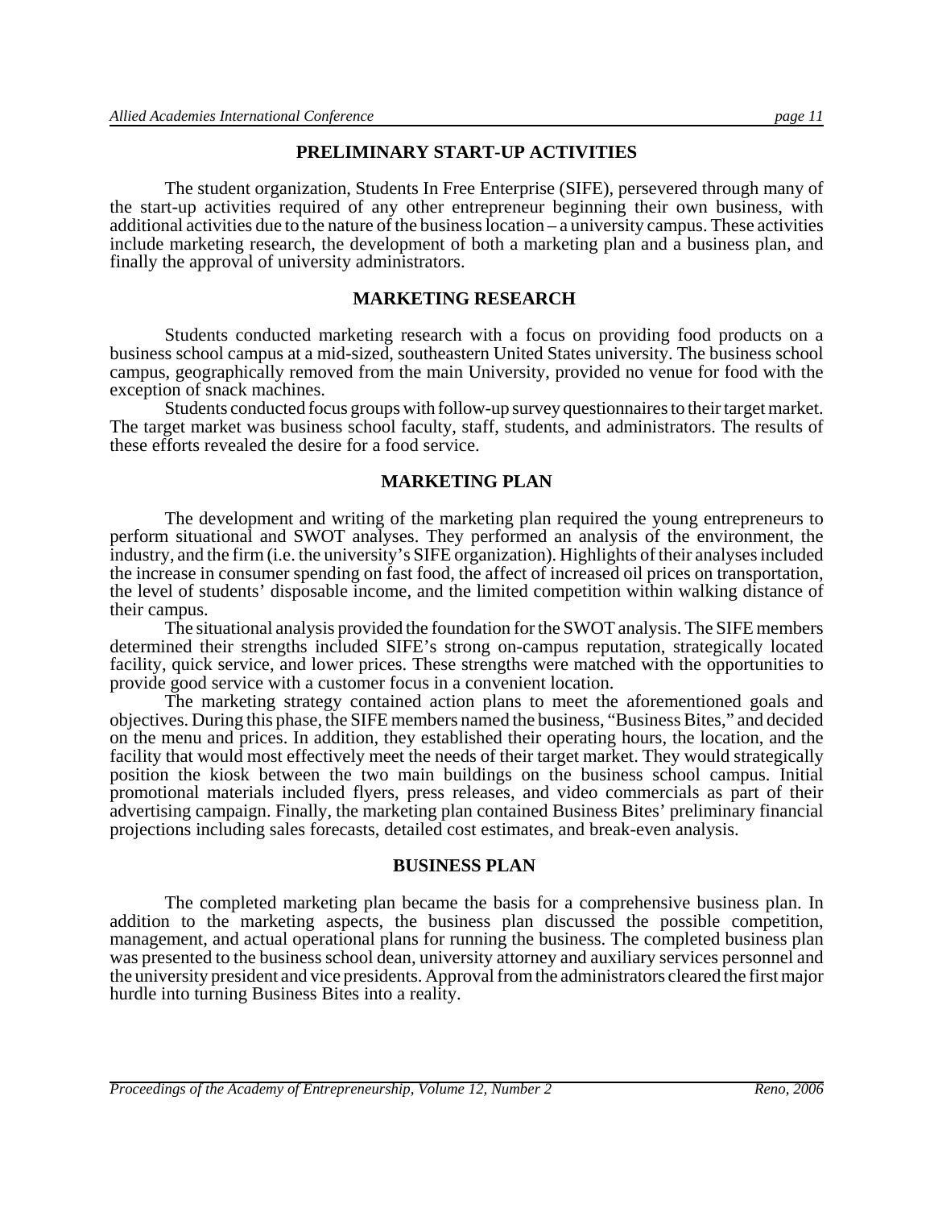## PRELIMINARY START-UP ACTIVITIES

The student organization, Students In Free Enterprise (SIFE), persevered through many of the start-up activities required of any other entrepreneur beginning their own business, with additional activities due to the nature of the business location – a university campus. These activities include marketing research, the development of both a marketing plan and a business plan, and finally the approval of university administrators.

## MARKETING RESEARCH

Students conducted marketing research with a focus on providing food products on a business school campus at a mid-sized, southeastern United States university. The business school campus, geographically removed from the main University, provided no venue for food with the exception of snack machines.

Students conducted focus groups with follow-up survey questionnaires to their target market. The target market was business school faculty, staff, students, and administrators. The results of these efforts revealed the desire for a food service.

## MARKETING PLAN

The development and writing of the marketing plan required the young entrepreneurs to perform situational and SWOT analyses. They performed an analysis of the environment, the industry, and the firm (i.e. the university's SIFE organization). Highlights of their analyses included the increase in consumer spending on fast food, the affect of increased oil prices on transportation, the level of students' disposable income, and the limited competition within walking distance of their campus.

The situational analysis provided the foundation for the SWOT analysis. The SIFE members determined their strengths included SIFE's strong on-campus reputation, strategically located facility, quick service, and lower prices. These strengths were matched with the opportunities to provide good service with a customer focus in a convenient location.

The marketing strategy contained action plans to meet the aforementioned goals and objectives. During this phase, the SIFE members named the business, "Business Bites," and decided on the menu and prices. In addition, they established their operating hours, the location, and the facility that would most effectively meet the needs of their target market. They would strategically position the kiosk between the two main buildings on the business school campus. Initial promotional materials included flyers, press releases, and video commercials as part of their advertising campaign. Finally, the marketing plan contained Business Bites' preliminary financial projections including sales forecasts, detailed cost estimates, and break-even analysis.

## BUSINESS PLAN

The completed marketing plan became the basis for a comprehensive business plan. In addition to the marketing aspects, the business plan discussed the possible competition, management, and actual operational plans for running the business. The completed business plan was presented to the business school dean, university attorney and auxiliary services personnel and the university president and vice presidents. Approval from the administrators cleared the first major hurdle into turning Business Bites into a reality.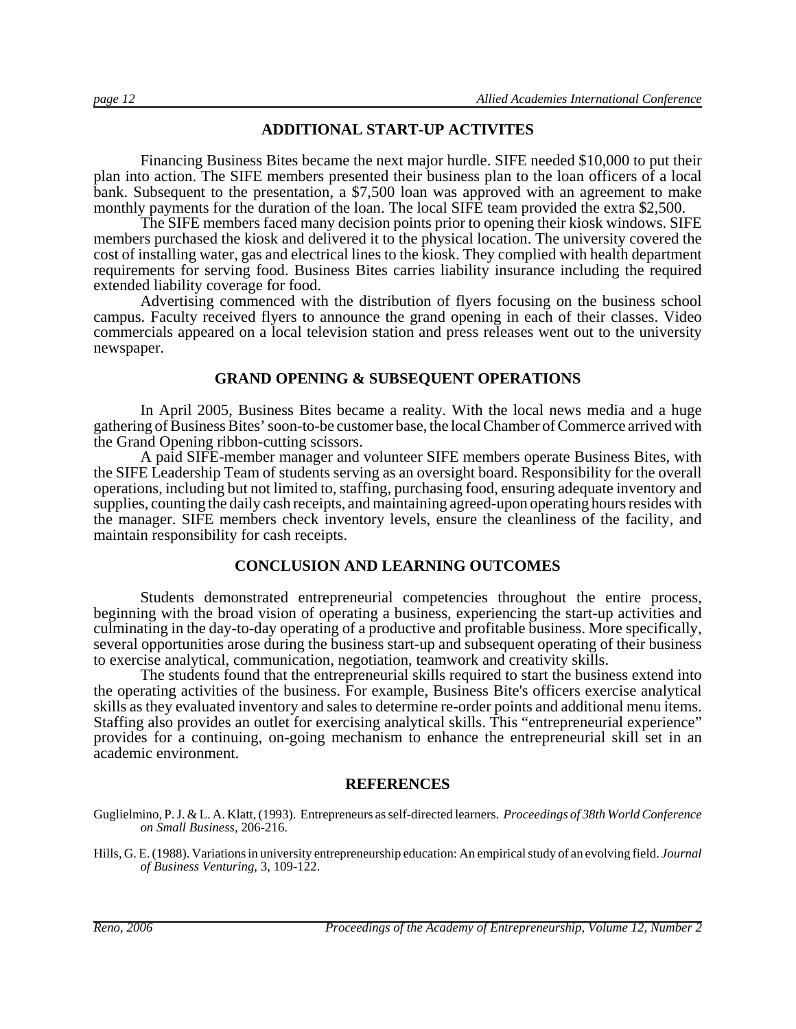## ADDITIONAL START-UP ACTIVITES

Financing Business Bites became the next major hurdle. SIFE needed $10,000 to put their plan into action. The SIFE members presented their business plan to the loan officers of a local bank. Subsequent to the presentation, a $7,500 loan was approved with an agreement to make monthly payments for the duration of the loan. The local SIFE team provided the extra $2,500.

The SIFE members faced many decision points prior to opening their kiosk windows. SIFE members purchased the kiosk and delivered it to the physical location. The university covered the cost of installing water, gas and electrical lines to the kiosk. They complied with health department requirements for serving food. Business Bites carries liability insurance including the required extended liability coverage for food.

Advertising commenced with the distribution of flyers focusing on the business school campus. Faculty received flyers to announce the grand opening in each of their classes. Video commercials appeared on a local television station and press releases went out to the university newspaper.

## GRAND OPENING & SUBSEQUENT OPERATIONS

In April 2005, Business Bites became a reality. With the local news media and a huge gathering of Business Bites' soon-to-be customer base, the local Chamber of Commerce arrived with the Grand Opening ribbon-cutting scissors.

A paid SIFE-member manager and volunteer SIFE members operate Business Bites, with the SIFE Leadership Team of students serving as an oversight board. Responsibility for the overall operations, including but not limited to, staffing, purchasing food, ensuring adequate inventory and supplies, counting the daily cash receipts, and maintaining agreed-upon operating hours resides with the manager. SIFE members check inventory levels, ensure the cleanliness of the facility, and maintain responsibility for cash receipts.

## CONCLUSION AND LEARNING OUTCOMES

Students demonstrated entrepreneurial competencies throughout the entire process, beginning with the broad vision of operating a business, experiencing the start-up activities and culminating in the day-to-day operating of a productive and profitable business. More specifically, several opportunities arose during the business start-up and subsequent operating of their business to exercise analytical, communication, negotiation, teamwork and creativity skills.

The students found that the entrepreneurial skills required to start the business extend into the operating activities of the business. For example, Business Bite's officers exercise analytical skills as they evaluated inventory and sales to determine re-order points and additional menu items. Staffing also provides an outlet for exercising analytical skills. This "entrepreneurial experience" provides for a continuing, on-going mechanism to enhance the entrepreneurial skill set in an academic environment.

## REFERENCES

Guglielmino, P. J. & L. A. Klatt, (1993). Entrepreneurs as self-directed learners. *Proceedings of 38th World Conference on Small Business*, 206-216.

Hills, G. E. (1988). Variations in university entrepreneurship education: An empirical study of an evolving field. *Journal of Business Venturing*, 3, 109-122.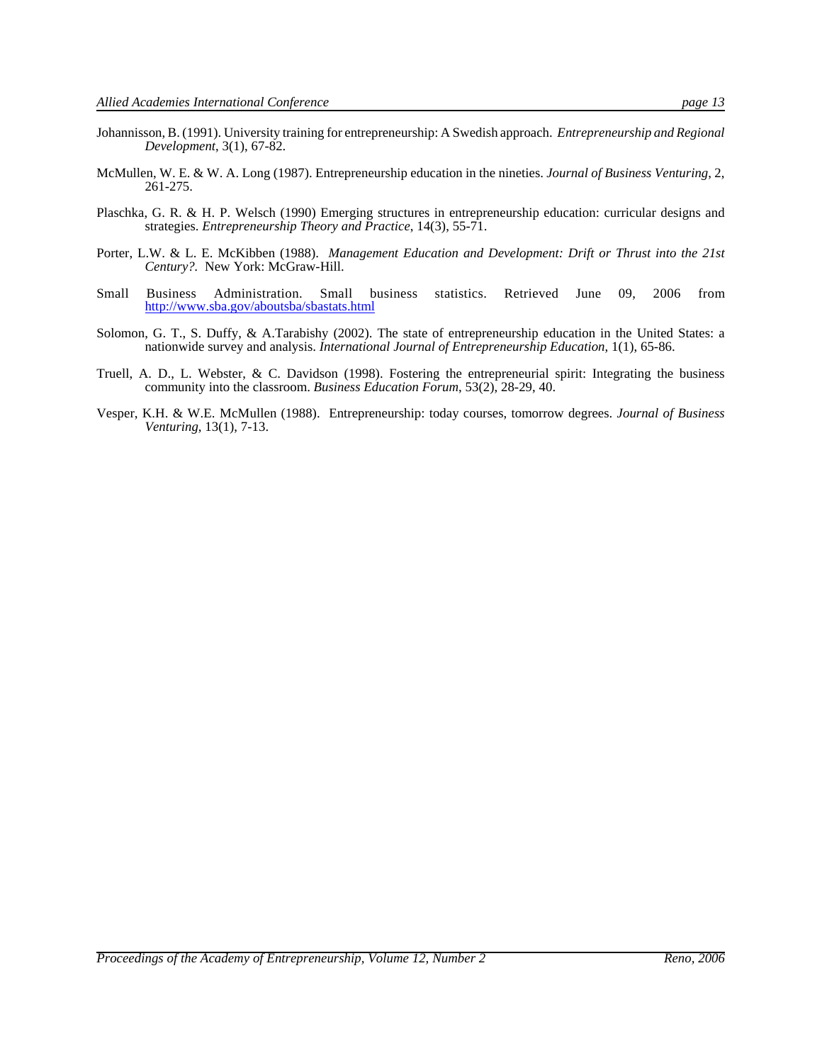Johannisson, B. (1991). University training for entrepreneurship: A Swedish approach. *Entrepreneurship and Regional Development*, 3(1), 67-82.

McMullen, W. E. & W. A. Long (1987). Entrepreneurship education in the nineties. *Journal of Business Venturing*, 2, 261-275.

Plaschka, G. R. & H. P. Welsch (1990) Emerging structures in entrepreneurship education: curricular designs and strategies. *Entrepreneurship Theory and Practice*, 14(3), 55-71.

Porter, L.W. & L. E. McKibben (1988). *Management Education and Development: Drift or Thrust into the 21st Century?*. New York: McGraw-Hill.

Small Business Administration. Small business statistics. Retrieved June 09, 2006 from http://www.sba.gov/aboutsba/sbastats.html

Solomon, G. T., S. Duffy, & A.Tarabishy (2002). The state of entrepreneurship education in the United States: a nationwide survey and analysis. *International Journal of Entrepreneurship Education*, 1(1), 65-86.

Truell, A. D., L. Webster, & C. Davidson (1998). Fostering the entrepreneurial spirit: Integrating the business community into the classroom. *Business Education Forum*, 53(2), 28-29, 40.

Vesper, K.H. & W.E. McMullen (1988). Entrepreneurship: today courses, tomorrow degrees. *Journal of Business Venturing*, 13(1), 7-13.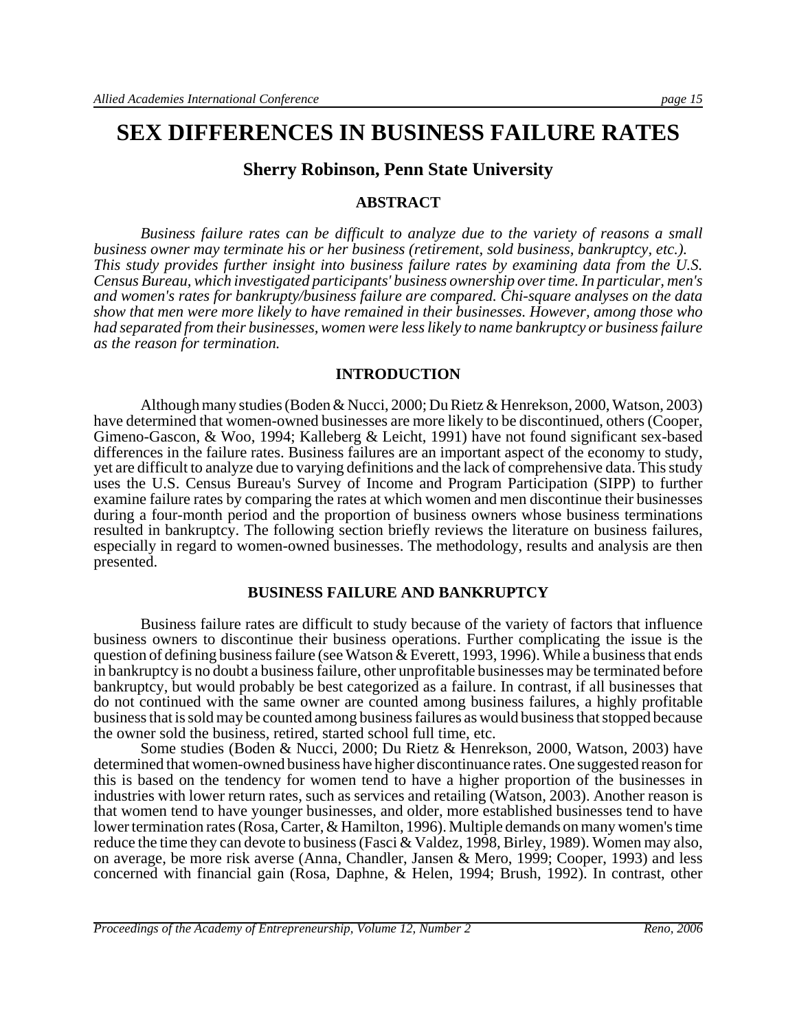# SEX DIFFERENCES IN BUSINESS FAILURE RATES

## Sherry Robinson, Penn State University

### ABSTRACT

*Business failure rates can be difficult to analyze due to the variety of reasons a small business owner may terminate his or her business (retirement, sold business, bankruptcy, etc.). This study provides further insight into business failure rates by examining data from the U.S. Census Bureau, which investigated participants' business ownership over time. In particular, men's and women's rates for bankrupty/business failure are compared. Chi-square analyses on the data show that men were more likely to have remained in their businesses. However, among those who had separated from their businesses, women were less likely to name bankruptcy or business failure as the reason for termination.*

### INTRODUCTION

Although many studies (Boden & Nucci, 2000; Du Rietz & Henrekson, 2000, Watson, 2003) have determined that women-owned businesses are more likely to be discontinued, others (Cooper, Gimeno-Gascon, & Woo, 1994; Kalleberg & Leicht, 1991) have not found significant sex-based differences in the failure rates. Business failures are an important aspect of the economy to study, yet are difficult to analyze due to varying definitions and the lack of comprehensive data. This study uses the U.S. Census Bureau's Survey of Income and Program Participation (SIPP) to further examine failure rates by comparing the rates at which women and men discontinue their businesses during a four-month period and the proportion of business owners whose business terminations resulted in bankruptcy. The following section briefly reviews the literature on business failures, especially in regard to women-owned businesses. The methodology, results and analysis are then presented.

### BUSINESS FAILURE AND BANKRUPTCY

Business failure rates are difficult to study because of the variety of factors that influence business owners to discontinue their business operations. Further complicating the issue is the question of defining business failure (see Watson & Everett, 1993, 1996). While a business that ends in bankruptcy is no doubt a business failure, other unprofitable businesses may be terminated before bankruptcy, but would probably be best categorized as a failure. In contrast, if all businesses that do not continued with the same owner are counted among business failures, a highly profitable business that is sold may be counted among business failures as would business that stopped because the owner sold the business, retired, started school full time, etc.

Some studies (Boden & Nucci, 2000; Du Rietz & Henrekson, 2000, Watson, 2003) have determined that women-owned business have higher discontinuance rates. One suggested reason for this is based on the tendency for women tend to have a higher proportion of the businesses in industries with lower return rates, such as services and retailing (Watson, 2003). Another reason is that women tend to have younger businesses, and older, more established businesses tend to have lower termination rates (Rosa, Carter, & Hamilton, 1996). Multiple demands on many women's time reduce the time they can devote to business (Fasci & Valdez, 1998, Birley, 1989). Women may also, on average, be more risk averse (Anna, Chandler, Jansen & Mero, 1999; Cooper, 1993) and less concerned with financial gain (Rosa, Daphne, & Helen, 1994; Brush, 1992). In contrast, other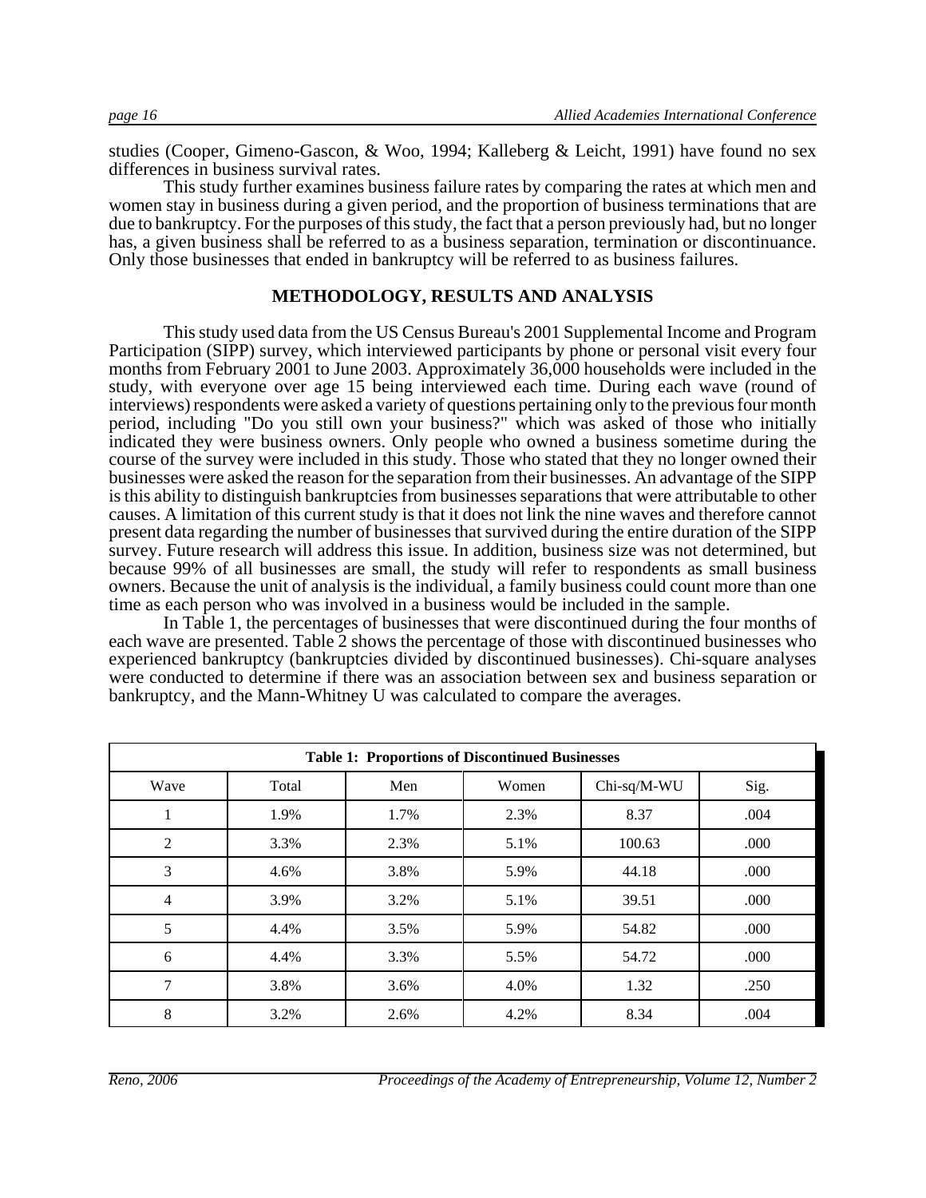studies (Cooper, Gimeno-Gascon, & Woo, 1994; Kalleberg & Leicht, 1991) have found no sex differences in business survival rates.

This study further examines business failure rates by comparing the rates at which men and women stay in business during a given period, and the proportion of business terminations that are due to bankruptcy. For the purposes of this study, the fact that a person previously had, but no longer has, a given business shall be referred to as a business separation, termination or discontinuance. Only those businesses that ended in bankruptcy will be referred to as business failures.

## METHODOLOGY, RESULTS AND ANALYSIS

This study used data from the US Census Bureau's 2001 Supplemental Income and Program Participation (SIPP) survey, which interviewed participants by phone or personal visit every four months from February 2001 to June 2003. Approximately 36,000 households were included in the study, with everyone over age 15 being interviewed each time. During each wave (round of interviews) respondents were asked a variety of questions pertaining only to the previous four month period, including "Do you still own your business?" which was asked of those who initially indicated they were business owners. Only people who owned a business sometime during the course of the survey were included in this study. Those who stated that they no longer owned their businesses were asked the reason for the separation from their businesses. An advantage of the SIPP is this ability to distinguish bankruptcies from businesses separations that were attributable to other causes. A limitation of this current study is that it does not link the nine waves and therefore cannot present data regarding the number of businesses that survived during the entire duration of the SIPP survey. Future research will address this issue. In addition, business size was not determined, but because 99% of all businesses are small, the study will refer to respondents as small business owners. Because the unit of analysis is the individual, a family business could count more than one time as each person who was involved in a business would be included in the sample.

In Table 1, the percentages of businesses that were discontinued during the four months of each wave are presented. Table 2 shows the percentage of those with discontinued businesses who experienced bankruptcy (bankruptcies divided by discontinued businesses). Chi-square analyses were conducted to determine if there was an association between sex and business separation or bankruptcy, and the Mann-Whitney U was calculated to compare the averages.

**Table 1: Proportions of Discontinued Businesses**

| Wave | Total | Men | Women | Chi-sq/M-WU | Sig. |
|---|---|---|---|---|---|
| 1 | 1.9% | 1.7% | 2.3% | 8.37 | .004 |
| 2 | 3.3% | 2.3% | 5.1% | 100.63 | .000 |
| 3 | 4.6% | 3.8% | 5.9% | 44.18 | .000 |
| 4 | 3.9% | 3.2% | 5.1% | 39.51 | .000 |
| 5 | 4.4% | 3.5% | 5.9% | 54.82 | .000 |
| 6 | 4.4% | 3.3% | 5.5% | 54.72 | .000 |
| 7 | 3.8% | 3.6% | 4.0% | 1.32 | .250 |
| 8 | 3.2% | 2.6% | 4.2% | 8.34 | .004 |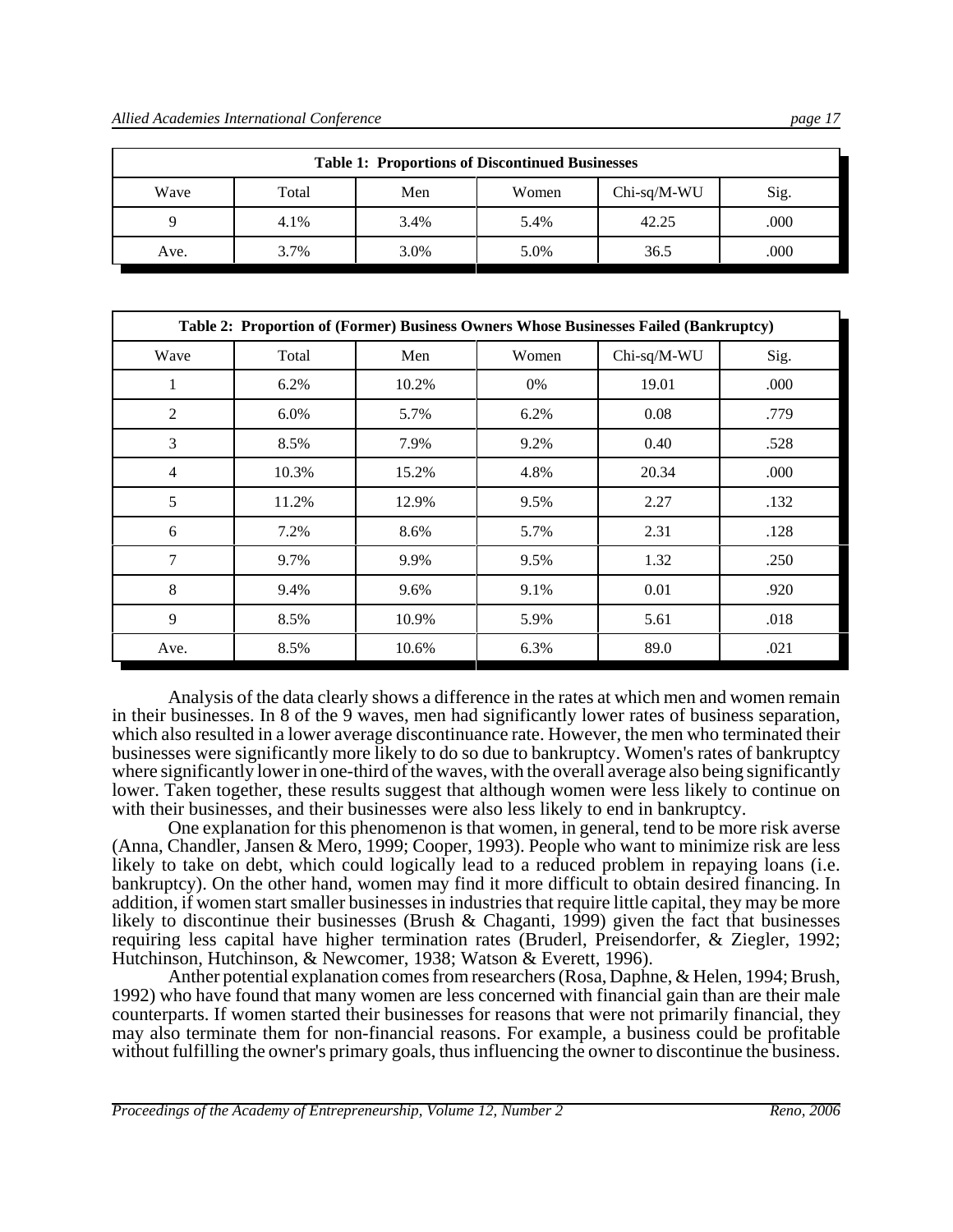| Table 1: Proportions of Discontinued Businesses | | | | | |
|---|---|---|---|---|---|
| Wave | Total | Men | Women | Chi-sq/M-WU | Sig. |
| 9 | 4.1% | 3.4% | 5.4% | 42.25 | .000 |
| Ave. | 3.7% | 3.0% | 5.0% | 36.5 | .000 |

| Table 2: Proportion of (Former) Business Owners Whose Businesses Failed (Bankruptcy) | | | | | |
|---|---|---|---|---|---|
| Wave | Total | Men | Women | Chi-sq/M-WU | Sig. |
| 1 | 6.2% | 10.2% | 0% | 19.01 | .000 |
| 2 | 6.0% | 5.7% | 6.2% | 0.08 | .779 |
| 3 | 8.5% | 7.9% | 9.2% | 0.40 | .528 |
| 4 | 10.3% | 15.2% | 4.8% | 20.34 | .000 |
| 5 | 11.2% | 12.9% | 9.5% | 2.27 | .132 |
| 6 | 7.2% | 8.6% | 5.7% | 2.31 | .128 |
| 7 | 9.7% | 9.9% | 9.5% | 1.32 | .250 |
| 8 | 9.4% | 9.6% | 9.1% | 0.01 | .920 |
| 9 | 8.5% | 10.9% | 5.9% | 5.61 | .018 |
| Ave. | 8.5% | 10.6% | 6.3% | 89.0 | .021 |

Analysis of the data clearly shows a difference in the rates at which men and women remain in their businesses. In 8 of the 9 waves, men had significantly lower rates of business separation, which also resulted in a lower average discontinuance rate. However, the men who terminated their businesses were significantly more likely to do so due to bankruptcy. Women's rates of bankruptcy where significantly lower in one-third of the waves, with the overall average also being significantly lower. Taken together, these results suggest that although women were less likely to continue on with their businesses, and their businesses were also less likely to end in bankruptcy.

One explanation for this phenomenon is that women, in general, tend to be more risk averse (Anna, Chandler, Jansen & Mero, 1999; Cooper, 1993). People who want to minimize risk are less likely to take on debt, which could logically lead to a reduced problem in repaying loans (i.e. bankruptcy). On the other hand, women may find it more difficult to obtain desired financing. In addition, if women start smaller businesses in industries that require little capital, they may be more likely to discontinue their businesses (Brush & Chaganti, 1999) given the fact that businesses requiring less capital have higher termination rates (Bruderl, Preisendorfer, & Ziegler, 1992; Hutchinson, Hutchinson, & Newcomer, 1938; Watson & Everett, 1996).

Anther potential explanation comes from researchers (Rosa, Daphne, & Helen, 1994; Brush, 1992) who have found that many women are less concerned with financial gain than are their male counterparts. If women started their businesses for reasons that were not primarily financial, they may also terminate them for non-financial reasons. For example, a business could be profitable without fulfilling the owner's primary goals, thus influencing the owner to discontinue the business.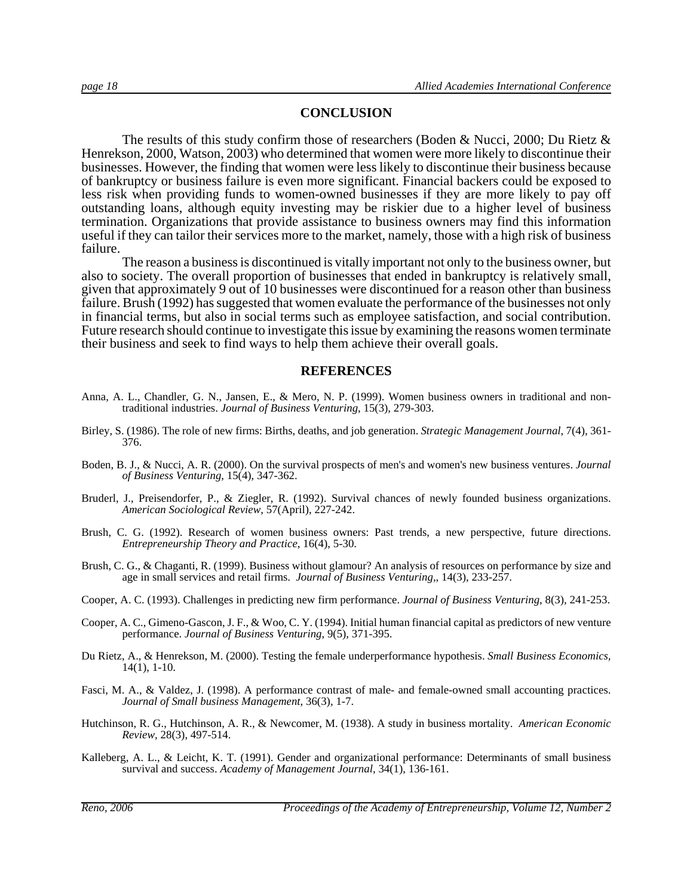## CONCLUSION

The results of this study confirm those of researchers (Boden & Nucci, 2000; Du Rietz & Henrekson, 2000, Watson, 2003) who determined that women were more likely to discontinue their businesses. However, the finding that women were less likely to discontinue their business because of bankruptcy or business failure is even more significant. Financial backers could be exposed to less risk when providing funds to women-owned businesses if they are more likely to pay off outstanding loans, although equity investing may be riskier due to a higher level of business termination. Organizations that provide assistance to business owners may find this information useful if they can tailor their services more to the market, namely, those with a high risk of business failure.

The reason a business is discontinued is vitally important not only to the business owner, but also to society. The overall proportion of businesses that ended in bankruptcy is relatively small, given that approximately 9 out of 10 businesses were discontinued for a reason other than business failure. Brush (1992) has suggested that women evaluate the performance of the businesses not only in financial terms, but also in social terms such as employee satisfaction, and social contribution. Future research should continue to investigate this issue by examining the reasons women terminate their business and seek to find ways to help them achieve their overall goals.

## REFERENCES

Anna, A. L., Chandler, G. N., Jansen, E., & Mero, N. P. (1999). Women business owners in traditional and non-traditional industries. *Journal of Business Venturing*, 15(3), 279-303.

Birley, S. (1986). The role of new firms: Births, deaths, and job generation. *Strategic Management Journal*, 7(4), 361-376.

Boden, B. J., & Nucci, A. R. (2000). On the survival prospects of men's and women's new business ventures. *Journal of Business Venturing*, 15(4), 347-362.

Bruderl, J., Preisendorfer, P., & Ziegler, R. (1992). Survival chances of newly founded business organizations. *American Sociological Review*, 57(April), 227-242.

Brush, C. G. (1992). Research of women business owners: Past trends, a new perspective, future directions. *Entrepreneurship Theory and Practice*, 16(4), 5-30.

Brush, C. G., & Chaganti, R. (1999). Business without glamour? An analysis of resources on performance by size and age in small services and retail firms. *Journal of Business Venturing*,, 14(3), 233-257.

Cooper, A. C. (1993). Challenges in predicting new firm performance. *Journal of Business Venturing*, 8(3), 241-253.

Cooper, A. C., Gimeno-Gascon, J. F., & Woo, C. Y. (1994). Initial human financial capital as predictors of new venture performance. *Journal of Business Venturing*, 9(5), 371-395.

Du Rietz, A., & Henrekson, M. (2000). Testing the female underperformance hypothesis. *Small Business Economics*, 14(1), 1-10.

Fasci, M. A., & Valdez, J. (1998). A performance contrast of male- and female-owned small accounting practices. *Journal of Small business Management*, 36(3), 1-7.

Hutchinson, R. G., Hutchinson, A. R., & Newcomer, M. (1938). A study in business mortality. *American Economic Review*, 28(3), 497-514.

Kalleberg, A. L., & Leicht, K. T. (1991). Gender and organizational performance: Determinants of small business survival and success. *Academy of Management Journal*, 34(1), 136-161.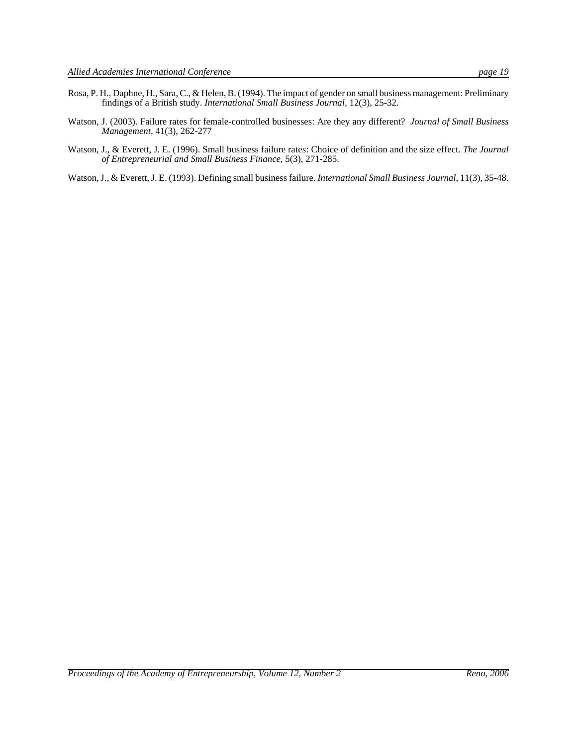Rosa, P. H., Daphne, H., Sara, C., & Helen, B. (1994). The impact of gender on small business management: Preliminary findings of a British study. *International Small Business Journal,* 12(3), 25-32.

Watson, J. (2003). Failure rates for female-controlled businesses: Are they any different? *Journal of Small Business Management,* 41(3), 262-277

Watson, J., & Everett, J. E. (1996). Small business failure rates: Choice of definition and the size effect. *The Journal of Entrepreneurial and Small Business Finance*, 5(3), 271-285.

Watson, J., & Everett, J. E. (1993). Defining small business failure. *International Small Business Journal*, 11(3), 35-48.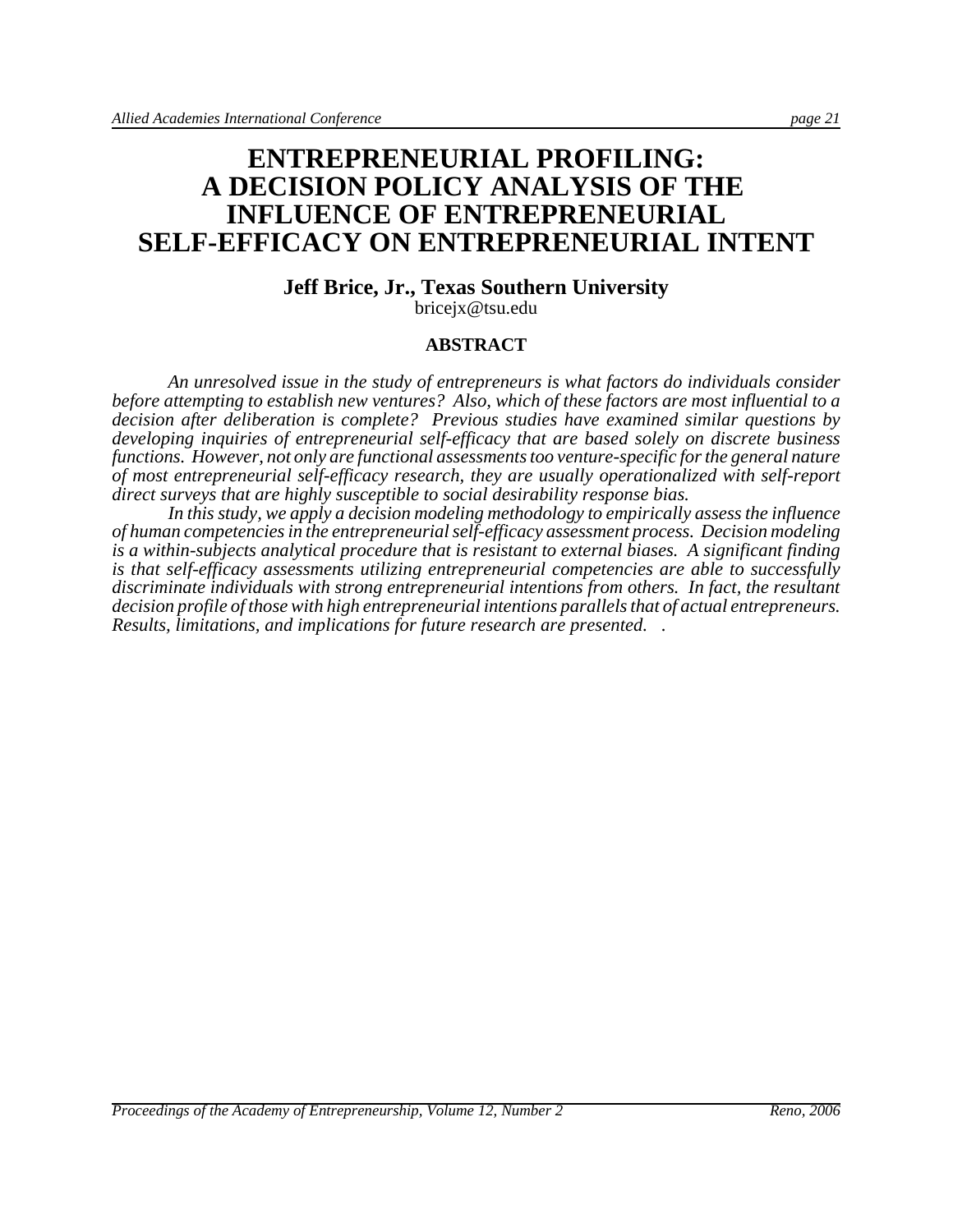# ENTREPRENEURIAL PROFILING: A DECISION POLICY ANALYSIS OF THE INFLUENCE OF ENTREPRENEURIAL SELF-EFFICACY ON ENTREPRENEURIAL INTENT

**Jeff Brice, Jr., Texas Southern University**

bricejx@tsu.edu

## ABSTRACT

*An unresolved issue in the study of entrepreneurs is what factors do individuals consider before attempting to establish new ventures? Also, which of these factors are most influential to a decision after deliberation is complete? Previous studies have examined similar questions by developing inquiries of entrepreneurial self-efficacy that are based solely on discrete business functions. However, not only are functional assessments too venture-specific for the general nature of most entrepreneurial self-efficacy research, they are usually operationalized with self-report direct surveys that are highly susceptible to social desirability response bias.*

*In this study, we apply a decision modeling methodology to empirically assess the influence of human competencies in the entrepreneurial self-efficacy assessment process. Decision modeling is a within-subjects analytical procedure that is resistant to external biases. A significant finding is that self-efficacy assessments utilizing entrepreneurial competencies are able to successfully discriminate individuals with strong entrepreneurial intentions from others. In fact, the resultant decision profile of those with high entrepreneurial intentions parallels that of actual entrepreneurs. Results, limitations, and implications for future research are presented. .*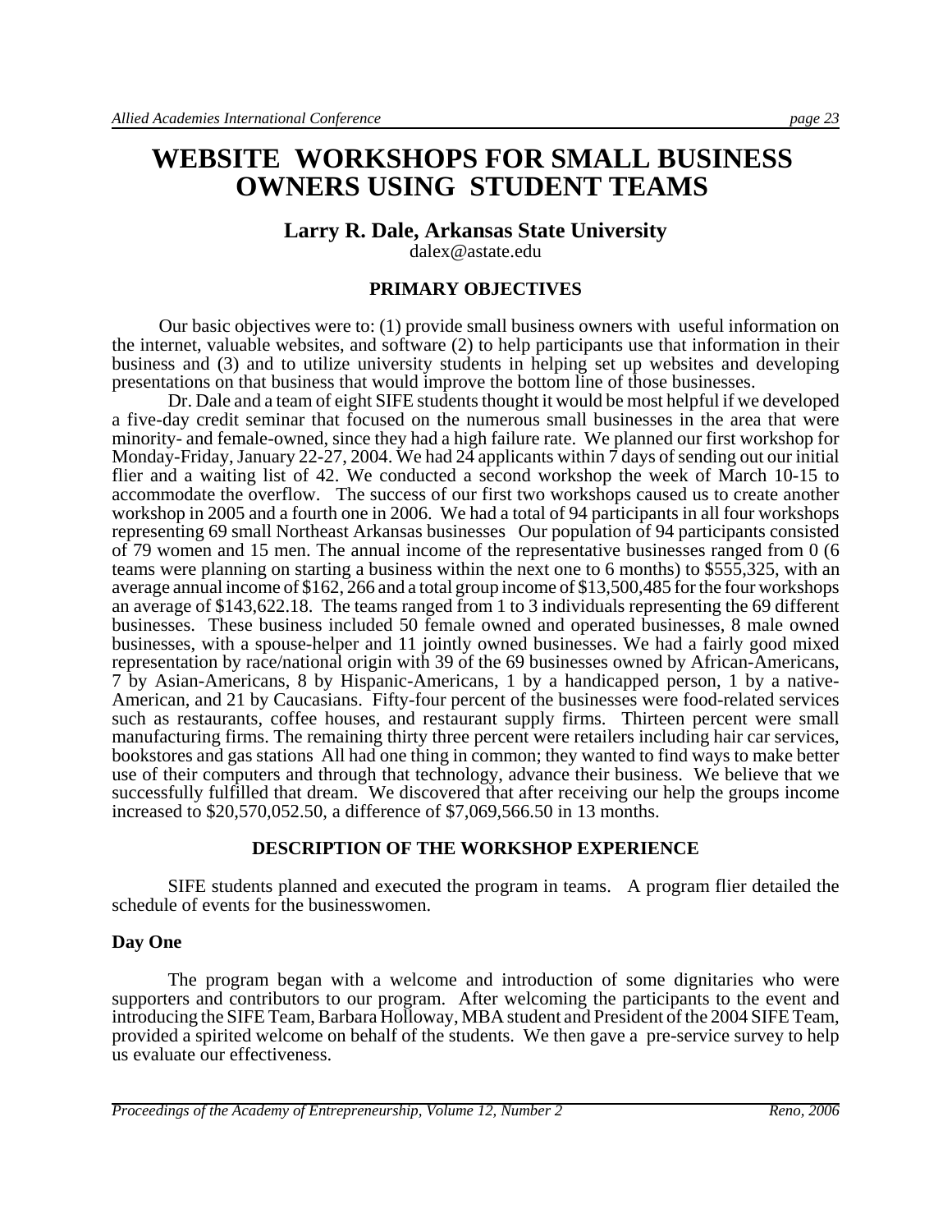# WEBSITE WORKSHOPS FOR SMALL BUSINESS OWNERS USING STUDENT TEAMS

**Larry R. Dale, Arkansas State University**

dalex@astate.edu

## PRIMARY OBJECTIVES

Our basic objectives were to: (1) provide small business owners with useful information on the internet, valuable websites, and software (2) to help participants use that information in their business and (3) and to utilize university students in helping set up websites and developing presentations on that business that would improve the bottom line of those businesses.

Dr. Dale and a team of eight SIFE students thought it would be most helpful if we developed a five-day credit seminar that focused on the numerous small businesses in the area that were minority- and female-owned, since they had a high failure rate. We planned our first workshop for Monday-Friday, January 22-27, 2004. We had 24 applicants within 7 days of sending out our initial flier and a waiting list of 42. We conducted a second workshop the week of March 10-15 to accommodate the overflow. The success of our first two workshops caused us to create another workshop in 2005 and a fourth one in 2006. We had a total of 94 participants in all four workshops representing 69 small Northeast Arkansas businesses Our population of 94 participants consisted of 79 women and 15 men. The annual income of the representative businesses ranged from 0 (6 teams were planning on starting a business within the next one to 6 months) to $555,325, with an average annual income of $162, 266 and a total group income of $13,500,485 for the four workshops an average of $143,622.18. The teams ranged from 1 to 3 individuals representing the 69 different businesses. These business included 50 female owned and operated businesses, 8 male owned businesses, with a spouse-helper and 11 jointly owned businesses. We had a fairly good mixed representation by race/national origin with 39 of the 69 businesses owned by African-Americans, 7 by Asian-Americans, 8 by Hispanic-Americans, 1 by a handicapped person, 1 by a native-American, and 21 by Caucasians. Fifty-four percent of the businesses were food-related services such as restaurants, coffee houses, and restaurant supply firms. Thirteen percent were small manufacturing firms. The remaining thirty three percent were retailers including hair car services, bookstores and gas stations All had one thing in common; they wanted to find ways to make better use of their computers and through that technology, advance their business. We believe that we successfully fulfilled that dream. We discovered that after receiving our help the groups income increased to $20,570,052.50, a difference of $7,069,566.50 in 13 months.

## DESCRIPTION OF THE WORKSHOP EXPERIENCE

SIFE students planned and executed the program in teams. A program flier detailed the schedule of events for the businesswomen.

### Day One

The program began with a welcome and introduction of some dignitaries who were supporters and contributors to our program. After welcoming the participants to the event and introducing the SIFE Team, Barbara Holloway, MBA student and President of the 2004 SIFE Team, provided a spirited welcome on behalf of the students. We then gave a pre-service survey to help us evaluate our effectiveness.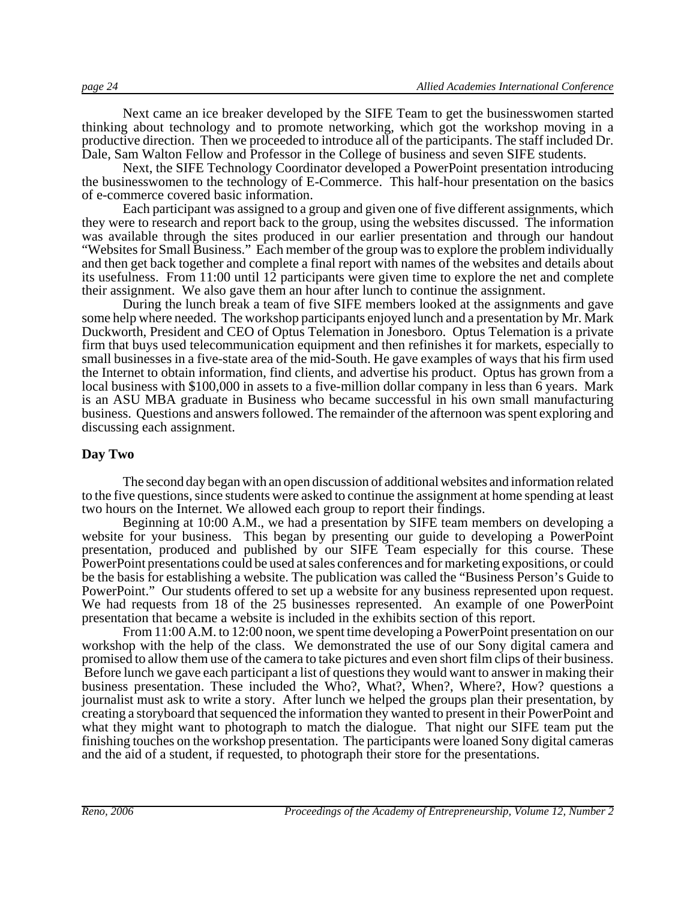Next came an ice breaker developed by the SIFE Team to get the businesswomen started thinking about technology and to promote networking, which got the workshop moving in a productive direction. Then we proceeded to introduce all of the participants. The staff included Dr. Dale, Sam Walton Fellow and Professor in the College of business and seven SIFE students.

Next, the SIFE Technology Coordinator developed a PowerPoint presentation introducing the businesswomen to the technology of E-Commerce. This half-hour presentation on the basics of e-commerce covered basic information.

Each participant was assigned to a group and given one of five different assignments, which they were to research and report back to the group, using the websites discussed. The information was available through the sites produced in our earlier presentation and through our handout "Websites for Small Business." Each member of the group was to explore the problem individually and then get back together and complete a final report with names of the websites and details about its usefulness. From 11:00 until 12 participants were given time to explore the net and complete their assignment. We also gave them an hour after lunch to continue the assignment.

During the lunch break a team of five SIFE members looked at the assignments and gave some help where needed. The workshop participants enjoyed lunch and a presentation by Mr. Mark Duckworth, President and CEO of Optus Telemation in Jonesboro. Optus Telemation is a private firm that buys used telecommunication equipment and then refinishes it for markets, especially to small businesses in a five-state area of the mid-South. He gave examples of ways that his firm used the Internet to obtain information, find clients, and advertise his product. Optus has grown from a local business with $100,000 in assets to a five-million dollar company in less than 6 years. Mark is an ASU MBA graduate in Business who became successful in his own small manufacturing business. Questions and answers followed. The remainder of the afternoon was spent exploring and discussing each assignment.

**Day Two**

The second day began with an open discussion of additional websites and information related to the five questions, since students were asked to continue the assignment at home spending at least two hours on the Internet. We allowed each group to report their findings.

Beginning at 10:00 A.M., we had a presentation by SIFE team members on developing a website for your business. This began by presenting our guide to developing a PowerPoint presentation, produced and published by our SIFE Team especially for this course. These PowerPoint presentations could be used at sales conferences and for marketing expositions, or could be the basis for establishing a website. The publication was called the "Business Person's Guide to PowerPoint." Our students offered to set up a website for any business represented upon request. We had requests from 18 of the 25 businesses represented. An example of one PowerPoint presentation that became a website is included in the exhibits section of this report.

From 11:00 A.M. to 12:00 noon, we spent time developing a PowerPoint presentation on our workshop with the help of the class. We demonstrated the use of our Sony digital camera and promised to allow them use of the camera to take pictures and even short film clips of their business. Before lunch we gave each participant a list of questions they would want to answer in making their business presentation. These included the Who?, What?, When?, Where?, How? questions a journalist must ask to write a story. After lunch we helped the groups plan their presentation, by creating a storyboard that sequenced the information they wanted to present in their PowerPoint and what they might want to photograph to match the dialogue. That night our SIFE team put the finishing touches on the workshop presentation. The participants were loaned Sony digital cameras and the aid of a student, if requested, to photograph their store for the presentations.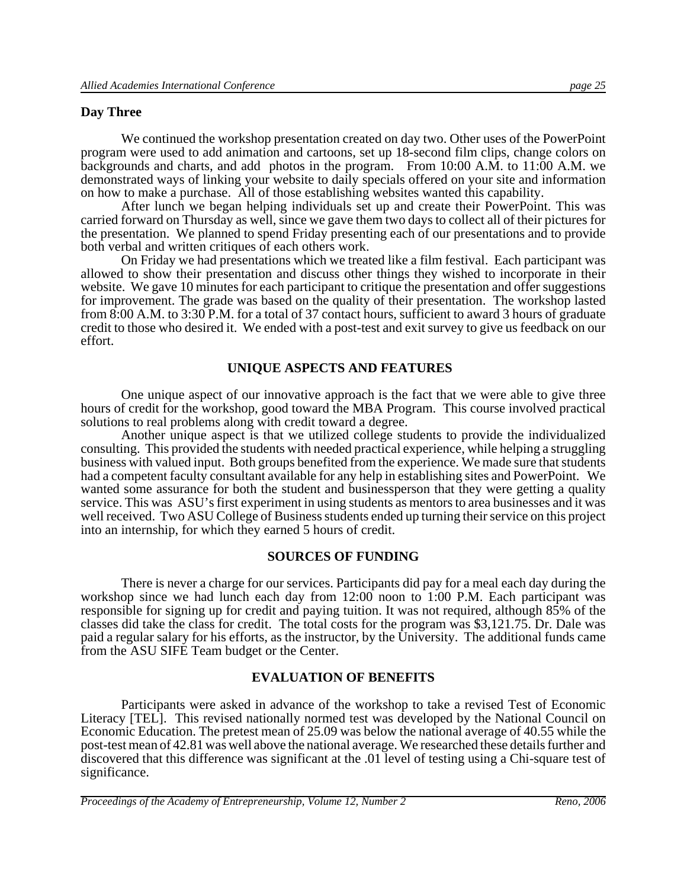**Day Three**

We continued the workshop presentation created on day two. Other uses of the PowerPoint program were used to add animation and cartoons, set up 18-second film clips, change colors on backgrounds and charts, and add photos in the program. From 10:00 A.M. to 11:00 A.M. we demonstrated ways of linking your website to daily specials offered on your site and information on how to make a purchase. All of those establishing websites wanted this capability.

After lunch we began helping individuals set up and create their PowerPoint. This was carried forward on Thursday as well, since we gave them two days to collect all of their pictures for the presentation. We planned to spend Friday presenting each of our presentations and to provide both verbal and written critiques of each others work.

On Friday we had presentations which we treated like a film festival. Each participant was allowed to show their presentation and discuss other things they wished to incorporate in their website. We gave 10 minutes for each participant to critique the presentation and offer suggestions for improvement. The grade was based on the quality of their presentation. The workshop lasted from 8:00 A.M. to 3:30 P.M. for a total of 37 contact hours, sufficient to award 3 hours of graduate credit to those who desired it. We ended with a post-test and exit survey to give us feedback on our effort.

## UNIQUE ASPECTS AND FEATURES

One unique aspect of our innovative approach is the fact that we were able to give three hours of credit for the workshop, good toward the MBA Program. This course involved practical solutions to real problems along with credit toward a degree.

Another unique aspect is that we utilized college students to provide the individualized consulting. This provided the students with needed practical experience, while helping a struggling business with valued input. Both groups benefited from the experience. We made sure that students had a competent faculty consultant available for any help in establishing sites and PowerPoint. We wanted some assurance for both the student and businessperson that they were getting a quality service. This was ASU's first experiment in using students as mentors to area businesses and it was well received. Two ASU College of Business students ended up turning their service on this project into an internship, for which they earned 5 hours of credit.

## SOURCES OF FUNDING

There is never a charge for our services. Participants did pay for a meal each day during the workshop since we had lunch each day from 12:00 noon to 1:00 P.M. Each participant was responsible for signing up for credit and paying tuition. It was not required, although 85% of the classes did take the class for credit. The total costs for the program was $3,121.75. Dr. Dale was paid a regular salary for his efforts, as the instructor, by the University. The additional funds came from the ASU SIFE Team budget or the Center.

## EVALUATION OF BENEFITS

Participants were asked in advance of the workshop to take a revised Test of Economic Literacy [TEL]. This revised nationally normed test was developed by the National Council on Economic Education. The pretest mean of 25.09 was below the national average of 40.55 while the post-test mean of 42.81 was well above the national average. We researched these details further and discovered that this difference was significant at the .01 level of testing using a Chi-square test of significance.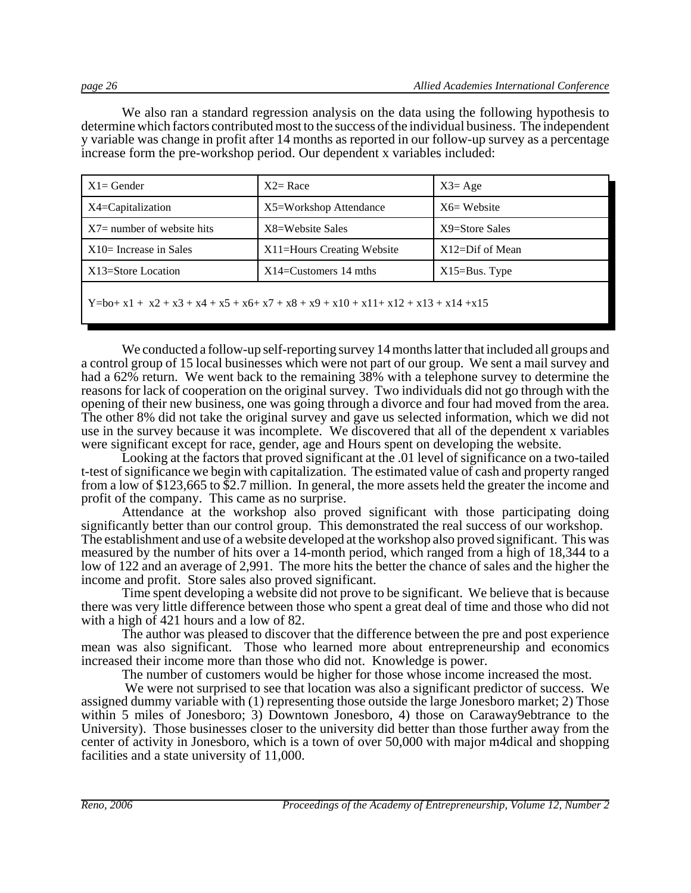We also ran a standard regression analysis on the data using the following hypothesis to determine which factors contributed most to the success of the individual business. The independent y variable was change in profit after 14 months as reported in our follow-up survey as a percentage increase form the pre-workshop period. Our dependent x variables included:

| | | |
|---|---|---|
| X1= Gender | X2= Race | X3= Age |
| X4=Capitalization | X5=Workshop Attendance | X6= Website |
| X7= number of website hits | X8=Website Sales | X9=Store Sales |
| X10= Increase in Sales | X11=Hours Creating Website | X12=Dif of Mean |
| X13=Store Location | X14=Customers 14 mths | X15=Bus. Type |

$$Y = bo + x1 + x2 + x3 + x4 + x5 + x6 + x7 + x8 + x9 + x10 + x11 + x12 + x13 + x14 + x15$$

We conducted a follow-up self-reporting survey 14 months latter that included all groups and a control group of 15 local businesses which were not part of our group. We sent a mail survey and had a 62% return. We went back to the remaining 38% with a telephone survey to determine the reasons for lack of cooperation on the original survey. Two individuals did not go through with the opening of their new business, one was going through a divorce and four had moved from the area. The other 8% did not take the original survey and gave us selected information, which we did not use in the survey because it was incomplete. We discovered that all of the dependent x variables were significant except for race, gender, age and Hours spent on developing the website.

Looking at the factors that proved significant at the .01 level of significance on a two-tailed t-test of significance we begin with capitalization. The estimated value of cash and property ranged from a low of $123,665 to $2.7 million. In general, the more assets held the greater the income and profit of the company. This came as no surprise.

Attendance at the workshop also proved significant with those participating doing significantly better than our control group. This demonstrated the real success of our workshop. The establishment and use of a website developed at the workshop also proved significant. This was measured by the number of hits over a 14-month period, which ranged from a high of 18,344 to a low of 122 and an average of 2,991. The more hits the better the chance of sales and the higher the income and profit. Store sales also proved significant.

Time spent developing a website did not prove to be significant. We believe that is because there was very little difference between those who spent a great deal of time and those who did not with a high of 421 hours and a low of 82.

The author was pleased to discover that the difference between the pre and post experience mean was also significant. Those who learned more about entrepreneurship and economics increased their income more than those who did not. Knowledge is power.

The number of customers would be higher for those whose income increased the most.

We were not surprised to see that location was also a significant predictor of success. We assigned dummy variable with (1) representing those outside the large Jonesboro market; 2) Those within 5 miles of Jonesboro; 3) Downtown Jonesboro, 4) those on Caraway9ebtrance to the University). Those businesses closer to the university did better than those further away from the center of activity in Jonesboro, which is a town of over 50,000 with major m4dical and shopping facilities and a state university of 11,000.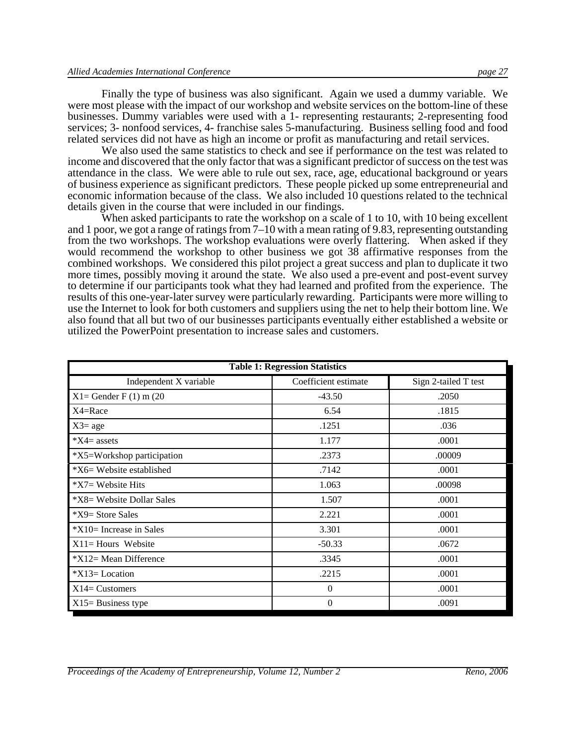Finally the type of business was also significant. Again we used a dummy variable. We were most please with the impact of our workshop and website services on the bottom-line of these businesses. Dummy variables were used with a 1- representing restaurants; 2-representing food services; 3- nonfood services, 4- franchise sales 5-manufacturing. Business selling food and food related services did not have as high an income or profit as manufacturing and retail services.

We also used the same statistics to check and see if performance on the test was related to income and discovered that the only factor that was a significant predictor of success on the test was attendance in the class. We were able to rule out sex, race, age, educational background or years of business experience as significant predictors. These people picked up some entrepreneurial and economic information because of the class. We also included 10 questions related to the technical details given in the course that were included in our findings.

When asked participants to rate the workshop on a scale of 1 to 10, with 10 being excellent and 1 poor, we got a range of ratings from 7–10 with a mean rating of 9.83, representing outstanding from the two workshops. The workshop evaluations were overly flattering. When asked if they would recommend the workshop to other business we got 38 affirmative responses from the combined workshops. We considered this pilot project a great success and plan to duplicate it two more times, possibly moving it around the state. We also used a pre-event and post-event survey to determine if our participants took what they had learned and profited from the experience. The results of this one-year-later survey were particularly rewarding. Participants were more willing to use the Internet to look for both customers and suppliers using the net to help their bottom line. We also found that all but two of our businesses participants eventually either established a website or utilized the PowerPoint presentation to increase sales and customers.

**Table 1: Regression Statistics**

| Independent X variable | Coefficient estimate | Sign 2-tailed T test |
|---|---|---|
| X1= Gender F (1) m (20 | -43.50 | .2050 |
| X4=Race | 6.54 | .1815 |
| X3= age | .1251 | .036 |
| *X4= assets | 1.177 | .0001 |
| *X5=Workshop participation | .2373 | .00009 |
| *X6= Website established | .7142 | .0001 |
| *X7= Website Hits | 1.063 | .00098 |
| *X8= Website Dollar Sales | 1.507 | .0001 |
| *X9= Store Sales | 2.221 | .0001 |
| *X10= Increase in Sales | 3.301 | .0001 |
| X11= Hours Website | -50.33 | .0672 |
| *X12= Mean Difference | .3345 | .0001 |
| *X13= Location | .2215 | .0001 |
| X14= Customers | 0 | .0001 |
| X15= Business type | 0 | .0091 |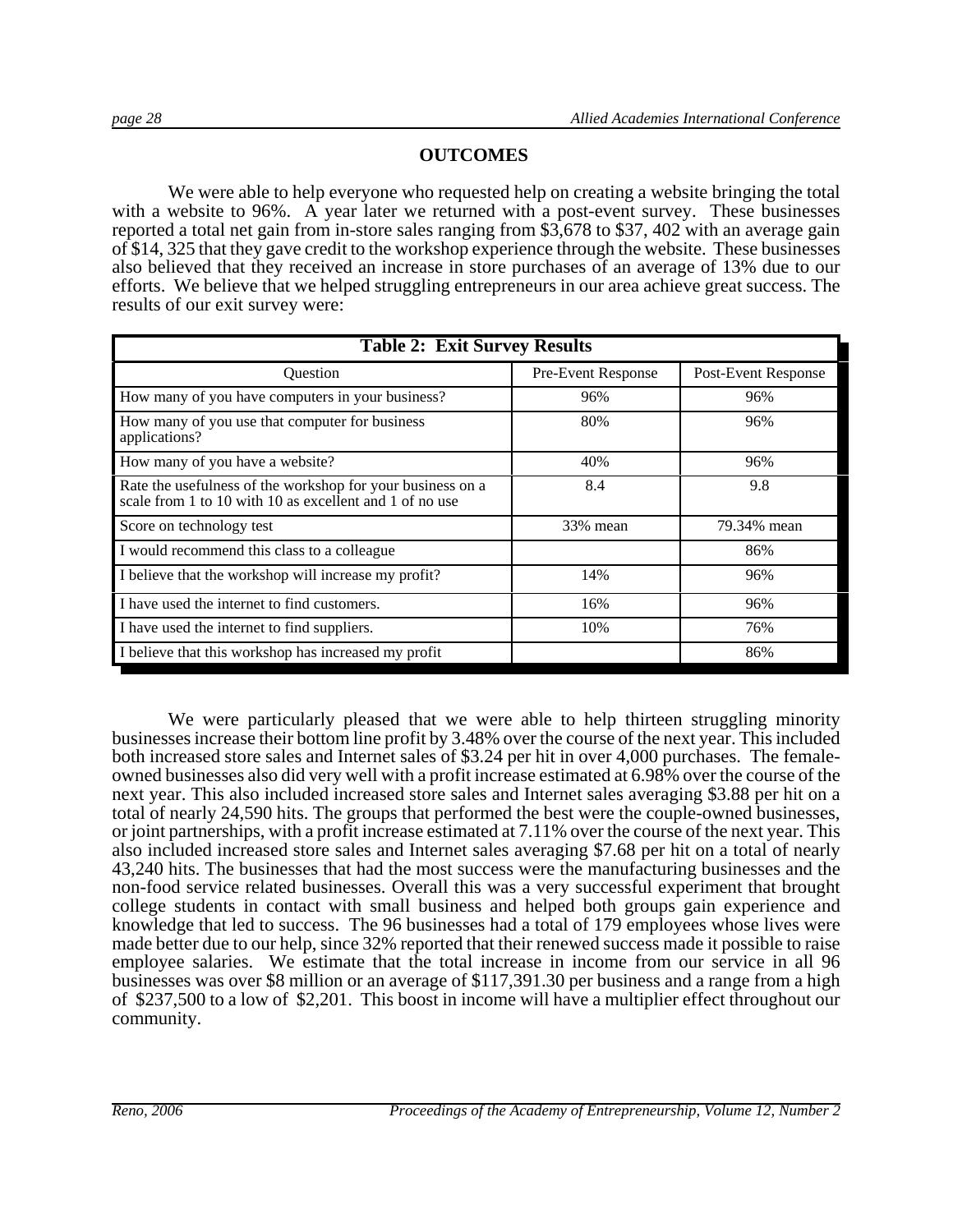## OUTCOMES

We were able to help everyone who requested help on creating a website bringing the total with a website to 96%. A year later we returned with a post-event survey. These businesses reported a total net gain from in-store sales ranging from $3,678 to $37, 402 with an average gain of $14, 325 that they gave credit to the workshop experience through the website. These businesses also believed that they received an increase in store purchases of an average of 13% due to our efforts. We believe that we helped struggling entrepreneurs in our area achieve great success. The results of our exit survey were:

**Table 2: Exit Survey Results**

| Question | Pre-Event Response | Post-Event Response |
|---|---|---|
| How many of you have computers in your business? | 96% | 96% |
| How many of you use that computer for business applications? | 80% | 96% |
| How many of you have a website? | 40% | 96% |
| Rate the usefulness of the workshop for your business on a scale from 1 to 10 with 10 as excellent and 1 of no use | 8.4 | 9.8 |
| Score on technology test | 33% mean | 79.34% mean |
| I would recommend this class to a colleague | | 86% |
| I believe that the workshop will increase my profit? | 14% | 96% |
| I have used the internet to find customers. | 16% | 96% |
| I have used the internet to find suppliers. | 10% | 76% |
| I believe that this workshop has increased my profit | | 86% |

We were particularly pleased that we were able to help thirteen struggling minority businesses increase their bottom line profit by 3.48% over the course of the next year. This included both increased store sales and Internet sales of $3.24 per hit in over 4,000 purchases. The female-owned businesses also did very well with a profit increase estimated at 6.98% over the course of the next year. This also included increased store sales and Internet sales averaging $3.88 per hit on a total of nearly 24,590 hits. The groups that performed the best were the couple-owned businesses, or joint partnerships, with a profit increase estimated at 7.11% over the course of the next year. This also included increased store sales and Internet sales averaging $7.68 per hit on a total of nearly 43,240 hits. The businesses that had the most success were the manufacturing businesses and the non-food service related businesses. Overall this was a very successful experiment that brought college students in contact with small business and helped both groups gain experience and knowledge that led to success. The 96 businesses had a total of 179 employees whose lives were made better due to our help, since 32% reported that their renewed success made it possible to raise employee salaries. We estimate that the total increase in income from our service in all 96 businesses was over $8 million or an average of $117,391.30 per business and a range from a high of $237,500 to a low of $2,201. This boost in income will have a multiplier effect throughout our community.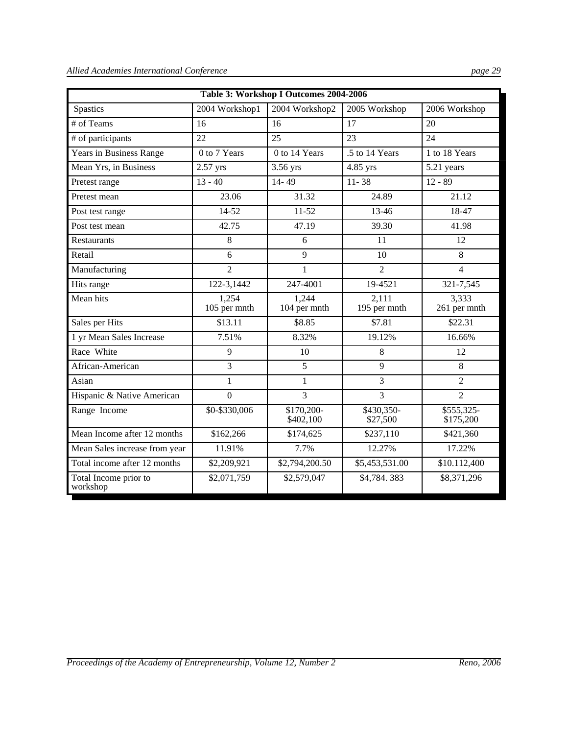| Table 3: Workshop I Outcomes 2004-2006 | | | | |
|---|---|---|---|---|
| Spastics | 2004 Workshop1 | 2004 Workshop2 | 2005 Workshop | 2006 Workshop |
| # of Teams | 16 | 16 | 17 | 20 |
| # of participants | 22 | 25 | 23 | 24 |
| Years in Business Range | 0 to 7 Years | 0 to 14 Years | .5 to 14 Years | 1 to 18 Years |
| Mean Yrs, in Business | 2.57 yrs | 3.56 yrs | 4.85 yrs | 5.21 years |
| Pretest range | 13 - 40 | 14- 49 | 11- 38 | 12 - 89 |
| Pretest mean | 23.06 | 31.32 | 24.89 | 21.12 |
| Post test range | 14-52 | 11-52 | 13-46 | 18-47 |
| Post test mean | 42.75 | 47.19 | 39.30 | 41.98 |
| Restaurants | 8 | 6 | 11 | 12 |
| Retail | 6 | 9 | 10 | 8 |
| Manufacturing | 2 | 1 | 2 | 4 |
| Hits range | 122-3,1442 | 247-4001 | 19-4521 | 321-7,545 |
| Mean hits | 1,254 105 per mnth | 1,244 104 per mnth | 2,111 195 per mnth | 3,333 261 per mnth |
| Sales per Hits | $13.11 | $8.85 | $7.81 | $22.31 |
| 1 yr Mean Sales Increase | 7.51% | 8.32% | 19.12% | 16.66% |
| Race White | 9 | 10 | 8 | 12 |
| African-American | 3 | 5 | 9 | 8 |
| Asian | 1 | 1 | 3 | 2 |
| Hispanic & Native American | 0 | 3 | 3 | 2 |
| Range Income | $0-$330,006 | $170,200- $402,100 | $430,350- $27,500 | $555,325- $175,200 |
| Mean Income after 12 months | $162,266 | $174,625 | $237,110 | $421,360 |
| Mean Sales increase from year | 11.91% | 7.7% | 12.27% | 17.22% |
| Total income after 12 months | $2,209,921 | $2,794,200.50 | $5,453,531.00 | $10.112,400 |
| Total Income prior to workshop | $2,071,759 | $2,579,047 | $4,784. 383 | $8,371,296 |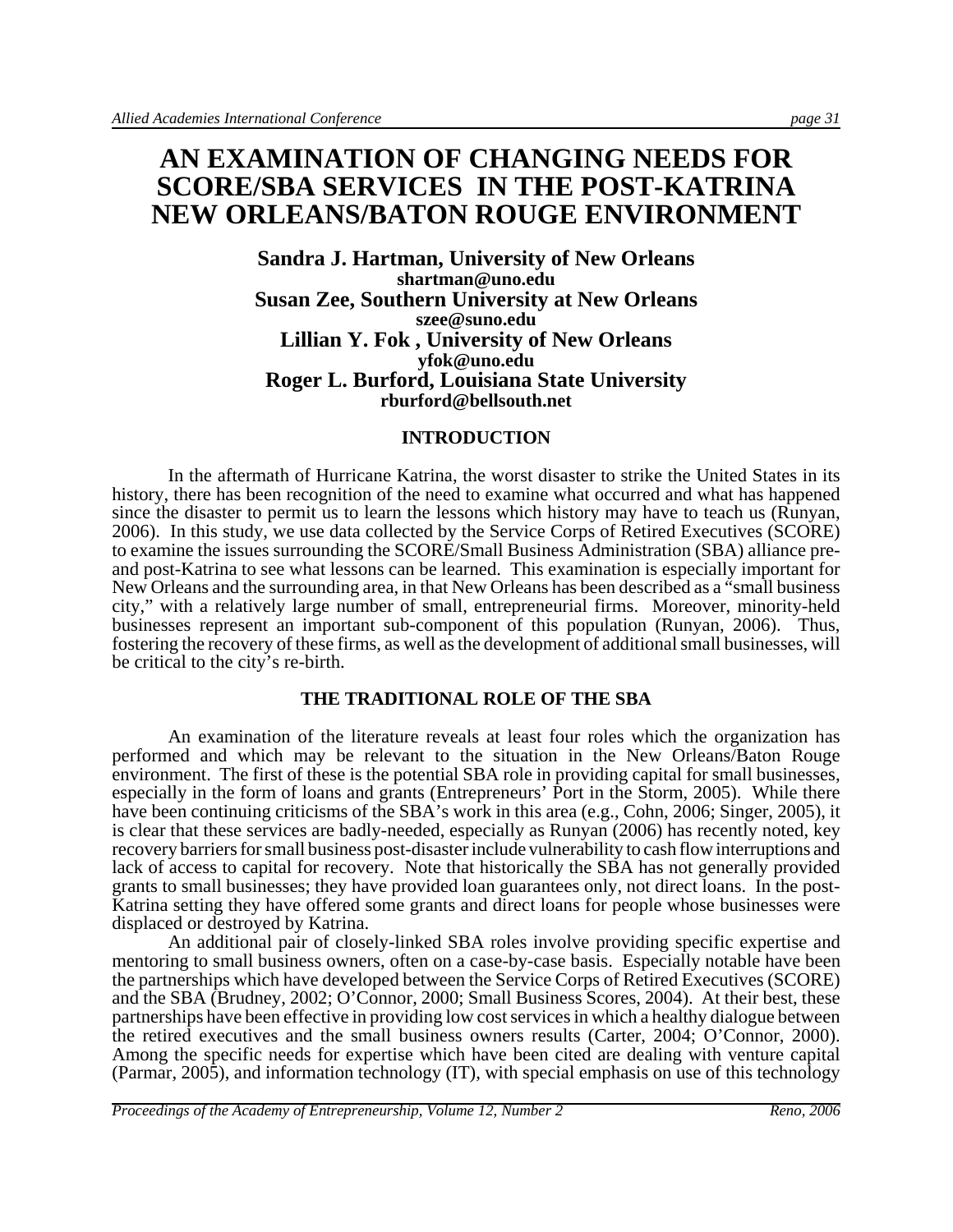# AN EXAMINATION OF CHANGING NEEDS FOR SCORE/SBA SERVICES IN THE POST-KATRINA NEW ORLEANS/BATON ROUGE ENVIRONMENT

**Sandra J. Hartman, University of New Orleans**
**shartman@uno.edu**
**Susan Zee, Southern University at New Orleans**
**szee@suno.edu**
**Lillian Y. Fok , University of New Orleans**
**yfok@uno.edu**
**Roger L. Burford, Louisiana State University**
**rburford@bellsouth.net**

## INTRODUCTION

In the aftermath of Hurricane Katrina, the worst disaster to strike the United States in its history, there has been recognition of the need to examine what occurred and what has happened since the disaster to permit us to learn the lessons which history may have to teach us (Runyan, 2006). In this study, we use data collected by the Service Corps of Retired Executives (SCORE) to examine the issues surrounding the SCORE/Small Business Administration (SBA) alliance pre- and post-Katrina to see what lessons can be learned. This examination is especially important for New Orleans and the surrounding area, in that New Orleans has been described as a "small business city," with a relatively large number of small, entrepreneurial firms. Moreover, minority-held businesses represent an important sub-component of this population (Runyan, 2006). Thus, fostering the recovery of these firms, as well as the development of additional small businesses, will be critical to the city's re-birth.

## THE TRADITIONAL ROLE OF THE SBA

An examination of the literature reveals at least four roles which the organization has performed and which may be relevant to the situation in the New Orleans/Baton Rouge environment. The first of these is the potential SBA role in providing capital for small businesses, especially in the form of loans and grants (Entrepreneurs' Port in the Storm, 2005). While there have been continuing criticisms of the SBA's work in this area (e.g., Cohn, 2006; Singer, 2005), it is clear that these services are badly-needed, especially as Runyan (2006) has recently noted, key recovery barriers for small business post-disaster include vulnerability to cash flow interruptions and lack of access to capital for recovery. Note that historically the SBA has not generally provided grants to small businesses; they have provided loan guarantees only, not direct loans. In the post-Katrina setting they have offered some grants and direct loans for people whose businesses were displaced or destroyed by Katrina.

An additional pair of closely-linked SBA roles involve providing specific expertise and mentoring to small business owners, often on a case-by-case basis. Especially notable have been the partnerships which have developed between the Service Corps of Retired Executives (SCORE) and the SBA (Brudney, 2002; O'Connor, 2000; Small Business Scores, 2004). At their best, these partnerships have been effective in providing low cost services in which a healthy dialogue between the retired executives and the small business owners results (Carter, 2004; O'Connor, 2000). Among the specific needs for expertise which have been cited are dealing with venture capital (Parmar, 2005), and information technology (IT), with special emphasis on use of this technology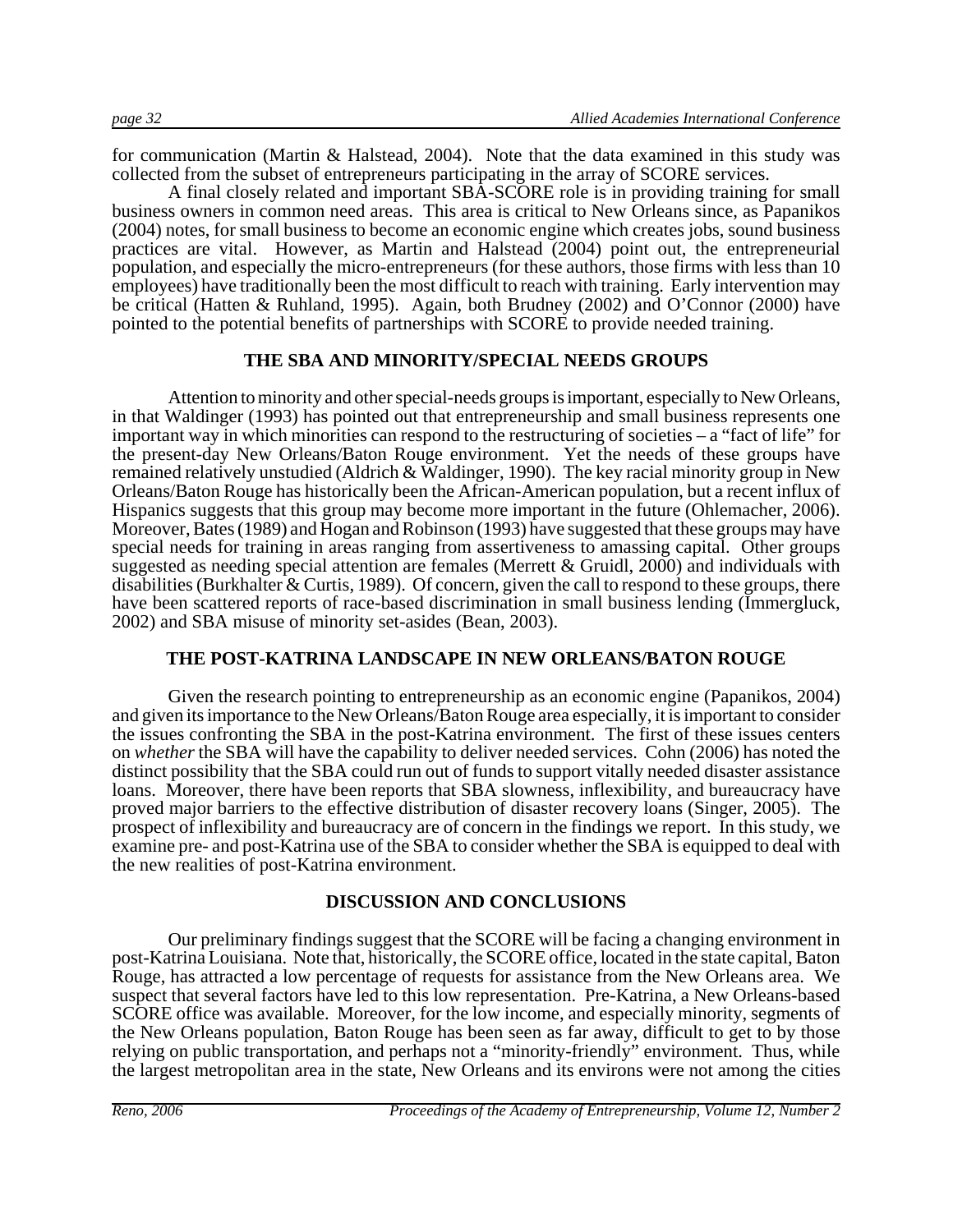for communication (Martin & Halstead, 2004). Note that the data examined in this study was collected from the subset of entrepreneurs participating in the array of SCORE services.

A final closely related and important SBA-SCORE role is in providing training for small business owners in common need areas. This area is critical to New Orleans since, as Papanikos (2004) notes, for small business to become an economic engine which creates jobs, sound business practices are vital. However, as Martin and Halstead (2004) point out, the entrepreneurial population, and especially the micro-entrepreneurs (for these authors, those firms with less than 10 employees) have traditionally been the most difficult to reach with training. Early intervention may be critical (Hatten & Ruhland, 1995). Again, both Brudney (2002) and O'Connor (2000) have pointed to the potential benefits of partnerships with SCORE to provide needed training.

## THE SBA AND MINORITY/SPECIAL NEEDS GROUPS

Attention to minority and other special-needs groups is important, especially to New Orleans, in that Waldinger (1993) has pointed out that entrepreneurship and small business represents one important way in which minorities can respond to the restructuring of societies – a "fact of life" for the present-day New Orleans/Baton Rouge environment. Yet the needs of these groups have remained relatively unstudied (Aldrich & Waldinger, 1990). The key racial minority group in New Orleans/Baton Rouge has historically been the African-American population, but a recent influx of Hispanics suggests that this group may become more important in the future (Ohlemacher, 2006). Moreover, Bates (1989) and Hogan and Robinson (1993) have suggested that these groups may have special needs for training in areas ranging from assertiveness to amassing capital. Other groups suggested as needing special attention are females (Merrett & Gruidl, 2000) and individuals with disabilities (Burkhalter & Curtis, 1989). Of concern, given the call to respond to these groups, there have been scattered reports of race-based discrimination in small business lending (Immergluck, 2002) and SBA misuse of minority set-asides (Bean, 2003).

## THE POST-KATRINA LANDSCAPE IN NEW ORLEANS/BATON ROUGE

Given the research pointing to entrepreneurship as an economic engine (Papanikos, 2004) and given its importance to the New Orleans/Baton Rouge area especially, it is important to consider the issues confronting the SBA in the post-Katrina environment. The first of these issues centers on *whether* the SBA will have the capability to deliver needed services. Cohn (2006) has noted the distinct possibility that the SBA could run out of funds to support vitally needed disaster assistance loans. Moreover, there have been reports that SBA slowness, inflexibility, and bureaucracy have proved major barriers to the effective distribution of disaster recovery loans (Singer, 2005). The prospect of inflexibility and bureaucracy are of concern in the findings we report. In this study, we examine pre- and post-Katrina use of the SBA to consider whether the SBA is equipped to deal with the new realities of post-Katrina environment.

## DISCUSSION AND CONCLUSIONS

Our preliminary findings suggest that the SCORE will be facing a changing environment in post-Katrina Louisiana. Note that, historically, the SCORE office, located in the state capital, Baton Rouge, has attracted a low percentage of requests for assistance from the New Orleans area. We suspect that several factors have led to this low representation. Pre-Katrina, a New Orleans-based SCORE office was available. Moreover, for the low income, and especially minority, segments of the New Orleans population, Baton Rouge has been seen as far away, difficult to get to by those relying on public transportation, and perhaps not a "minority-friendly" environment. Thus, while the largest metropolitan area in the state, New Orleans and its environs were not among the cities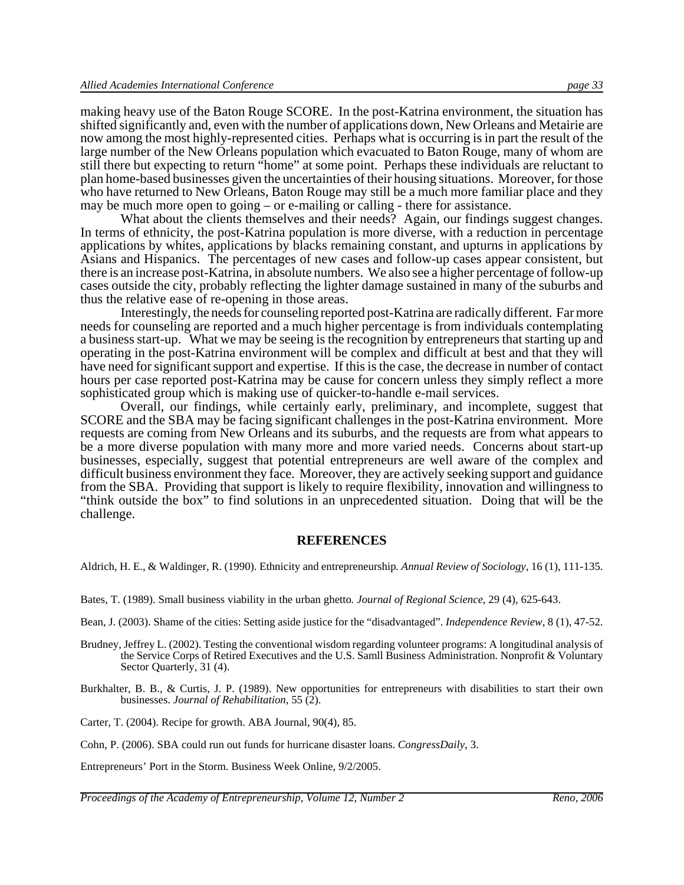making heavy use of the Baton Rouge SCORE. In the post-Katrina environment, the situation has shifted significantly and, even with the number of applications down, New Orleans and Metairie are now among the most highly-represented cities. Perhaps what is occurring is in part the result of the large number of the New Orleans population which evacuated to Baton Rouge, many of whom are still there but expecting to return "home" at some point. Perhaps these individuals are reluctant to plan home-based businesses given the uncertainties of their housing situations. Moreover, for those who have returned to New Orleans, Baton Rouge may still be a much more familiar place and they may be much more open to going – or e-mailing or calling - there for assistance.

What about the clients themselves and their needs? Again, our findings suggest changes. In terms of ethnicity, the post-Katrina population is more diverse, with a reduction in percentage applications by whites, applications by blacks remaining constant, and upturns in applications by Asians and Hispanics. The percentages of new cases and follow-up cases appear consistent, but there is an increase post-Katrina, in absolute numbers. We also see a higher percentage of follow-up cases outside the city, probably reflecting the lighter damage sustained in many of the suburbs and thus the relative ease of re-opening in those areas.

Interestingly, the needs for counseling reported post-Katrina are radically different. Far more needs for counseling are reported and a much higher percentage is from individuals contemplating a business start-up. What we may be seeing is the recognition by entrepreneurs that starting up and operating in the post-Katrina environment will be complex and difficult at best and that they will have need for significant support and expertise. If this is the case, the decrease in number of contact hours per case reported post-Katrina may be cause for concern unless they simply reflect a more sophisticated group which is making use of quicker-to-handle e-mail services.

Overall, our findings, while certainly early, preliminary, and incomplete, suggest that SCORE and the SBA may be facing significant challenges in the post-Katrina environment. More requests are coming from New Orleans and its suburbs, and the requests are from what appears to be a more diverse population with many more and more varied needs. Concerns about start-up businesses, especially, suggest that potential entrepreneurs are well aware of the complex and difficult business environment they face. Moreover, they are actively seeking support and guidance from the SBA. Providing that support is likely to require flexibility, innovation and willingness to "think outside the box" to find solutions in an unprecedented situation. Doing that will be the challenge.

## REFERENCES

Aldrich, H. E., & Waldinger, R. (1990). Ethnicity and entrepreneurship. *Annual Review of Sociology*, 16 (1), 111-135.

Bates, T. (1989). Small business viability in the urban ghetto. *Journal of Regional Science*, 29 (4), 625-643.

Bean, J. (2003). Shame of the cities: Setting aside justice for the "disadvantaged". *Independence Review*, 8 (1), 47-52.

Brudney, Jeffrey L. (2002). Testing the conventional wisdom regarding volunteer programs: A longitudinal analysis of the Service Corps of Retired Executives and the U.S. Samll Business Administration. Nonprofit & Voluntary Sector Quarterly, 31 (4).

Burkhalter, B. B., & Curtis, J. P. (1989). New opportunities for entrepreneurs with disabilities to start their own businesses. *Journal of Rehabilitation*, 55 (2).

Carter, T. (2004). Recipe for growth. ABA Journal, 90(4), 85.

Cohn, P. (2006). SBA could run out funds for hurricane disaster loans. *CongressDaily*, 3.

Entrepreneurs' Port in the Storm. Business Week Online, 9/2/2005.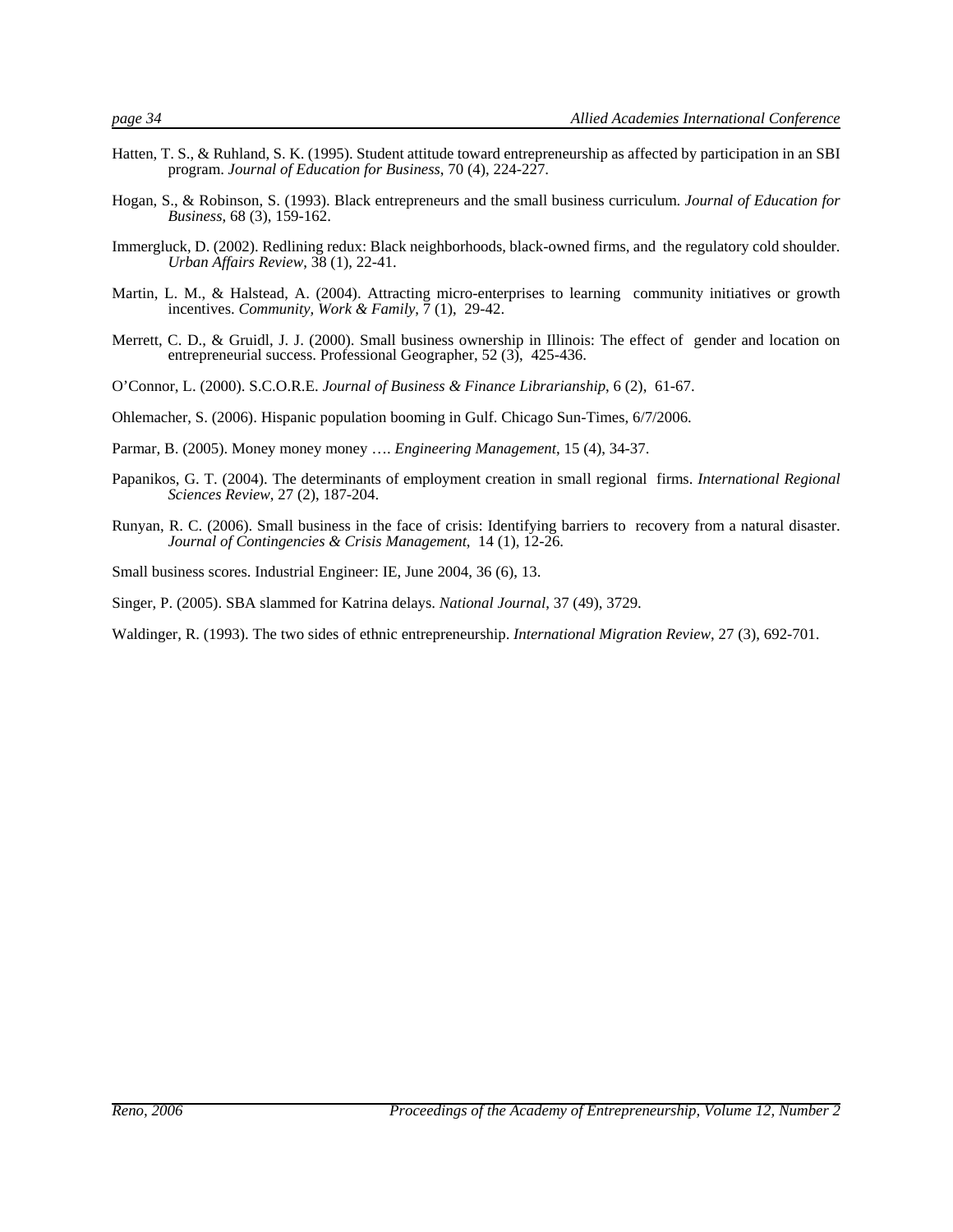Hatten, T. S., & Ruhland, S. K. (1995). Student attitude toward entrepreneurship as affected by participation in an SBI program. *Journal of Education for Business*, 70 (4), 224-227.

Hogan, S., & Robinson, S. (1993). Black entrepreneurs and the small business curriculum. *Journal of Education for Business*, 68 (3), 159-162.

Immergluck, D. (2002). Redlining redux: Black neighborhoods, black-owned firms, and the regulatory cold shoulder. *Urban Affairs Review*, 38 (1), 22-41.

Martin, L. M., & Halstead, A. (2004). Attracting micro-enterprises to learning community initiatives or growth incentives. *Community, Work & Family*, 7 (1), 29-42.

Merrett, C. D., & Gruidl, J. J. (2000). Small business ownership in Illinois: The effect of gender and location on entrepreneurial success. Professional Geographer, 52 (3), 425-436.

O'Connor, L. (2000). S.C.O.R.E. *Journal of Business & Finance Librarianship*, 6 (2), 61-67.

Ohlemacher, S. (2006). Hispanic population booming in Gulf. Chicago Sun-Times, 6/7/2006.

Parmar, B. (2005). Money money money …. *Engineering Management*, 15 (4), 34-37.

Papanikos, G. T. (2004). The determinants of employment creation in small regional firms. *International Regional Sciences Review*, 27 (2), 187-204.

Runyan, R. C. (2006). Small business in the face of crisis: Identifying barriers to recovery from a natural disaster. *Journal of Contingencies & Crisis Management*, 14 (1), 12-26.

Small business scores. Industrial Engineer: IE, June 2004, 36 (6), 13.

Singer, P. (2005). SBA slammed for Katrina delays. *National Journal*, 37 (49), 3729.

Waldinger, R. (1993). The two sides of ethnic entrepreneurship. *International Migration Review*, 27 (3), 692-701.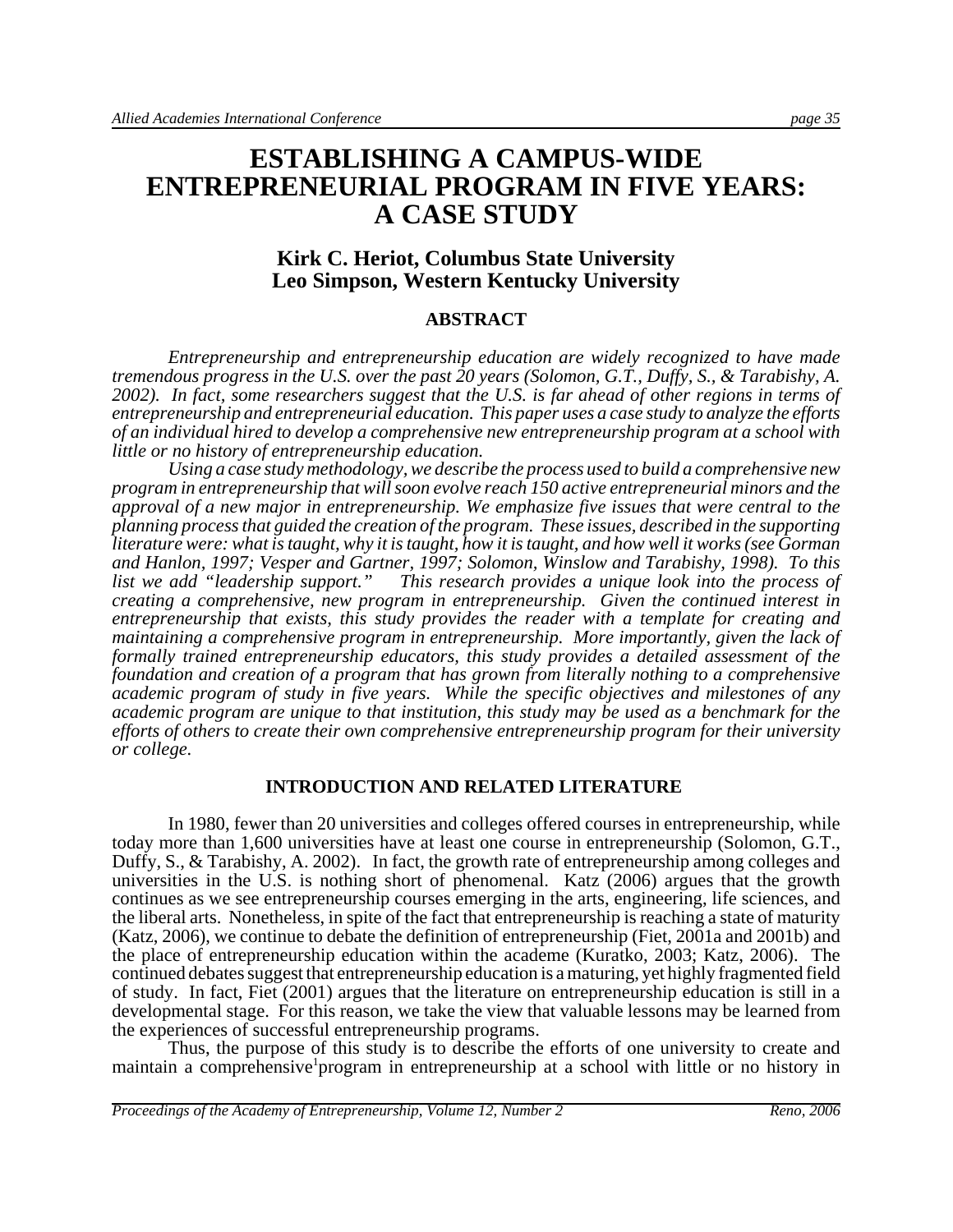# ESTABLISHING A CAMPUS-WIDE ENTREPRENEURIAL PROGRAM IN FIVE YEARS: A CASE STUDY

**Kirk C. Heriot, Columbus State University**
**Leo Simpson, Western Kentucky University**

## ABSTRACT

*Entrepreneurship and entrepreneurship education are widely recognized to have made tremendous progress in the U.S. over the past 20 years (Solomon, G.T., Duffy, S., & Tarabishy, A. 2002). In fact, some researchers suggest that the U.S. is far ahead of other regions in terms of entrepreneurship and entrepreneurial education. This paper uses a case study to analyze the efforts of an individual hired to develop a comprehensive new entrepreneurship program at a school with little or no history of entrepreneurship education.*

*Using a case study methodology, we describe the process used to build a comprehensive new program in entrepreneurship that will soon evolve reach 150 active entrepreneurial minors and the approval of a new major in entrepreneurship. We emphasize five issues that were central to the planning process that guided the creation of the program. These issues, described in the supporting literature were: what is taught, why it is taught, how it is taught, and how well it works (see Gorman and Hanlon, 1997; Vesper and Gartner, 1997; Solomon, Winslow and Tarabishy, 1998). To this list we add "leadership support." This research provides a unique look into the process of creating a comprehensive, new program in entrepreneurship. Given the continued interest in entrepreneurship that exists, this study provides the reader with a template for creating and maintaining a comprehensive program in entrepreneurship. More importantly, given the lack of formally trained entrepreneurship educators, this study provides a detailed assessment of the foundation and creation of a program that has grown from literally nothing to a comprehensive academic program of study in five years. While the specific objectives and milestones of any academic program are unique to that institution, this study may be used as a benchmark for the efforts of others to create their own comprehensive entrepreneurship program for their university or college.*

## INTRODUCTION AND RELATED LITERATURE

In 1980, fewer than 20 universities and colleges offered courses in entrepreneurship, while today more than 1,600 universities have at least one course in entrepreneurship (Solomon, G.T., Duffy, S., & Tarabishy, A. 2002). In fact, the growth rate of entrepreneurship among colleges and universities in the U.S. is nothing short of phenomenal. Katz (2006) argues that the growth continues as we see entrepreneurship courses emerging in the arts, engineering, life sciences, and the liberal arts. Nonetheless, in spite of the fact that entrepreneurship is reaching a state of maturity (Katz, 2006), we continue to debate the definition of entrepreneurship (Fiet, 2001a and 2001b) and the place of entrepreneurship education within the academe (Kuratko, 2003; Katz, 2006). The continued debates suggest that entrepreneurship education is a maturing, yet highly fragmented field of study. In fact, Fiet (2001) argues that the literature on entrepreneurship education is still in a developmental stage. For this reason, we take the view that valuable lessons may be learned from the experiences of successful entrepreneurship programs.

Thus, the purpose of this study is to describe the efforts of one university to create and maintain a comprehensive[1] program in entrepreneurship at a school with little or no history in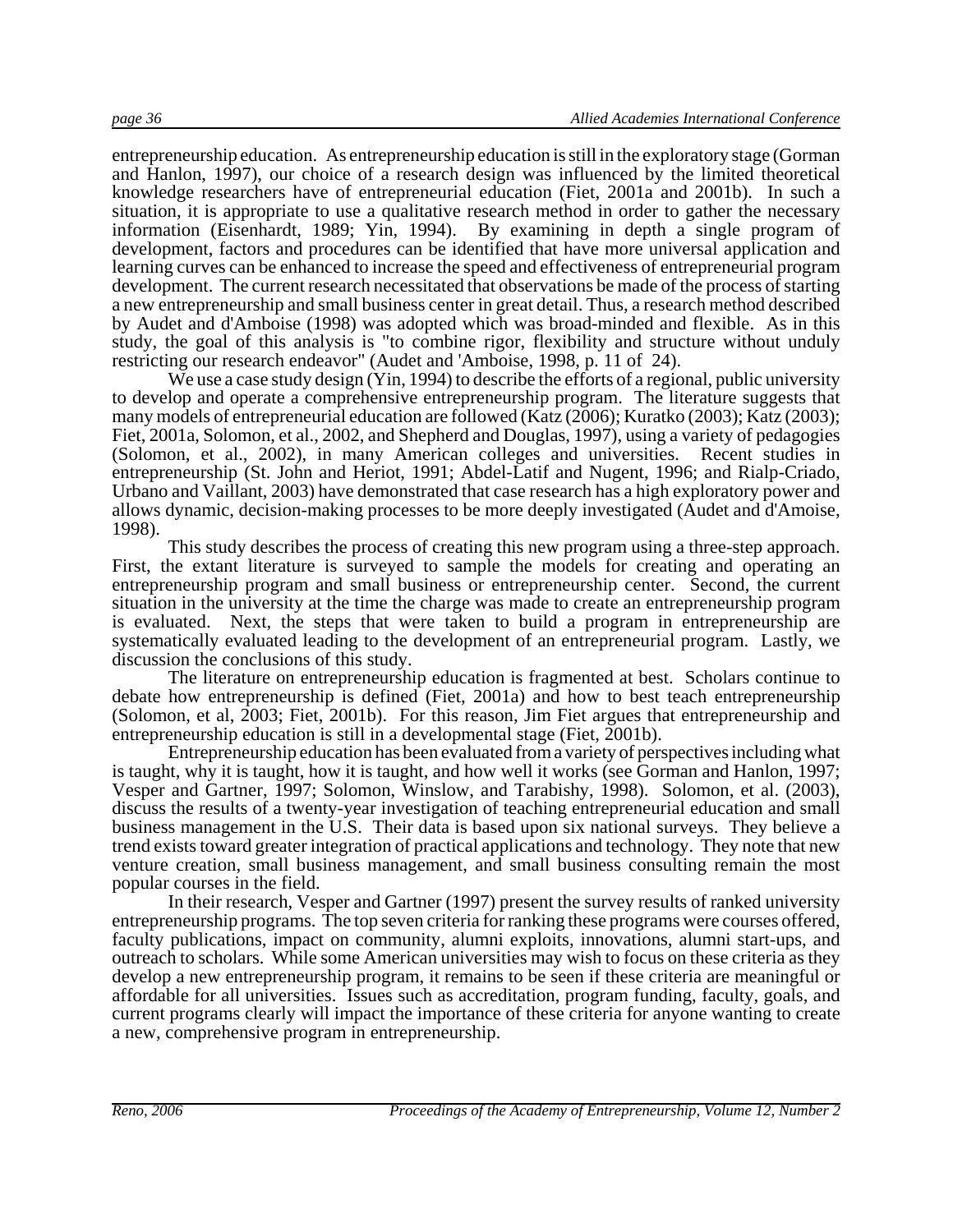entrepreneurship education. As entrepreneurship education is still in the exploratory stage (Gorman and Hanlon, 1997), our choice of a research design was influenced by the limited theoretical knowledge researchers have of entrepreneurial education (Fiet, 2001a and 2001b). In such a situation, it is appropriate to use a qualitative research method in order to gather the necessary information (Eisenhardt, 1989; Yin, 1994). By examining in depth a single program of development, factors and procedures can be identified that have more universal application and learning curves can be enhanced to increase the speed and effectiveness of entrepreneurial program development. The current research necessitated that observations be made of the process of starting a new entrepreneurship and small business center in great detail. Thus, a research method described by Audet and d'Amboise (1998) was adopted which was broad-minded and flexible. As in this study, the goal of this analysis is "to combine rigor, flexibility and structure without unduly restricting our research endeavor" (Audet and 'Amboise, 1998, p. 11 of 24).

We use a case study design (Yin, 1994) to describe the efforts of a regional, public university to develop and operate a comprehensive entrepreneurship program. The literature suggests that many models of entrepreneurial education are followed (Katz (2006); Kuratko (2003); Katz (2003); Fiet, 2001a, Solomon, et al., 2002, and Shepherd and Douglas, 1997), using a variety of pedagogies (Solomon, et al., 2002), in many American colleges and universities. Recent studies in entrepreneurship (St. John and Heriot, 1991; Abdel-Latif and Nugent, 1996; and Rialp-Criado, Urbano and Vaillant, 2003) have demonstrated that case research has a high exploratory power and allows dynamic, decision-making processes to be more deeply investigated (Audet and d'Amoise, 1998).

This study describes the process of creating this new program using a three-step approach. First, the extant literature is surveyed to sample the models for creating and operating an entrepreneurship program and small business or entrepreneurship center. Second, the current situation in the university at the time the charge was made to create an entrepreneurship program is evaluated. Next, the steps that were taken to build a program in entrepreneurship are systematically evaluated leading to the development of an entrepreneurial program. Lastly, we discussion the conclusions of this study.

The literature on entrepreneurship education is fragmented at best. Scholars continue to debate how entrepreneurship is defined (Fiet, 2001a) and how to best teach entrepreneurship (Solomon, et al, 2003; Fiet, 2001b). For this reason, Jim Fiet argues that entrepreneurship and entrepreneurship education is still in a developmental stage (Fiet, 2001b).

Entrepreneurship education has been evaluated from a variety of perspectives including what is taught, why it is taught, how it is taught, and how well it works (see Gorman and Hanlon, 1997; Vesper and Gartner, 1997; Solomon, Winslow, and Tarabishy, 1998). Solomon, et al. (2003), discuss the results of a twenty-year investigation of teaching entrepreneurial education and small business management in the U.S. Their data is based upon six national surveys. They believe a trend exists toward greater integration of practical applications and technology. They note that new venture creation, small business management, and small business consulting remain the most popular courses in the field.

In their research, Vesper and Gartner (1997) present the survey results of ranked university entrepreneurship programs. The top seven criteria for ranking these programs were courses offered, faculty publications, impact on community, alumni exploits, innovations, alumni start-ups, and outreach to scholars. While some American universities may wish to focus on these criteria as they develop a new entrepreneurship program, it remains to be seen if these criteria are meaningful or affordable for all universities. Issues such as accreditation, program funding, faculty, goals, and current programs clearly will impact the importance of these criteria for anyone wanting to create a new, comprehensive program in entrepreneurship.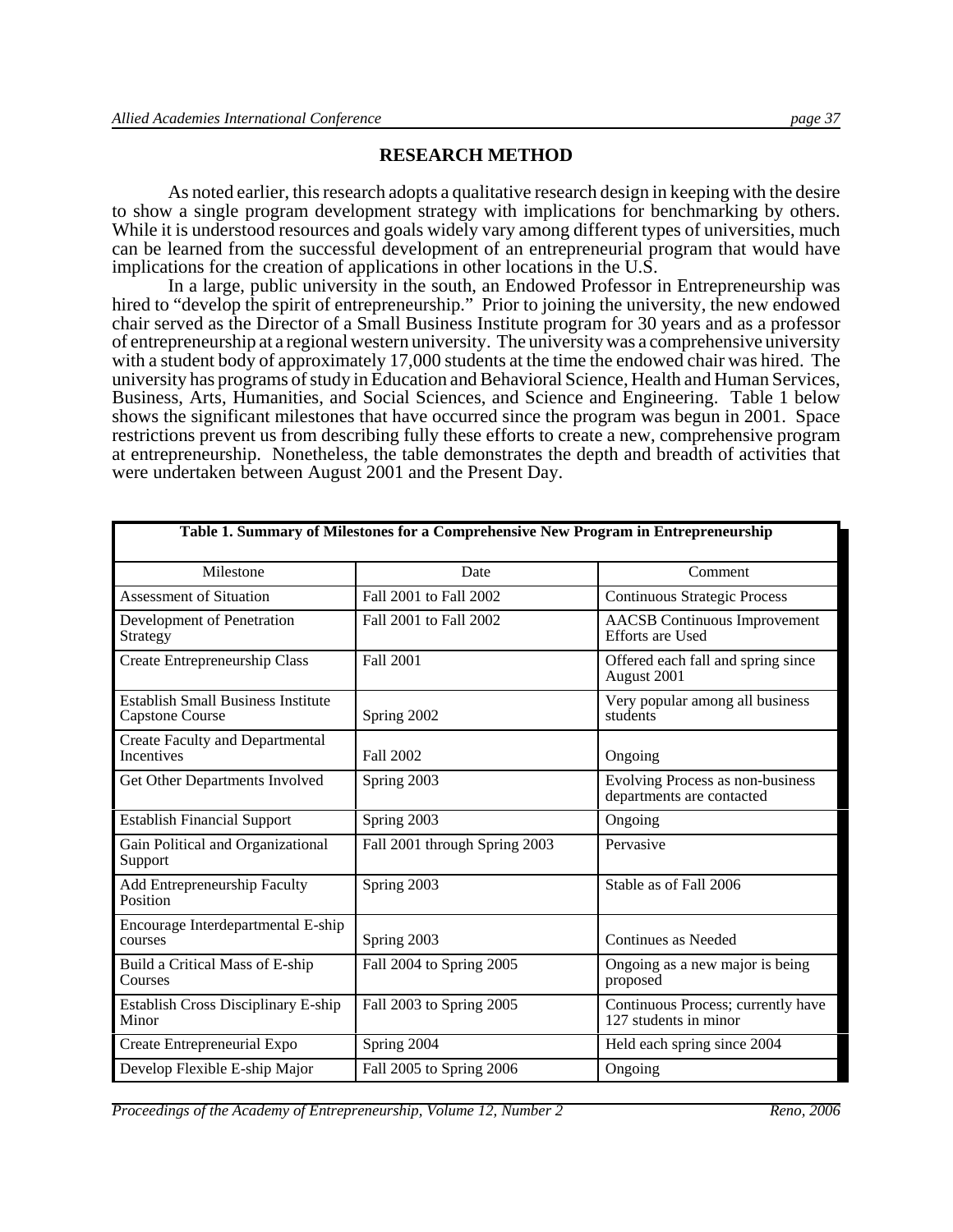## RESEARCH METHOD

As noted earlier, this research adopts a qualitative research design in keeping with the desire to show a single program development strategy with implications for benchmarking by others. While it is understood resources and goals widely vary among different types of universities, much can be learned from the successful development of an entrepreneurial program that would have implications for the creation of applications in other locations in the U.S.

In a large, public university in the south, an Endowed Professor in Entrepreneurship was hired to "develop the spirit of entrepreneurship." Prior to joining the university, the new endowed chair served as the Director of a Small Business Institute program for 30 years and as a professor of entrepreneurship at a regional western university. The university was a comprehensive university with a student body of approximately 17,000 students at the time the endowed chair was hired. The university has programs of study in Education and Behavioral Science, Health and Human Services, Business, Arts, Humanities, and Social Sciences, and Science and Engineering. Table 1 below shows the significant milestones that have occurred since the program was begun in 2001. Space restrictions prevent us from describing fully these efforts to create a new, comprehensive program at entrepreneurship. Nonetheless, the table demonstrates the depth and breadth of activities that were undertaken between August 2001 and the Present Day.

**Table 1. Summary of Milestones for a Comprehensive New Program in Entrepreneurship**

| Milestone | Date | Comment |
|---|---|---|
| Assessment of Situation | Fall 2001 to Fall 2002 | Continuous Strategic Process |
| Development of Penetration Strategy | Fall 2001 to Fall 2002 | AACSB Continuous Improvement Efforts are Used |
| Create Entrepreneurship Class | Fall 2001 | Offered each fall and spring since August 2001 |
| Establish Small Business Institute Capstone Course | Spring 2002 | Very popular among all business students |
| Create Faculty and Departmental Incentives | Fall 2002 | Ongoing |
| Get Other Departments Involved | Spring 2003 | Evolving Process as non-business departments are contacted |
| Establish Financial Support | Spring 2003 | Ongoing |
| Gain Political and Organizational Support | Fall 2001 through Spring 2003 | Pervasive |
| Add Entrepreneurship Faculty Position | Spring 2003 | Stable as of Fall 2006 |
| Encourage Interdepartmental E-ship courses | Spring 2003 | Continues as Needed |
| Build a Critical Mass of E-ship Courses | Fall 2004 to Spring 2005 | Ongoing as a new major is being proposed |
| Establish Cross Disciplinary E-ship Minor | Fall 2003 to Spring 2005 | Continuous Process; currently have 127 students in minor |
| Create Entrepreneurial Expo | Spring 2004 | Held each spring since 2004 |
| Develop Flexible E-ship Major | Fall 2005 to Spring 2006 | Ongoing |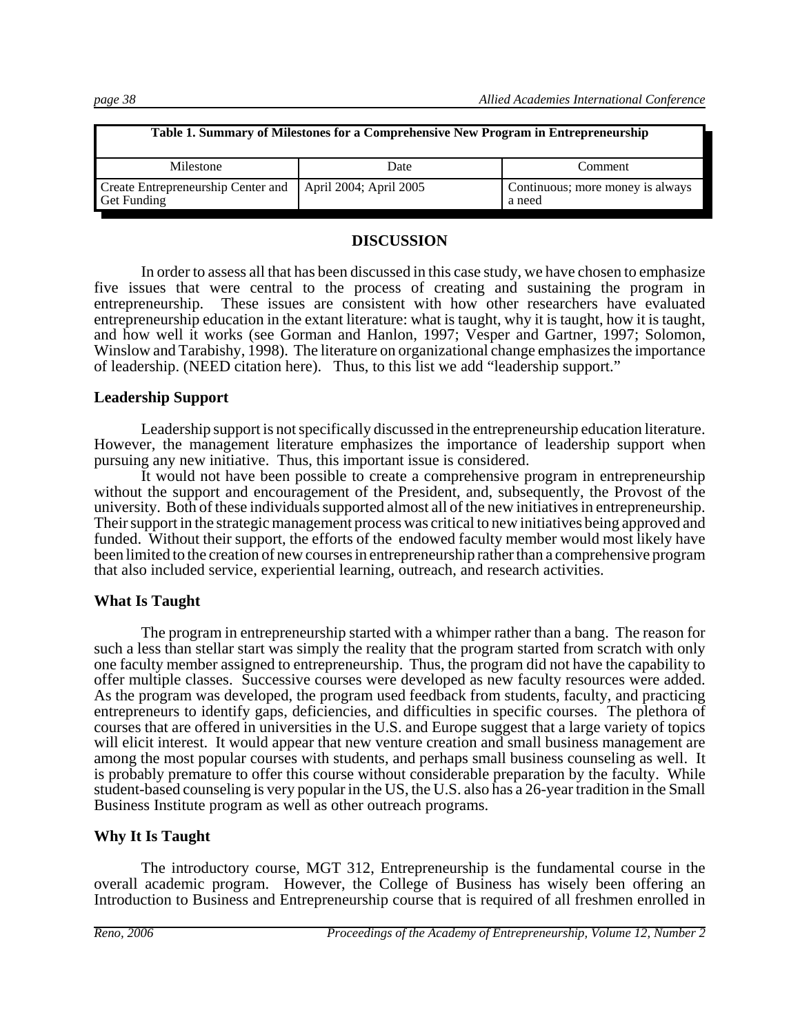**Table 1. Summary of Milestones for a Comprehensive New Program in Entrepreneurship**

| Milestone | Date | Comment |
| --- | --- | --- |
| Create Entrepreneurship Center and Get Funding | April 2004; April 2005 | Continuous; more money is always a need |

## DISCUSSION

In order to assess all that has been discussed in this case study, we have chosen to emphasize five issues that were central to the process of creating and sustaining the program in entrepreneurship. These issues are consistent with how other researchers have evaluated entrepreneurship education in the extant literature: what is taught, why it is taught, how it is taught, and how well it works (see Gorman and Hanlon, 1997; Vesper and Gartner, 1997; Solomon, Winslow and Tarabishy, 1998). The literature on organizational change emphasizes the importance of leadership. (NEED citation here). Thus, to this list we add "leadership support."

### Leadership Support

Leadership support is not specifically discussed in the entrepreneurship education literature. However, the management literature emphasizes the importance of leadership support when pursuing any new initiative. Thus, this important issue is considered.

It would not have been possible to create a comprehensive program in entrepreneurship without the support and encouragement of the President, and, subsequently, the Provost of the university. Both of these individuals supported almost all of the new initiatives in entrepreneurship. Their support in the strategic management process was critical to new initiatives being approved and funded. Without their support, the efforts of the endowed faculty member would most likely have been limited to the creation of new courses in entrepreneurship rather than a comprehensive program that also included service, experiential learning, outreach, and research activities.

### What Is Taught

The program in entrepreneurship started with a whimper rather than a bang. The reason for such a less than stellar start was simply the reality that the program started from scratch with only one faculty member assigned to entrepreneurship. Thus, the program did not have the capability to offer multiple classes. Successive courses were developed as new faculty resources were added. As the program was developed, the program used feedback from students, faculty, and practicing entrepreneurs to identify gaps, deficiencies, and difficulties in specific courses. The plethora of courses that are offered in universities in the U.S. and Europe suggest that a large variety of topics will elicit interest. It would appear that new venture creation and small business management are among the most popular courses with students, and perhaps small business counseling as well. It is probably premature to offer this course without considerable preparation by the faculty. While student-based counseling is very popular in the US, the U.S. also has a 26-year tradition in the Small Business Institute program as well as other outreach programs.

### Why It Is Taught

The introductory course, MGT 312, Entrepreneurship is the fundamental course in the overall academic program. However, the College of Business has wisely been offering an Introduction to Business and Entrepreneurship course that is required of all freshmen enrolled in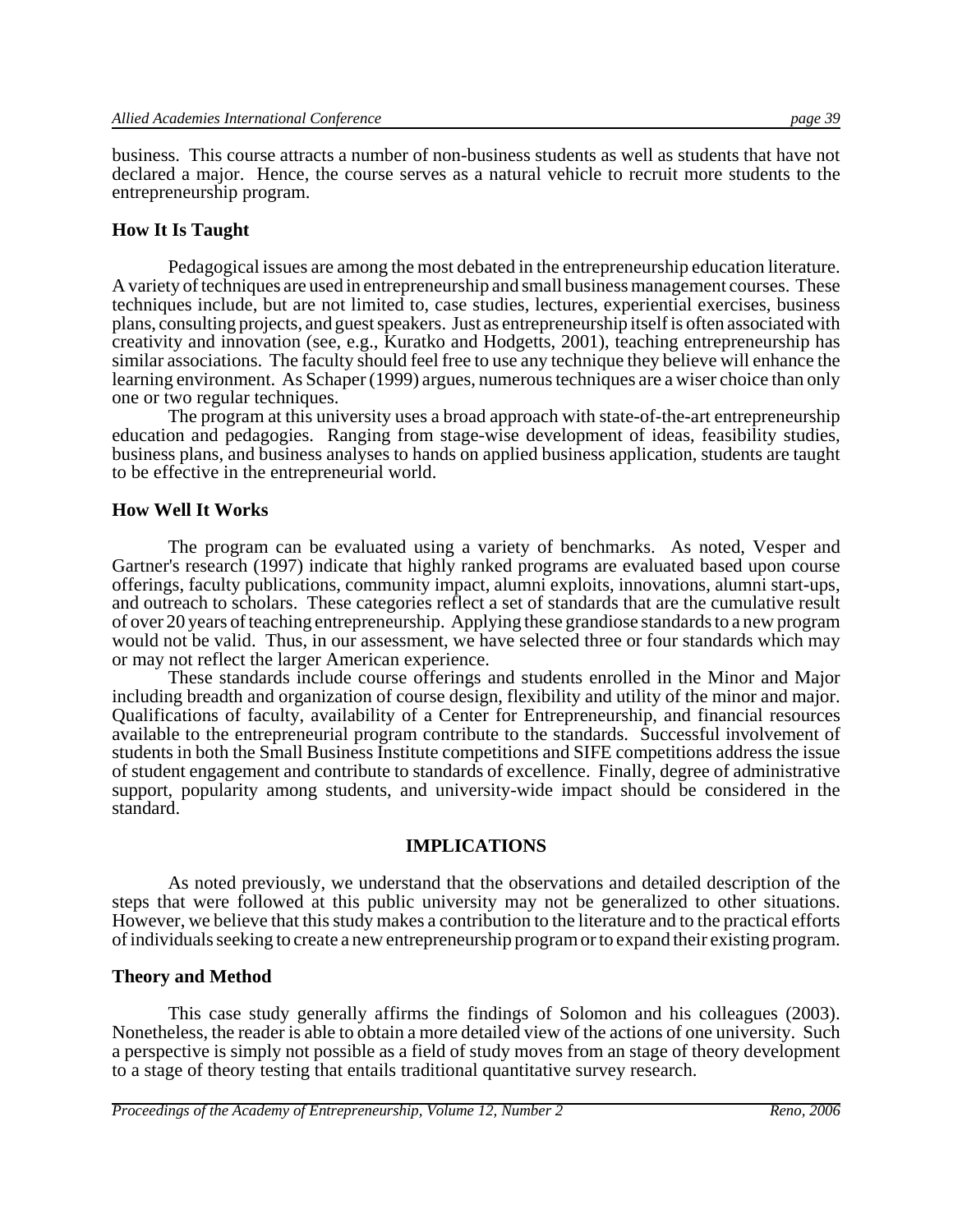business. This course attracts a number of non-business students as well as students that have not declared a major. Hence, the course serves as a natural vehicle to recruit more students to the entrepreneurship program.

### How It Is Taught

Pedagogical issues are among the most debated in the entrepreneurship education literature. A variety of techniques are used in entrepreneurship and small business management courses. These techniques include, but are not limited to, case studies, lectures, experiential exercises, business plans, consulting projects, and guest speakers. Just as entrepreneurship itself is often associated with creativity and innovation (see, e.g., Kuratko and Hodgetts, 2001), teaching entrepreneurship has similar associations. The faculty should feel free to use any technique they believe will enhance the learning environment. As Schaper (1999) argues, numerous techniques are a wiser choice than only one or two regular techniques.

The program at this university uses a broad approach with state-of-the-art entrepreneurship education and pedagogies. Ranging from stage-wise development of ideas, feasibility studies, business plans, and business analyses to hands on applied business application, students are taught to be effective in the entrepreneurial world.

### How Well It Works

The program can be evaluated using a variety of benchmarks. As noted, Vesper and Gartner's research (1997) indicate that highly ranked programs are evaluated based upon course offerings, faculty publications, community impact, alumni exploits, innovations, alumni start-ups, and outreach to scholars. These categories reflect a set of standards that are the cumulative result of over 20 years of teaching entrepreneurship. Applying these grandiose standards to a new program would not be valid. Thus, in our assessment, we have selected three or four standards which may or may not reflect the larger American experience.

These standards include course offerings and students enrolled in the Minor and Major including breadth and organization of course design, flexibility and utility of the minor and major. Qualifications of faculty, availability of a Center for Entrepreneurship, and financial resources available to the entrepreneurial program contribute to the standards. Successful involvement of students in both the Small Business Institute competitions and SIFE competitions address the issue of student engagement and contribute to standards of excellence. Finally, degree of administrative support, popularity among students, and university-wide impact should be considered in the standard.

## IMPLICATIONS

As noted previously, we understand that the observations and detailed description of the steps that were followed at this public university may not be generalized to other situations. However, we believe that this study makes a contribution to the literature and to the practical efforts of individuals seeking to create a new entrepreneurship program or to expand their existing program.

### Theory and Method

This case study generally affirms the findings of Solomon and his colleagues (2003). Nonetheless, the reader is able to obtain a more detailed view of the actions of one university. Such a perspective is simply not possible as a field of study moves from an stage of theory development to a stage of theory testing that entails traditional quantitative survey research.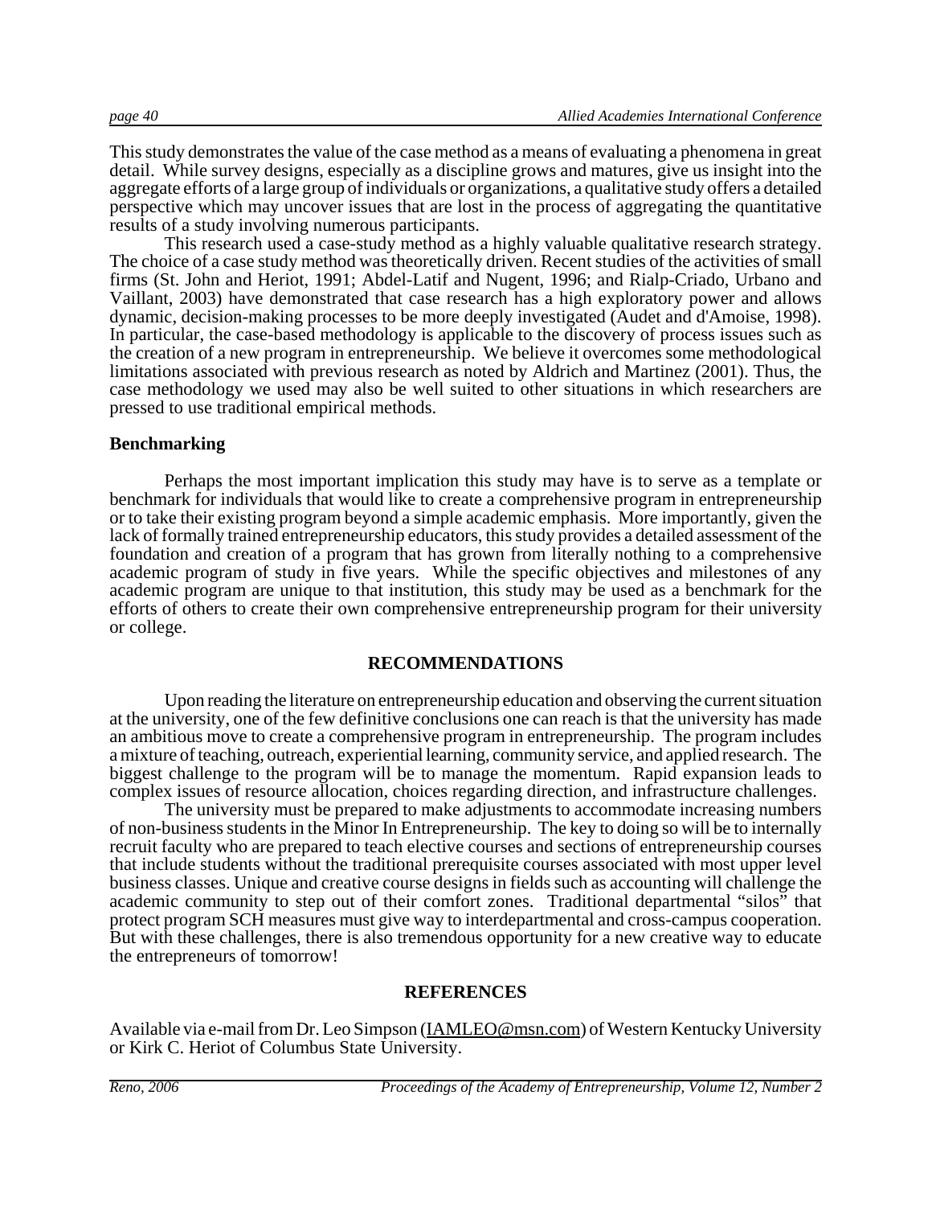This study demonstrates the value of the case method as a means of evaluating a phenomena in great detail. While survey designs, especially as a discipline grows and matures, give us insight into the aggregate efforts of a large group of individuals or organizations, a qualitative study offers a detailed perspective which may uncover issues that are lost in the process of aggregating the quantitative results of a study involving numerous participants.

This research used a case-study method as a highly valuable qualitative research strategy. The choice of a case study method was theoretically driven. Recent studies of the activities of small firms (St. John and Heriot, 1991; Abdel-Latif and Nugent, 1996; and Rialp-Criado, Urbano and Vaillant, 2003) have demonstrated that case research has a high exploratory power and allows dynamic, decision-making processes to be more deeply investigated (Audet and d'Amoise, 1998). In particular, the case-based methodology is applicable to the discovery of process issues such as the creation of a new program in entrepreneurship. We believe it overcomes some methodological limitations associated with previous research as noted by Aldrich and Martinez (2001). Thus, the case methodology we used may also be well suited to other situations in which researchers are pressed to use traditional empirical methods.

**Benchmarking**

Perhaps the most important implication this study may have is to serve as a template or benchmark for individuals that would like to create a comprehensive program in entrepreneurship or to take their existing program beyond a simple academic emphasis. More importantly, given the lack of formally trained entrepreneurship educators, this study provides a detailed assessment of the foundation and creation of a program that has grown from literally nothing to a comprehensive academic program of study in five years. While the specific objectives and milestones of any academic program are unique to that institution, this study may be used as a benchmark for the efforts of others to create their own comprehensive entrepreneurship program for their university or college.

## RECOMMENDATIONS

Upon reading the literature on entrepreneurship education and observing the current situation at the university, one of the few definitive conclusions one can reach is that the university has made an ambitious move to create a comprehensive program in entrepreneurship. The program includes a mixture of teaching, outreach, experiential learning, community service, and applied research. The biggest challenge to the program will be to manage the momentum. Rapid expansion leads to complex issues of resource allocation, choices regarding direction, and infrastructure challenges.

The university must be prepared to make adjustments to accommodate increasing numbers of non-business students in the Minor In Entrepreneurship. The key to doing so will be to internally recruit faculty who are prepared to teach elective courses and sections of entrepreneurship courses that include students without the traditional prerequisite courses associated with most upper level business classes. Unique and creative course designs in fields such as accounting will challenge the academic community to step out of their comfort zones. Traditional departmental "silos" that protect program SCH measures must give way to interdepartmental and cross-campus cooperation. But with these challenges, there is also tremendous opportunity for a new creative way to educate the entrepreneurs of tomorrow!

## REFERENCES

Available via e-mail from Dr. Leo Simpson (IAMLEO@msn.com) of Western Kentucky University or Kirk C. Heriot of Columbus State University.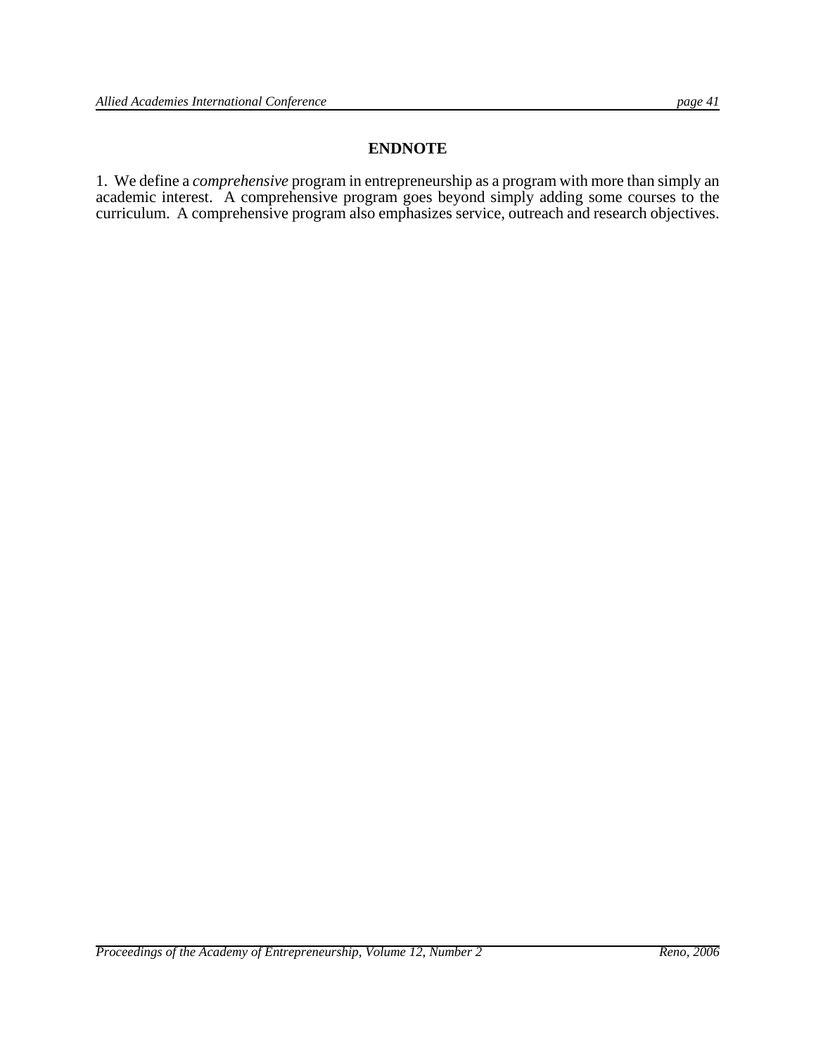## ENDNOTE

1. We define a *comprehensive* program in entrepreneurship as a program with more than simply an academic interest. A comprehensive program goes beyond simply adding some courses to the curriculum. A comprehensive program also emphasizes service, outreach and research objectives.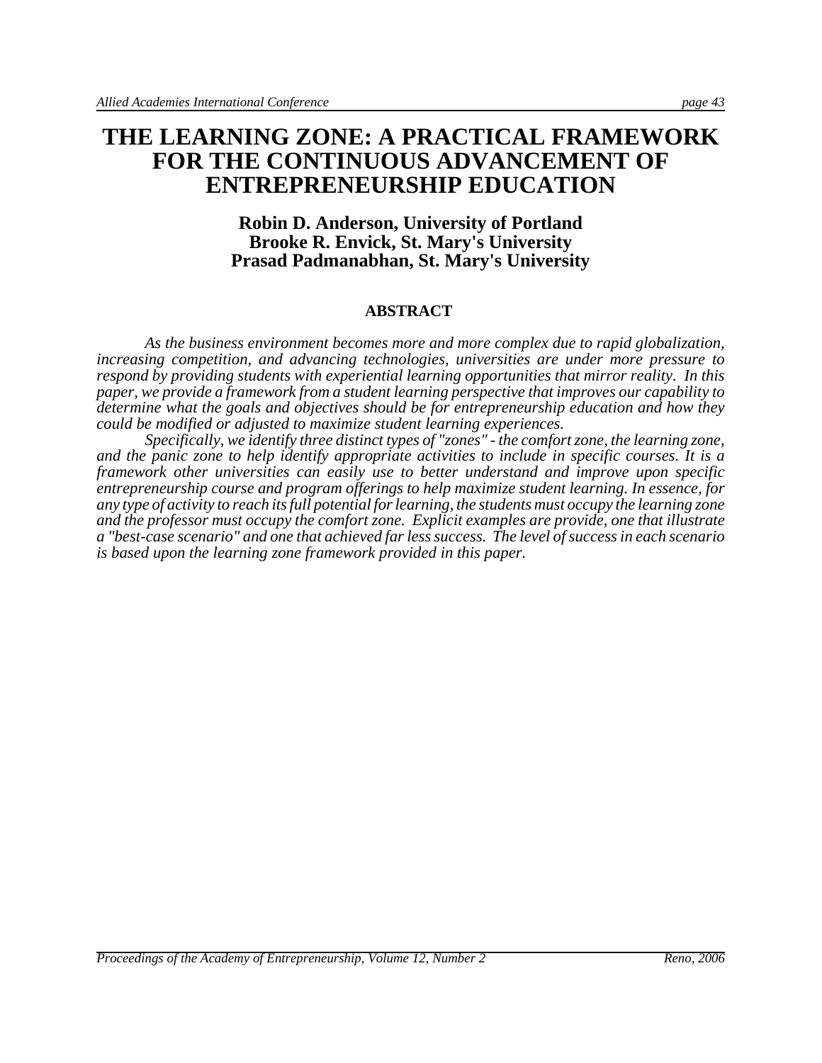# THE LEARNING ZONE: A PRACTICAL FRAMEWORK FOR THE CONTINUOUS ADVANCEMENT OF ENTREPRENEURSHIP EDUCATION

**Robin D. Anderson, University of Portland**
**Brooke R. Envick, St. Mary's University**
**Prasad Padmanabhan, St. Mary's University**

## ABSTRACT

*As the business environment becomes more and more complex due to rapid globalization, increasing competition, and advancing technologies, universities are under more pressure to respond by providing students with experiential learning opportunities that mirror reality. In this paper, we provide a framework from a student learning perspective that improves our capability to determine what the goals and objectives should be for entrepreneurship education and how they could be modified or adjusted to maximize student learning experiences.*

*Specifically, we identify three distinct types of "zones" - the comfort zone, the learning zone, and the panic zone to help identify appropriate activities to include in specific courses. It is a framework other universities can easily use to better understand and improve upon specific entrepreneurship course and program offerings to help maximize student learning. In essence, for any type of activity to reach its full potential for learning, the students must occupy the learning zone and the professor must occupy the comfort zone. Explicit examples are provide, one that illustrate a "best-case scenario" and one that achieved far less success. The level of success in each scenario is based upon the learning zone framework provided in this paper.*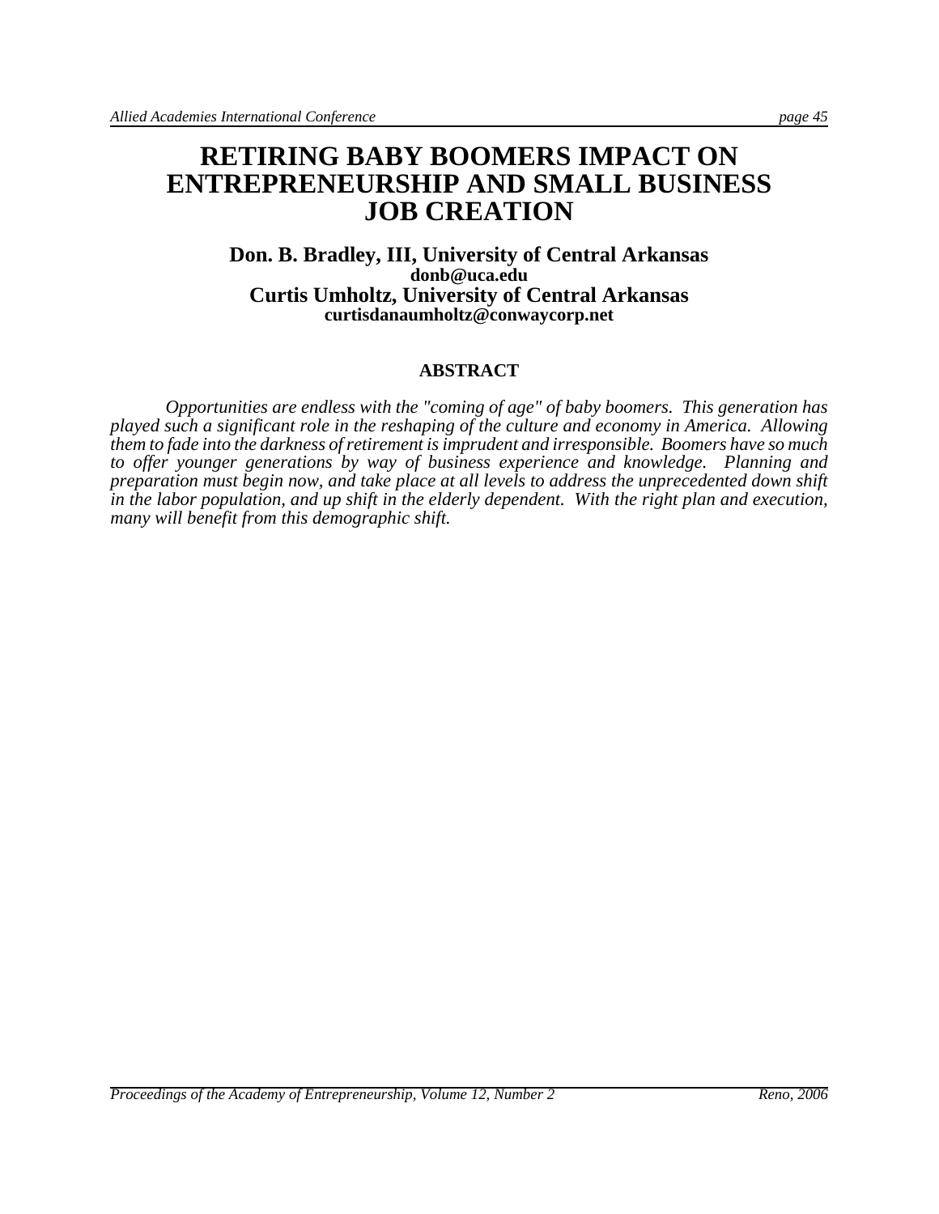# RETIRING BABY BOOMERS IMPACT ON ENTREPRENEURSHIP AND SMALL BUSINESS JOB CREATION

**Don. B. Bradley, III, University of Central Arkansas**
**donb@uca.edu**
**Curtis Umholtz, University of Central Arkansas**
**curtisdanaumholtz@conwaycorp.net**

## ABSTRACT

*Opportunities are endless with the "coming of age" of baby boomers. This generation has played such a significant role in the reshaping of the culture and economy in America. Allowing them to fade into the darkness of retirement is imprudent and irresponsible. Boomers have so much to offer younger generations by way of business experience and knowledge. Planning and preparation must begin now, and take place at all levels to address the unprecedented down shift in the labor population, and up shift in the elderly dependent. With the right plan and execution, many will benefit from this demographic shift.*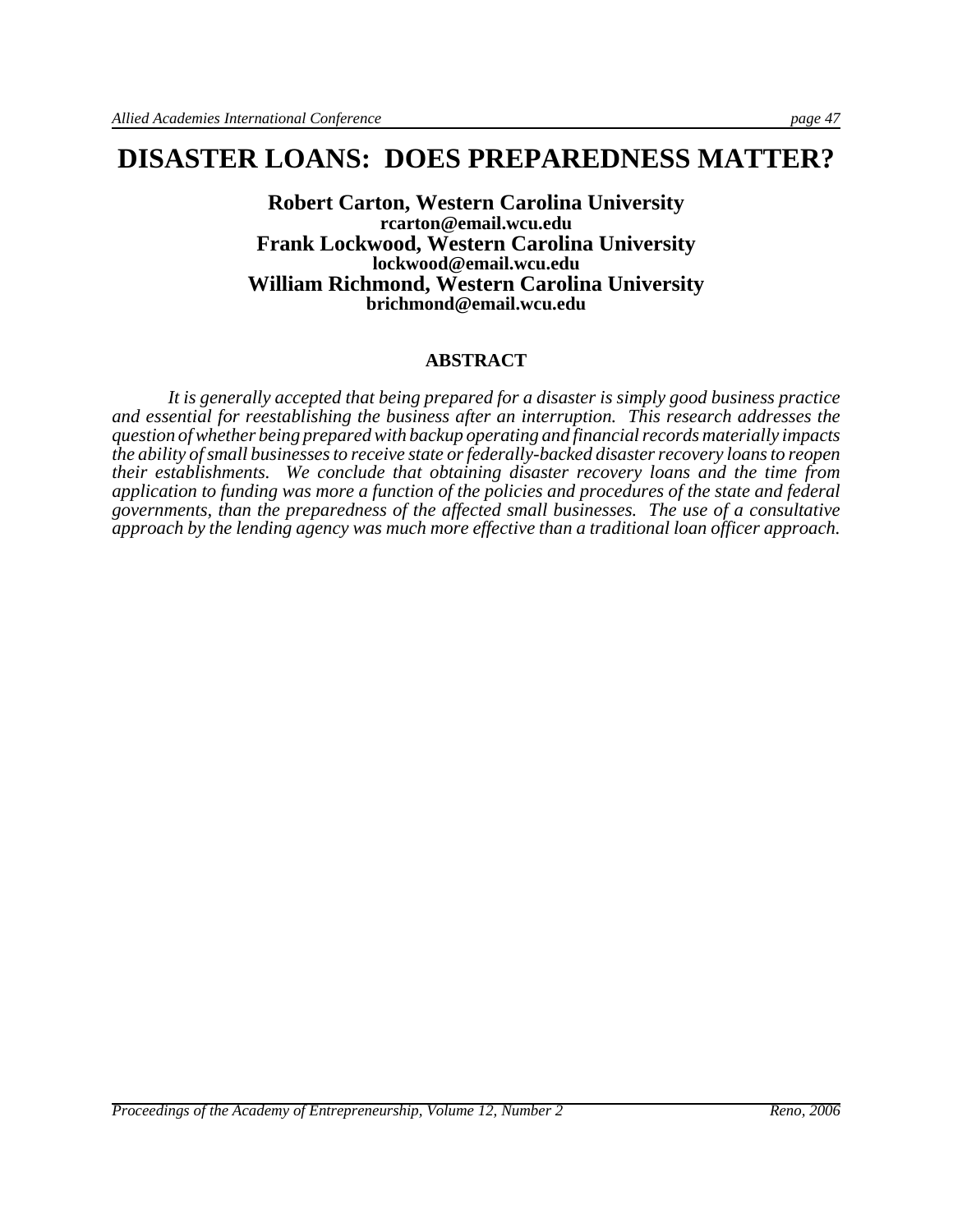# DISASTER LOANS: DOES PREPAREDNESS MATTER?

**Robert Carton, Western Carolina University**
**rcarton@email.wcu.edu**
**Frank Lockwood, Western Carolina University**
**lockwood@email.wcu.edu**
**William Richmond, Western Carolina University**
**brichmond@email.wcu.edu**

## ABSTRACT

*It is generally accepted that being prepared for a disaster is simply good business practice and essential for reestablishing the business after an interruption. This research addresses the question of whether being prepared with backup operating and financial records materially impacts the ability of small businesses to receive state or federally-backed disaster recovery loans to reopen their establishments. We conclude that obtaining disaster recovery loans and the time from application to funding was more a function of the policies and procedures of the state and federal governments, than the preparedness of the affected small businesses. The use of a consultative approach by the lending agency was much more effective than a traditional loan officer approach.*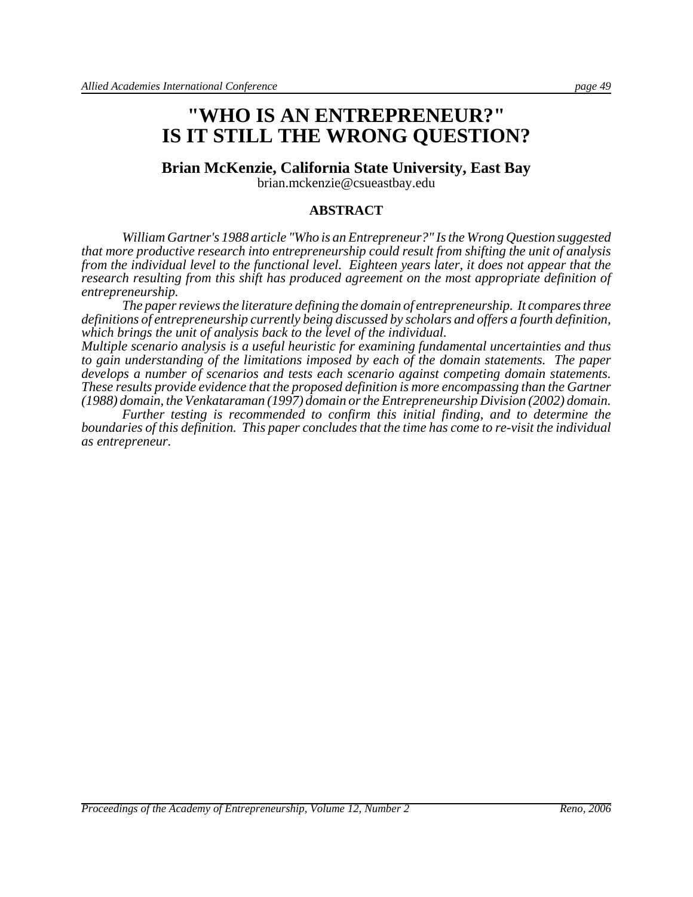# "WHO IS AN ENTREPRENEUR?" IS IT STILL THE WRONG QUESTION?

**Brian McKenzie, California State University, East Bay**

brian.mckenzie@csueastbay.edu

## ABSTRACT

*William Gartner's 1988 article "Who is an Entrepreneur?" Is the Wrong Question suggested that more productive research into entrepreneurship could result from shifting the unit of analysis from the individual level to the functional level. Eighteen years later, it does not appear that the research resulting from this shift has produced agreement on the most appropriate definition of entrepreneurship.*

*The paper reviews the literature defining the domain of entrepreneurship. It compares three definitions of entrepreneurship currently being discussed by scholars and offers a fourth definition, which brings the unit of analysis back to the level of the individual.*

*Multiple scenario analysis is a useful heuristic for examining fundamental uncertainties and thus to gain understanding of the limitations imposed by each of the domain statements. The paper develops a number of scenarios and tests each scenario against competing domain statements. These results provide evidence that the proposed definition is more encompassing than the Gartner (1988) domain, the Venkataraman (1997) domain or the Entrepreneurship Division (2002) domain.*

*Further testing is recommended to confirm this initial finding, and to determine the boundaries of this definition. This paper concludes that the time has come to re-visit the individual as entrepreneur.*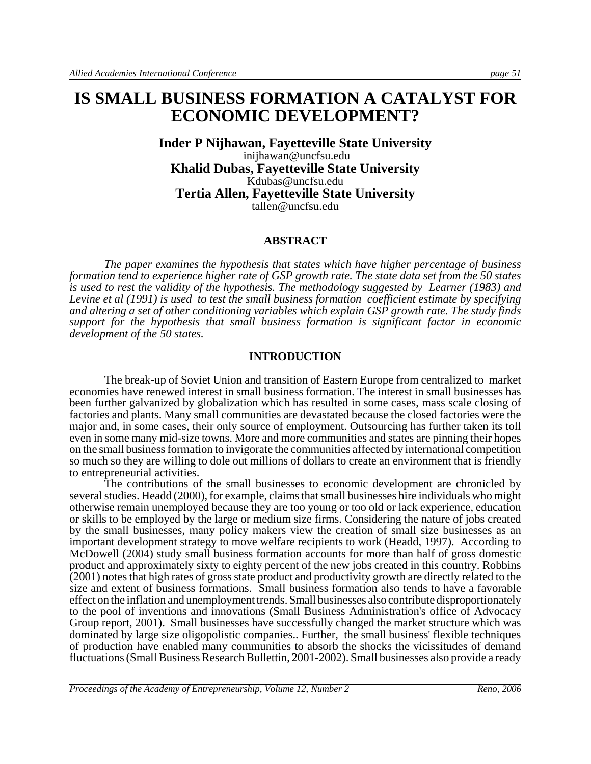# IS SMALL BUSINESS FORMATION A CATALYST FOR ECONOMIC DEVELOPMENT?

**Inder P Nijhawan, Fayetteville State University**
inijhawan@uncfsu.edu
**Khalid Dubas, Fayetteville State University**
Kdubas@uncfsu.edu
**Tertia Allen, Fayetteville State University**
tallen@uncfsu.edu

## ABSTRACT

*The paper examines the hypothesis that states which have higher percentage of business formation tend to experience higher rate of GSP growth rate. The state data set from the 50 states is used to rest the validity of the hypothesis. The methodology suggested by Learner (1983) and Levine et al (1991) is used to test the small business formation coefficient estimate by specifying and altering a set of other conditioning variables which explain GSP growth rate. The study finds support for the hypothesis that small business formation is significant factor in economic development of the 50 states.*

## INTRODUCTION

The break-up of Soviet Union and transition of Eastern Europe from centralized to market economies have renewed interest in small business formation. The interest in small businesses has been further galvanized by globalization which has resulted in some cases, mass scale closing of factories and plants. Many small communities are devastated because the closed factories were the major and, in some cases, their only source of employment. Outsourcing has further taken its toll even in some many mid-size towns. More and more communities and states are pinning their hopes on the small business formation to invigorate the communities affected by international competition so much so they are willing to dole out millions of dollars to create an environment that is friendly to entrepreneurial activities.

The contributions of the small businesses to economic development are chronicled by several studies. Headd (2000), for example, claims that small businesses hire individuals who might otherwise remain unemployed because they are too young or too old or lack experience, education or skills to be employed by the large or medium size firms. Considering the nature of jobs created by the small businesses, many policy makers view the creation of small size businesses as an important development strategy to move welfare recipients to work (Headd, 1997). According to McDowell (2004) study small business formation accounts for more than half of gross domestic product and approximately sixty to eighty percent of the new jobs created in this country. Robbins (2001) notes that high rates of gross state product and productivity growth are directly related to the size and extent of business formations. Small business formation also tends to have a favorable effect on the inflation and unemployment trends. Small businesses also contribute disproportionately to the pool of inventions and innovations (Small Business Administration's office of Advocacy Group report, 2001). Small businesses have successfully changed the market structure which was dominated by large size oligopolistic companies.. Further, the small business' flexible techniques of production have enabled many communities to absorb the shocks the vicissitudes of demand fluctuations (Small Business Research Bullettin, 2001-2002). Small businesses also provide a ready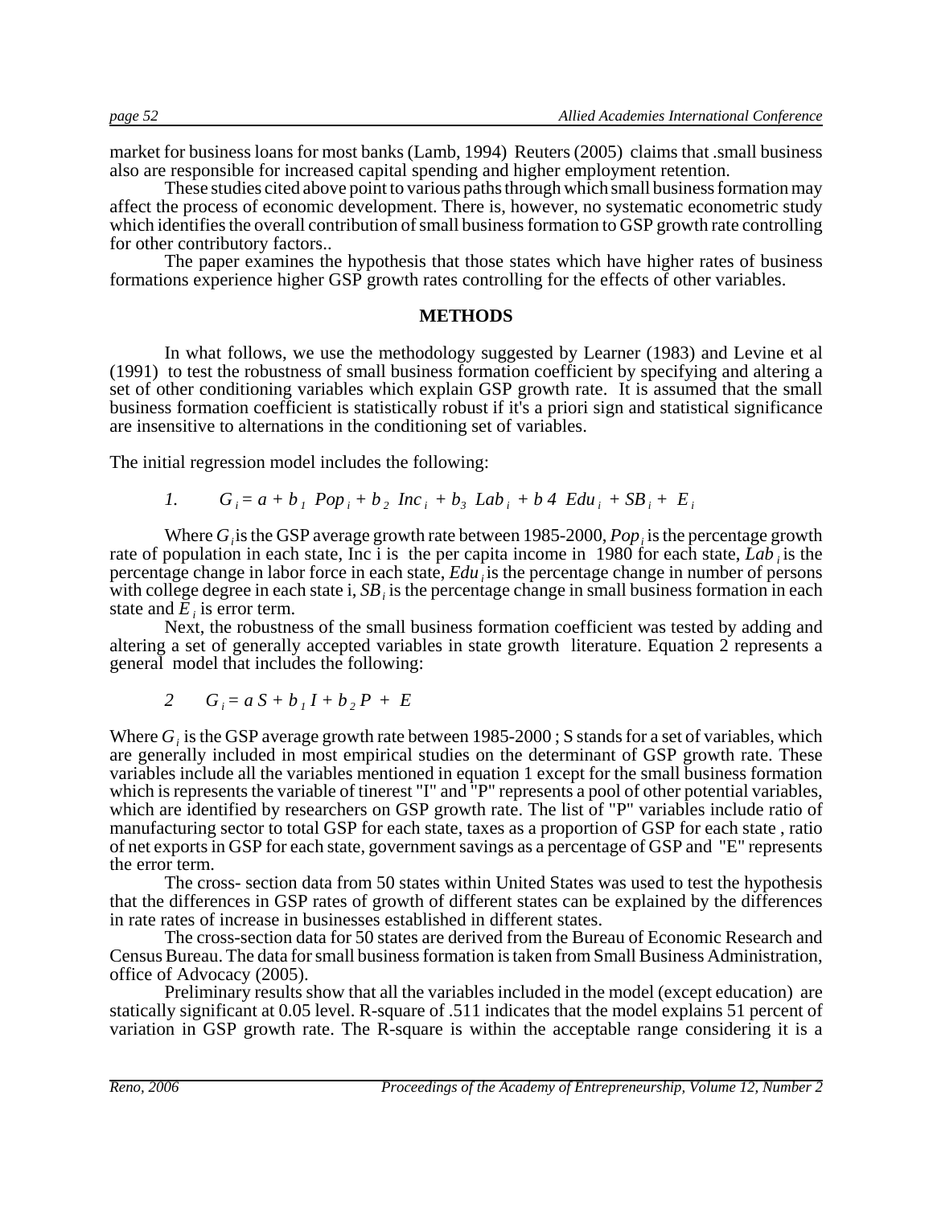market for business loans for most banks (Lamb, 1994) Reuters (2005) claims that .small business also are responsible for increased capital spending and higher employment retention.

These studies cited above point to various paths through which small business formation may affect the process of economic development. There is, however, no systematic econometric study which identifies the overall contribution of small business formation to GSP growth rate controlling for other contributory factors..

The paper examines the hypothesis that those states which have higher rates of business formations experience higher GSP growth rates controlling for the effects of other variables.

## METHODS

In what follows, we use the methodology suggested by Learner (1983) and Levine et al (1991) to test the robustness of small business formation coefficient by specifying and altering a set of other conditioning variables which explain GSP growth rate. It is assumed that the small business formation coefficient is statistically robust if it's a priori sign and statistical significance are insensitive to alternations in the conditioning set of variables.

The initial regression model includes the following:

$$1. \qquad G_i = a + b_1 \; Pop_i + b_2 \; Inc_i + b_3 \; Lab_i + b\,4 \; Edu_i + SB_i + E_i$$

Where $G_i$ is the GSP average growth rate between 1985-2000, $Pop_i$ is the percentage growth rate of population in each state, Inc i is the per capita income in 1980 for each state, $Lab_i$ is the percentage change in labor force in each state, $Edu_i$ is the percentage change in number of persons with college degree in each state i, $SB_i$ is the percentage change in small business formation in each state and $E_i$ is error term.

Next, the robustness of the small business formation coefficient was tested by adding and altering a set of generally accepted variables in state growth literature. Equation 2 represents a general model that includes the following:

$$2 \qquad G_i = a\,S + b_1\,I + b_2\,P + E$$

Where $G_i$ is the GSP average growth rate between 1985-2000 ; S stands for a set of variables, which are generally included in most empirical studies on the determinant of GSP growth rate. These variables include all the variables mentioned in equation 1 except for the small business formation which is represents the variable of tinerest "I" and "P" represents a pool of other potential variables, which are identified by researchers on GSP growth rate. The list of "P" variables include ratio of manufacturing sector to total GSP for each state, taxes as a proportion of GSP for each state , ratio of net exports in GSP for each state, government savings as a percentage of GSP and "E" represents the error term.

The cross- section data from 50 states within United States was used to test the hypothesis that the differences in GSP rates of growth of different states can be explained by the differences in rate rates of increase in businesses established in different states.

The cross-section data for 50 states are derived from the Bureau of Economic Research and Census Bureau. The data for small business formation is taken from Small Business Administration, office of Advocacy (2005).

Preliminary results show that all the variables included in the model (except education) are statically significant at 0.05 level. R-square of .511 indicates that the model explains 51 percent of variation in GSP growth rate. The R-square is within the acceptable range considering it is a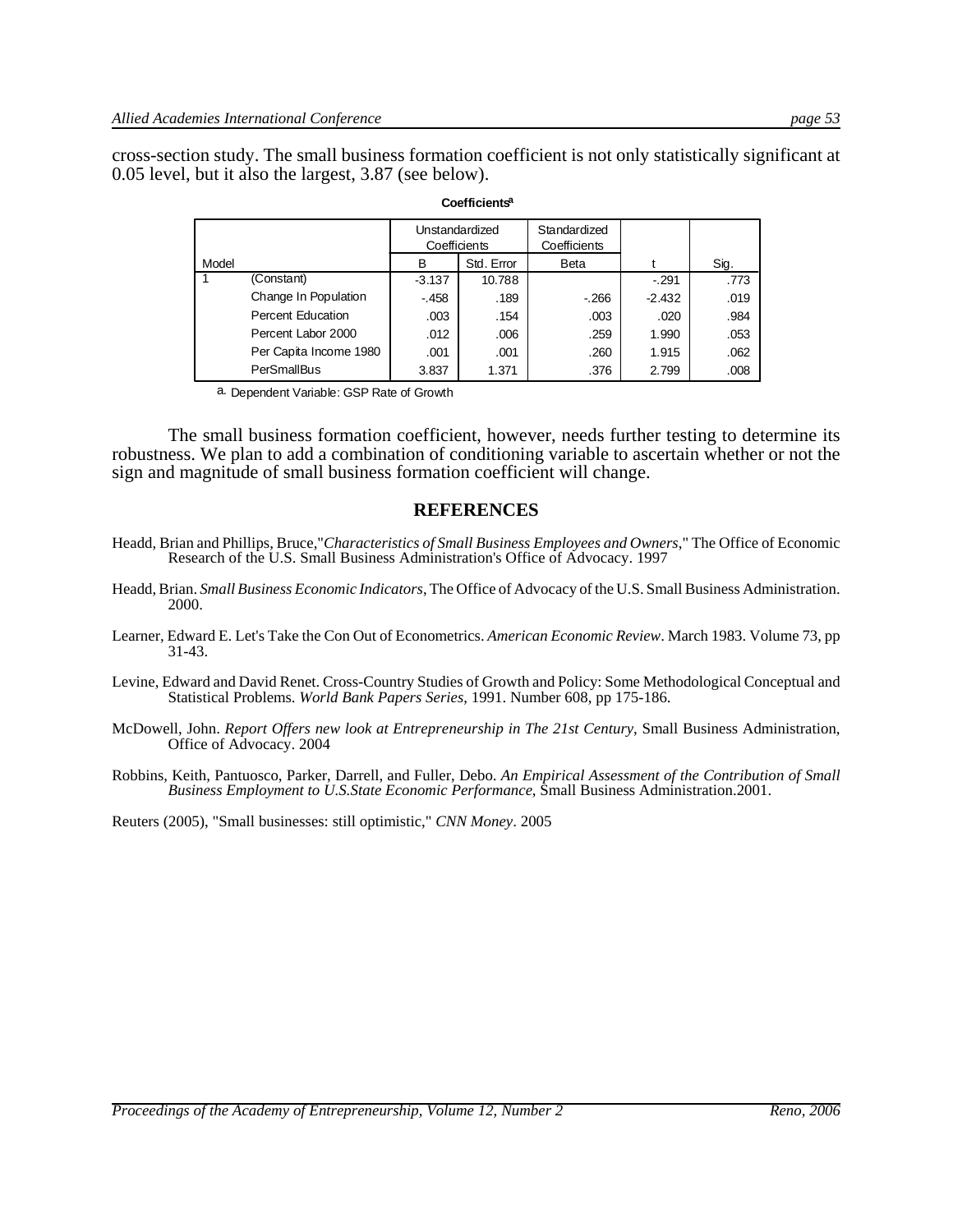cross-section study. The small business formation coefficient is not only statistically significant at 0.05 level, but it also the largest, 3.87 (see below).

**Coefficients[a]**

| Model | | Unstandardized Coefficients | | Standardized Coefficients | t | Sig. |
|---|---|---|---|---|---|---|
| | | B | Std. Error | Beta | | |
| 1 | (Constant) | -3.137 | 10.788 | | -.291 | .773 |
| | Change In Population | -.458 | .189 | -.266 | -2.432 | .019 |
| | Percent Education | .003 | .154 | .003 | .020 | .984 |
| | Percent Labor 2000 | .012 | .006 | .259 | 1.990 | .053 |
| | Per Capita Income 1980 | .001 | .001 | .260 | 1.915 | .062 |
| | PerSmallBus | 3.837 | 1.371 | .376 | 2.799 | .008 |

a. Dependent Variable: GSP Rate of Growth

The small business formation coefficient, however, needs further testing to determine its robustness. We plan to add a combination of conditioning variable to ascertain whether or not the sign and magnitude of small business formation coefficient will change.

## REFERENCES

Headd, Brian and Phillips, Bruce,"*Characteristics of Small Business Employees and Owners*," The Office of Economic Research of the U.S. Small Business Administration's Office of Advocacy. 1997

Headd, Brian. *Small Business Economic Indicators*, The Office of Advocacy of the U.S. Small Business Administration. 2000.

Learner, Edward E. Let's Take the Con Out of Econometrics. *American Economic Review*. March 1983. Volume 73, pp 31-43.

Levine, Edward and David Renet. Cross-Country Studies of Growth and Policy: Some Methodological Conceptual and Statistical Problems. *World Bank Papers Series*, 1991. Number 608, pp 175-186.

McDowell, John. *Report Offers new look at Entrepreneurship in The 21st Century*, Small Business Administration, Office of Advocacy. 2004

Robbins, Keith, Pantuosco, Parker, Darrell, and Fuller, Debo. *An Empirical Assessment of the Contribution of Small Business Employment to U.S.State Economic Performance*, Small Business Administration.2001.

Reuters (2005), "Small businesses: still optimistic," *CNN Money*. 2005